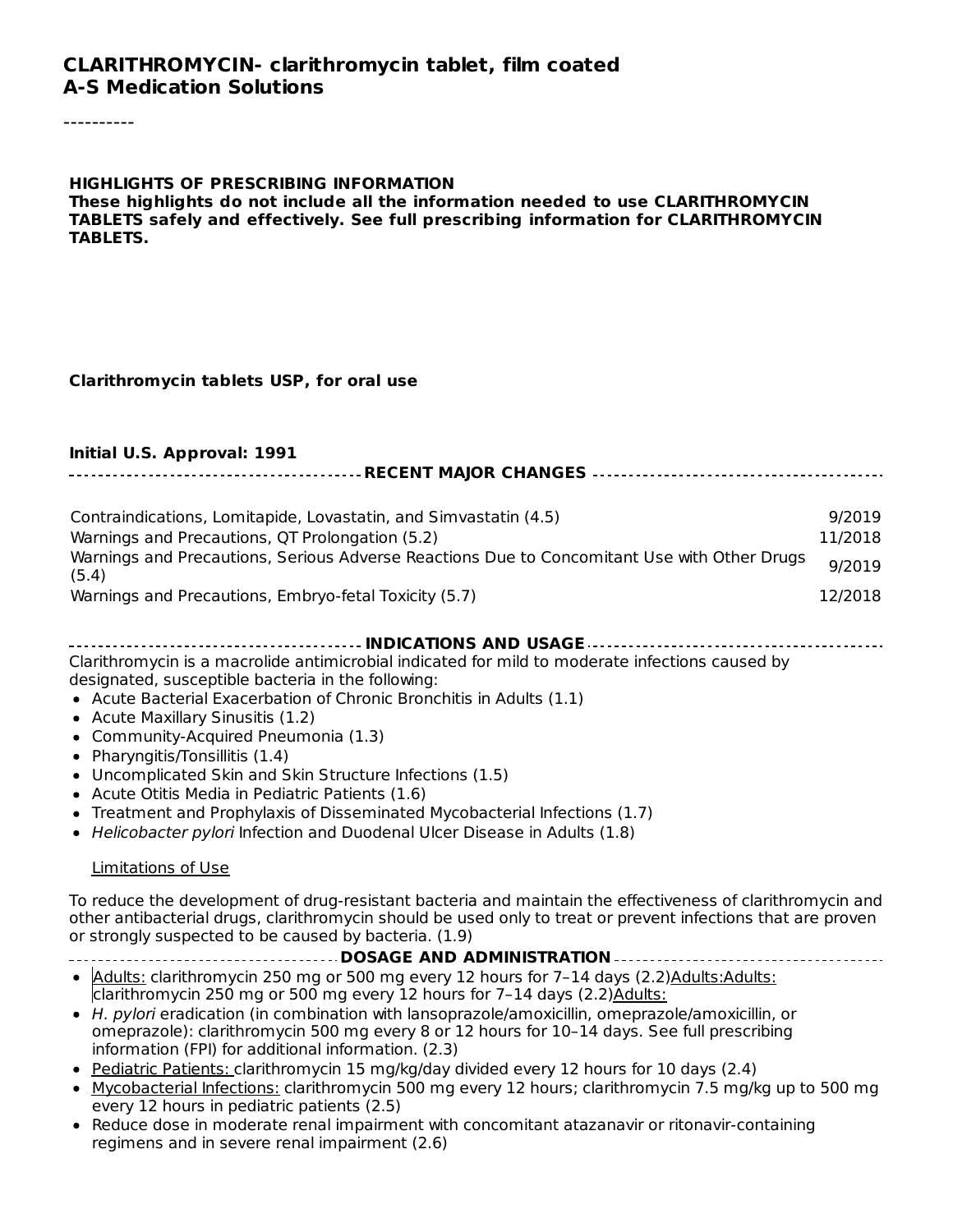# CLARITHROMYCIN- clarithromycin tablet, film coated
## A-S Medication Solutions

----------

**HIGHLIGHTS OF PRESCRIBING INFORMATION**
**These highlights do not include all the information needed to use CLARITHROMYCIN TABLETS safely and effectively. See full prescribing information for CLARITHROMYCIN TABLETS.**

**Clarithromycin tablets USP, for oral use**

**Initial U.S. Approval: 1991**

**RECENT MAJOR CHANGES**

| | |
|---|---|
| Contraindications, Lomitapide, Lovastatin, and Simvastatin (4.5) | 9/2019 |
| Warnings and Precautions, QT Prolongation (5.2) | 11/2018 |
| Warnings and Precautions, Serious Adverse Reactions Due to Concomitant Use with Other Drugs (5.4) | 9/2019 |
| Warnings and Precautions, Embryo-fetal Toxicity (5.7) | 12/2018 |

**INDICATIONS AND USAGE**

Clarithromycin is a macrolide antimicrobial indicated for mild to moderate infections caused by designated, susceptible bacteria in the following:

- Acute Bacterial Exacerbation of Chronic Bronchitis in Adults (1.1)
- Acute Maxillary Sinusitis (1.2)
- Community-Acquired Pneumonia (1.3)
- Pharyngitis/Tonsillitis (1.4)
- Uncomplicated Skin and Skin Structure Infections (1.5)
- Acute Otitis Media in Pediatric Patients (1.6)
- Treatment and Prophylaxis of Disseminated Mycobacterial Infections (1.7)
- *Helicobacter pylori* Infection and Duodenal Ulcer Disease in Adults (1.8)

Limitations of Use

To reduce the development of drug-resistant bacteria and maintain the effectiveness of clarithromycin and other antibacterial drugs, clarithromycin should be used only to treat or prevent infections that are proven or strongly suspected to be caused by bacteria. (1.9)

**DOSAGE AND ADMINISTRATION**

- Adults: clarithromycin 250 mg or 500 mg every 12 hours for 7–14 days (2.2)Adults:Adults: clarithromycin 250 mg or 500 mg every 12 hours for 7–14 days (2.2)Adults:
- *H. pylori* eradication (in combination with lansoprazole/amoxicillin, omeprazole/amoxicillin, or omeprazole): clarithromycin 500 mg every 8 or 12 hours for 10–14 days. See full prescribing information (FPI) for additional information. (2.3)
- Pediatric Patients: clarithromycin 15 mg/kg/day divided every 12 hours for 10 days (2.4)
- Mycobacterial Infections: clarithromycin 500 mg every 12 hours; clarithromycin 7.5 mg/kg up to 500 mg every 12 hours in pediatric patients (2.5)
- Reduce dose in moderate renal impairment with concomitant atazanavir or ritonavir-containing regimens and in severe renal impairment (2.6)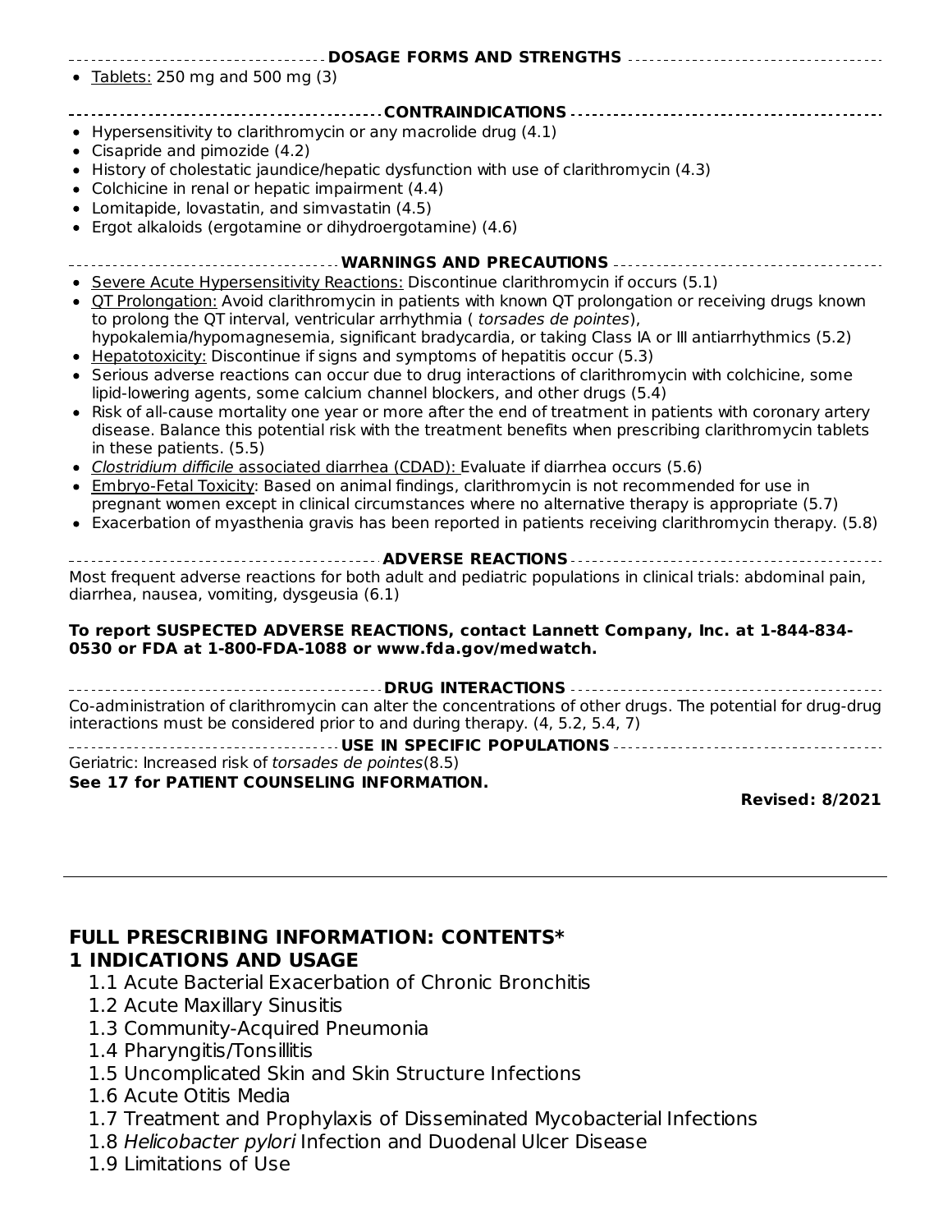## DOSAGE FORMS AND STRENGTHS

- Tablets: 250 mg and 500 mg (3)

## CONTRAINDICATIONS

- Hypersensitivity to clarithromycin or any macrolide drug (4.1)
- Cisapride and pimozide (4.2)
- History of cholestatic jaundice/hepatic dysfunction with use of clarithromycin (4.3)
- Colchicine in renal or hepatic impairment (4.4)
- Lomitapide, lovastatin, and simvastatin (4.5)
- Ergot alkaloids (ergotamine or dihydroergotamine) (4.6)

## WARNINGS AND PRECAUTIONS

- Severe Acute Hypersensitivity Reactions: Discontinue clarithromycin if occurs (5.1)
- QT Prolongation: Avoid clarithromycin in patients with known QT prolongation or receiving drugs known to prolong the QT interval, ventricular arrhythmia ( *torsades de pointes*), hypokalemia/hypomagnesemia, significant bradycardia, or taking Class IA or III antiarrhythmics (5.2)
- Hepatotoxicity: Discontinue if signs and symptoms of hepatitis occur (5.3)
- Serious adverse reactions can occur due to drug interactions of clarithromycin with colchicine, some lipid-lowering agents, some calcium channel blockers, and other drugs (5.4)
- Risk of all-cause mortality one year or more after the end of treatment in patients with coronary artery disease. Balance this potential risk with the treatment benefits when prescribing clarithromycin tablets in these patients. (5.5)
- *Clostridium difficile* associated diarrhea (CDAD): Evaluate if diarrhea occurs (5.6)
- Embryo-Fetal Toxicity: Based on animal findings, clarithromycin is not recommended for use in pregnant women except in clinical circumstances where no alternative therapy is appropriate (5.7)
- Exacerbation of myasthenia gravis has been reported in patients receiving clarithromycin therapy. (5.8)

## ADVERSE REACTIONS

Most frequent adverse reactions for both adult and pediatric populations in clinical trials: abdominal pain, diarrhea, nausea, vomiting, dysgeusia (6.1)

**To report SUSPECTED ADVERSE REACTIONS, contact Lannett Company, Inc. at 1-844-834-0530 or FDA at 1-800-FDA-1088 or www.fda.gov/medwatch.**

## DRUG INTERACTIONS

Co-administration of clarithromycin can alter the concentrations of other drugs. The potential for drug-drug interactions must be considered prior to and during therapy. (4, 5.2, 5.4, 7)

## USE IN SPECIFIC POPULATIONS

Geriatric: Increased risk of *torsades de pointes*(8.5)

**See 17 for PATIENT COUNSELING INFORMATION.**

**Revised: 8/2021**

---

## FULL PRESCRIBING INFORMATION: CONTENTS*

### 1 INDICATIONS AND USAGE

1.1 Acute Bacterial Exacerbation of Chronic Bronchitis
1.2 Acute Maxillary Sinusitis
1.3 Community-Acquired Pneumonia
1.4 Pharyngitis/Tonsillitis
1.5 Uncomplicated Skin and Skin Structure Infections
1.6 Acute Otitis Media
1.7 Treatment and Prophylaxis of Disseminated Mycobacterial Infections
1.8 *Helicobacter pylori* Infection and Duodenal Ulcer Disease
1.9 Limitations of Use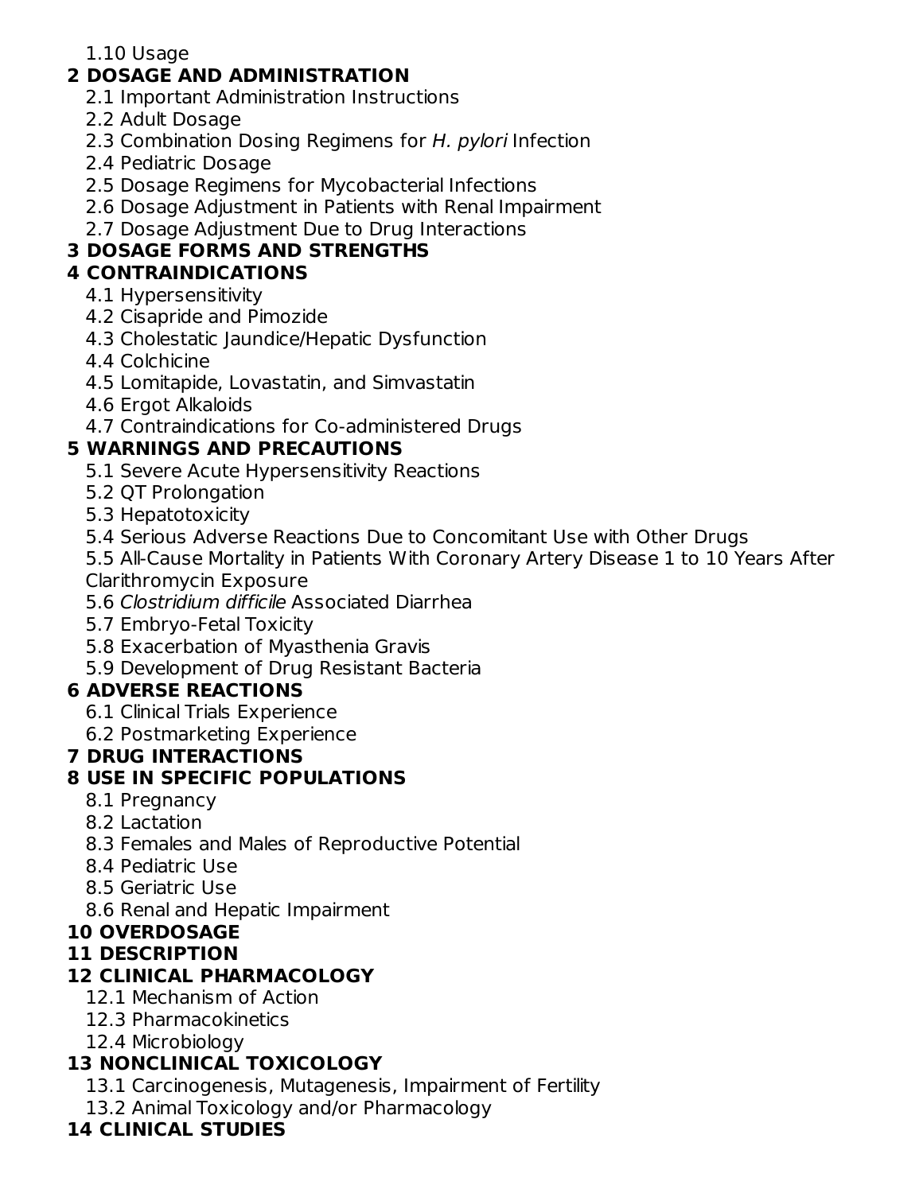1.10 Usage

**2 DOSAGE AND ADMINISTRATION**

2.1 Important Administration Instructions
2.2 Adult Dosage
2.3 Combination Dosing Regimens for *H. pylori* Infection
2.4 Pediatric Dosage
2.5 Dosage Regimens for Mycobacterial Infections
2.6 Dosage Adjustment in Patients with Renal Impairment
2.7 Dosage Adjustment Due to Drug Interactions

**3 DOSAGE FORMS AND STRENGTHS**

**4 CONTRAINDICATIONS**

4.1 Hypersensitivity
4.2 Cisapride and Pimozide
4.3 Cholestatic Jaundice/Hepatic Dysfunction
4.4 Colchicine
4.5 Lomitapide, Lovastatin, and Simvastatin
4.6 Ergot Alkaloids
4.7 Contraindications for Co-administered Drugs

**5 WARNINGS AND PRECAUTIONS**

5.1 Severe Acute Hypersensitivity Reactions
5.2 QT Prolongation
5.3 Hepatotoxicity
5.4 Serious Adverse Reactions Due to Concomitant Use with Other Drugs
5.5 All-Cause Mortality in Patients With Coronary Artery Disease 1 to 10 Years After Clarithromycin Exposure
5.6 *Clostridium difficile* Associated Diarrhea
5.7 Embryo-Fetal Toxicity
5.8 Exacerbation of Myasthenia Gravis
5.9 Development of Drug Resistant Bacteria

**6 ADVERSE REACTIONS**

6.1 Clinical Trials Experience
6.2 Postmarketing Experience

**7 DRUG INTERACTIONS**

**8 USE IN SPECIFIC POPULATIONS**

8.1 Pregnancy
8.2 Lactation
8.3 Females and Males of Reproductive Potential
8.4 Pediatric Use
8.5 Geriatric Use
8.6 Renal and Hepatic Impairment

**10 OVERDOSAGE**

**11 DESCRIPTION**

**12 CLINICAL PHARMACOLOGY**

12.1 Mechanism of Action
12.3 Pharmacokinetics
12.4 Microbiology

**13 NONCLINICAL TOXICOLOGY**

13.1 Carcinogenesis, Mutagenesis, Impairment of Fertility
13.2 Animal Toxicology and/or Pharmacology

**14 CLINICAL STUDIES**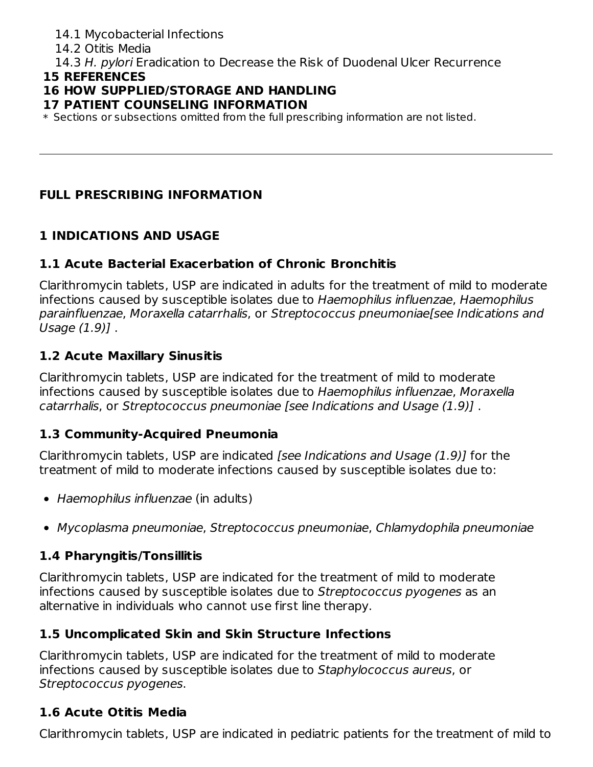14.1 Mycobacterial Infections

14.2 Otitis Media

14.3 *H. pylori* Eradication to Decrease the Risk of Duodenal Ulcer Recurrence

**15 REFERENCES**

**16 HOW SUPPLIED/STORAGE AND HANDLING**

**17 PATIENT COUNSELING INFORMATION**

* Sections or subsections omitted from the full prescribing information are not listed.

---

## FULL PRESCRIBING INFORMATION

## 1 INDICATIONS AND USAGE

### 1.1 Acute Bacterial Exacerbation of Chronic Bronchitis

Clarithromycin tablets, USP are indicated in adults for the treatment of mild to moderate infections caused by susceptible isolates due to *Haemophilus influenzae*, *Haemophilus parainfluenzae*, *Moraxella catarrhalis*, or *Streptococcus pneumoniae[see Indications and Usage (1.9)]* .

### 1.2 Acute Maxillary Sinusitis

Clarithromycin tablets, USP are indicated for the treatment of mild to moderate infections caused by susceptible isolates due to *Haemophilus influenzae*, *Moraxella catarrhalis*, or *Streptococcus pneumoniae [see Indications and Usage (1.9)]* .

### 1.3 Community-Acquired Pneumonia

Clarithromycin tablets, USP are indicated *[see Indications and Usage (1.9)]* for the treatment of mild to moderate infections caused by susceptible isolates due to:

- *Haemophilus influenzae* (in adults)
- *Mycoplasma pneumoniae*, *Streptococcus pneumoniae*, *Chlamydophila pneumoniae*

### 1.4 Pharyngitis/Tonsillitis

Clarithromycin tablets, USP are indicated for the treatment of mild to moderate infections caused by susceptible isolates due to *Streptococcus pyogenes* as an alternative in individuals who cannot use first line therapy.

### 1.5 Uncomplicated Skin and Skin Structure Infections

Clarithromycin tablets, USP are indicated for the treatment of mild to moderate infections caused by susceptible isolates due to *Staphylococcus aureus*, or *Streptococcus pyogenes*.

### 1.6 Acute Otitis Media

Clarithromycin tablets, USP are indicated in pediatric patients for the treatment of mild to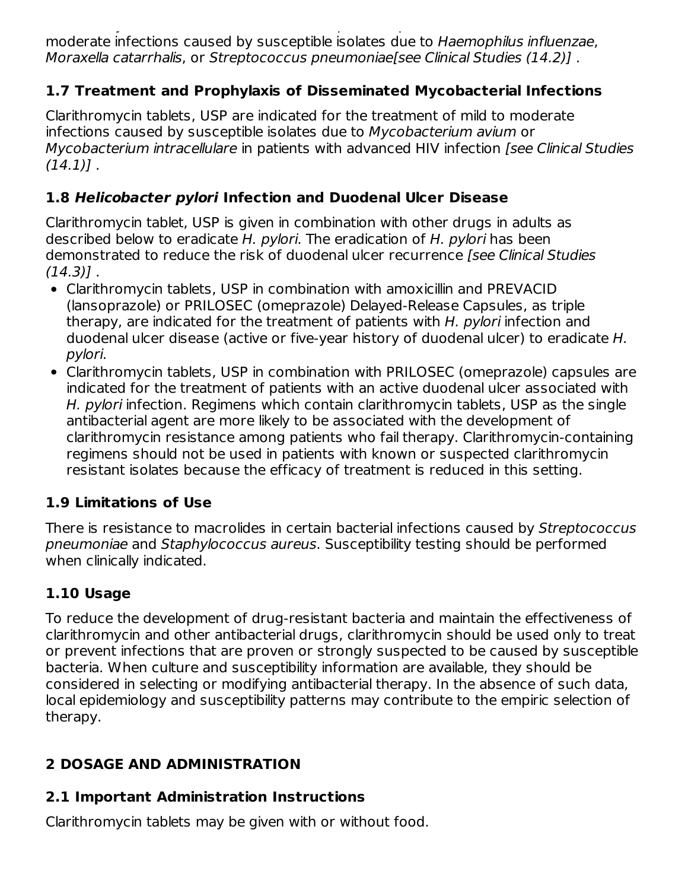moderate infections caused by susceptible isolates due to *Haemophilus influenzae*, *Moraxella catarrhalis*, or *Streptococcus pneumoniae[see Clinical Studies (14.2)]* .

### 1.7 Treatment and Prophylaxis of Disseminated Mycobacterial Infections

Clarithromycin tablets, USP are indicated for the treatment of mild to moderate infections caused by susceptible isolates due to *Mycobacterium avium* or *Mycobacterium intracellulare* in patients with advanced HIV infection *[see Clinical Studies (14.1)]* .

### 1.8 *Helicobacter pylori* Infection and Duodenal Ulcer Disease

Clarithromycin tablet, USP is given in combination with other drugs in adults as described below to eradicate *H. pylori*. The eradication of *H. pylori* has been demonstrated to reduce the risk of duodenal ulcer recurrence *[see Clinical Studies (14.3)]* .

- Clarithromycin tablets, USP in combination with amoxicillin and PREVACID (lansoprazole) or PRILOSEC (omeprazole) Delayed-Release Capsules, as triple therapy, are indicated for the treatment of patients with *H. pylori* infection and duodenal ulcer disease (active or five-year history of duodenal ulcer) to eradicate *H. pylori*.
- Clarithromycin tablets, USP in combination with PRILOSEC (omeprazole) capsules are indicated for the treatment of patients with an active duodenal ulcer associated with *H. pylori* infection. Regimens which contain clarithromycin tablets, USP as the single antibacterial agent are more likely to be associated with the development of clarithromycin resistance among patients who fail therapy. Clarithromycin-containing regimens should not be used in patients with known or suspected clarithromycin resistant isolates because the efficacy of treatment is reduced in this setting.

### 1.9 Limitations of Use

There is resistance to macrolides in certain bacterial infections caused by *Streptococcus pneumoniae* and *Staphylococcus aureus*. Susceptibility testing should be performed when clinically indicated.

### 1.10 Usage

To reduce the development of drug-resistant bacteria and maintain the effectiveness of clarithromycin and other antibacterial drugs, clarithromycin should be used only to treat or prevent infections that are proven or strongly suspected to be caused by susceptible bacteria. When culture and susceptibility information are available, they should be considered in selecting or modifying antibacterial therapy. In the absence of such data, local epidemiology and susceptibility patterns may contribute to the empiric selection of therapy.

## 2 DOSAGE AND ADMINISTRATION

### 2.1 Important Administration Instructions

Clarithromycin tablets may be given with or without food.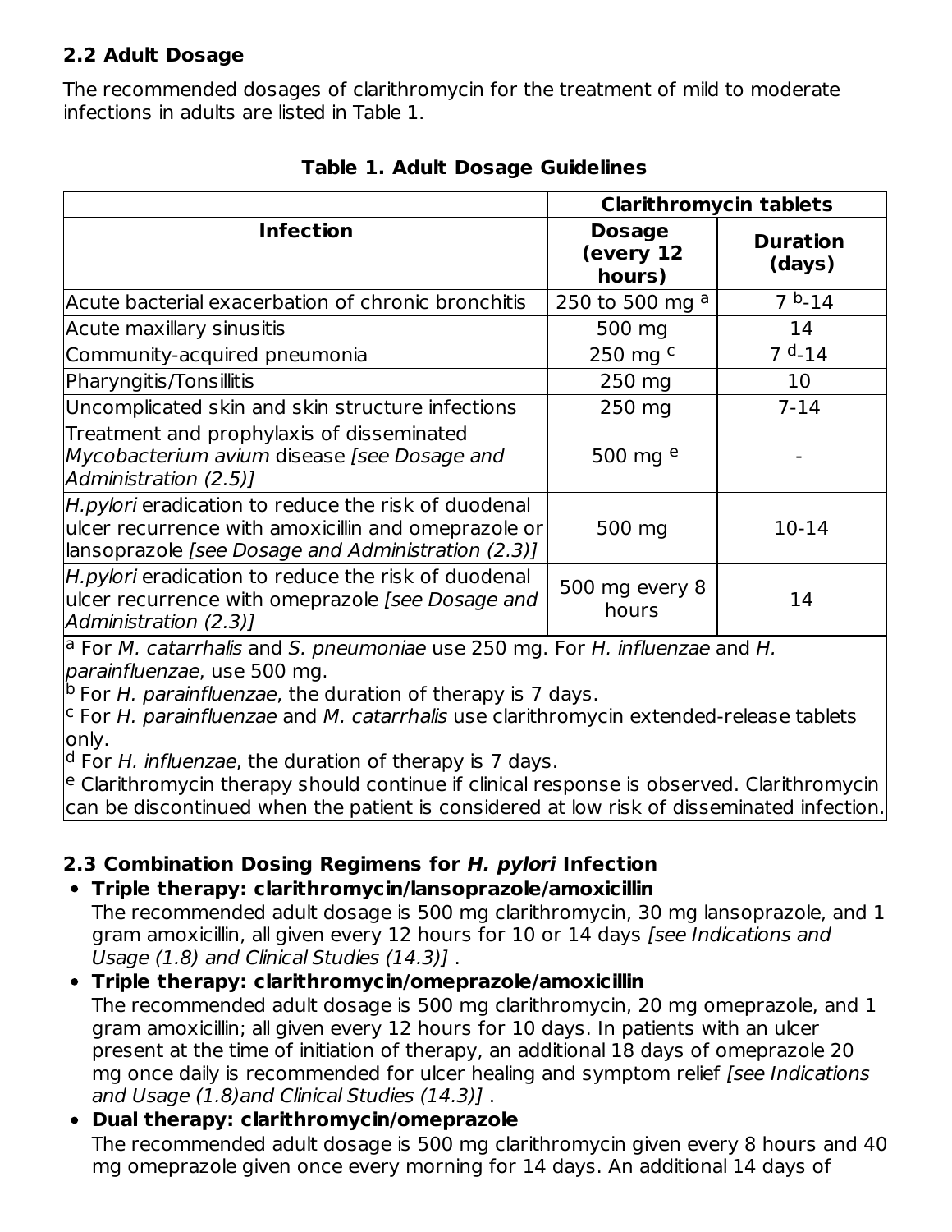## 2.2 Adult Dosage

The recommended dosages of clarithromycin for the treatment of mild to moderate infections in adults are listed in Table 1.

**Table 1. Adult Dosage Guidelines**

| | Clarithromycin tablets | |
|---|---|---|
| **Infection** | **Dosage (every 12 hours)** | **Duration (days)** |
| Acute bacterial exacerbation of chronic bronchitis | 250 to 500 mg [a] | 7 [b]-14 |
| Acute maxillary sinusitis | 500 mg | 14 |
| Community-acquired pneumonia | 250 mg [c] | 7 [d]-14 |
| Pharyngitis/Tonsillitis | 250 mg | 10 |
| Uncomplicated skin and skin structure infections | 250 mg | 7-14 |
| Treatment and prophylaxis of disseminated *Mycobacterium avium* disease *[see Dosage and Administration (2.5)]* | 500 mg [e] | - |
| *H.pylori* eradication to reduce the risk of duodenal ulcer recurrence with amoxicillin and omeprazole or lansoprazole *[see Dosage and Administration (2.3)]* | 500 mg | 10-14 |
| *H.pylori* eradication to reduce the risk of duodenal ulcer recurrence with omeprazole *[see Dosage and Administration (2.3)]* | 500 mg every 8 hours | 14 |

[a] For *M. catarrhalis* and *S. pneumoniae* use 250 mg. For *H. influenzae* and *H. parainfluenzae*, use 500 mg.
[b] For *H. parainfluenzae*, the duration of therapy is 7 days.
[c] For *H. parainfluenzae* and *M. catarrhalis* use clarithromycin extended-release tablets only.
[d] For *H. influenzae*, the duration of therapy is 7 days.
[e] Clarithromycin therapy should continue if clinical response is observed. Clarithromycin can be discontinued when the patient is considered at low risk of disseminated infection.

## 2.3 Combination Dosing Regimens for *H. pylori* Infection

- **Triple therapy: clarithromycin/lansoprazole/amoxicillin**
  The recommended adult dosage is 500 mg clarithromycin, 30 mg lansoprazole, and 1 gram amoxicillin, all given every 12 hours for 10 or 14 days *[see Indications and Usage (1.8) and Clinical Studies (14.3)]* .
- **Triple therapy: clarithromycin/omeprazole/amoxicillin**
  The recommended adult dosage is 500 mg clarithromycin, 20 mg omeprazole, and 1 gram amoxicillin; all given every 12 hours for 10 days. In patients with an ulcer present at the time of initiation of therapy, an additional 18 days of omeprazole 20 mg once daily is recommended for ulcer healing and symptom relief *[see Indications and Usage (1.8)and Clinical Studies (14.3)]* .
- **Dual therapy: clarithromycin/omeprazole**
  The recommended adult dosage is 500 mg clarithromycin given every 8 hours and 40 mg omeprazole given once every morning for 14 days. An additional 14 days of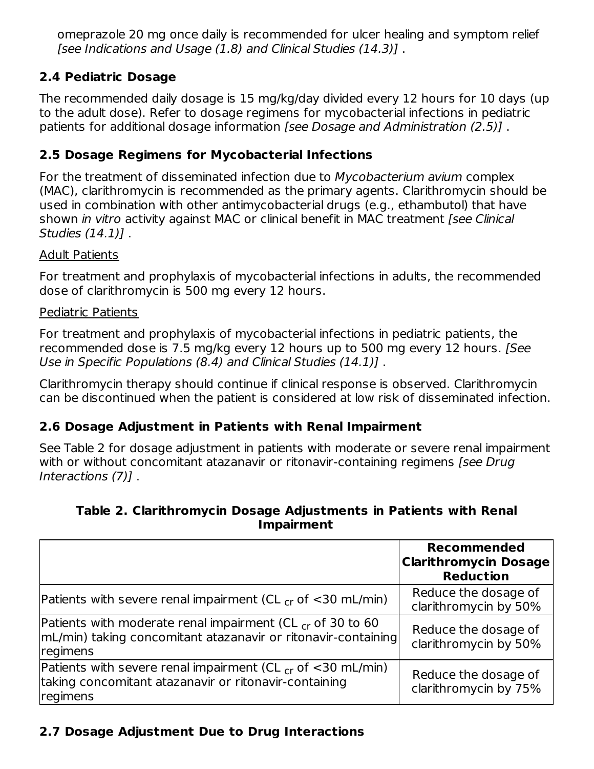omeprazole 20 mg once daily is recommended for ulcer healing and symptom relief *[see Indications and Usage (1.8) and Clinical Studies (14.3)]* .

## 2.4 Pediatric Dosage

The recommended daily dosage is 15 mg/kg/day divided every 12 hours for 10 days (up to the adult dose). Refer to dosage regimens for mycobacterial infections in pediatric patients for additional dosage information *[see Dosage and Administration (2.5)]* .

## 2.5 Dosage Regimens for Mycobacterial Infections

For the treatment of disseminated infection due to *Mycobacterium avium* complex (MAC), clarithromycin is recommended as the primary agents. Clarithromycin should be used in combination with other antimycobacterial drugs (e.g., ethambutol) that have shown *in vitro* activity against MAC or clinical benefit in MAC treatment *[see Clinical Studies (14.1)]* .

Adult Patients

For treatment and prophylaxis of mycobacterial infections in adults, the recommended dose of clarithromycin is 500 mg every 12 hours.

Pediatric Patients

For treatment and prophylaxis of mycobacterial infections in pediatric patients, the recommended dose is 7.5 mg/kg every 12 hours up to 500 mg every 12 hours. *[See Use in Specific Populations (8.4) and Clinical Studies (14.1)]* .

Clarithromycin therapy should continue if clinical response is observed. Clarithromycin can be discontinued when the patient is considered at low risk of disseminated infection.

## 2.6 Dosage Adjustment in Patients with Renal Impairment

See Table 2 for dosage adjustment in patients with moderate or severe renal impairment with or without concomitant atazanavir or ritonavir-containing regimens *[see Drug Interactions (7)]* .

**Table 2. Clarithromycin Dosage Adjustments in Patients with Renal Impairment**

| | **Recommended Clarithromycin Dosage Reduction** |
|---|---|
| Patients with severe renal impairment ($CL_{cr}$ of <30 mL/min) | Reduce the dosage of clarithromycin by 50% |
| Patients with moderate renal impairment ($CL_{cr}$ of 30 to 60 mL/min) taking concomitant atazanavir or ritonavir-containing regimens | Reduce the dosage of clarithromycin by 50% |
| Patients with severe renal impairment ($CL_{cr}$ of <30 mL/min) taking concomitant atazanavir or ritonavir-containing regimens | Reduce the dosage of clarithromycin by 75% |

## 2.7 Dosage Adjustment Due to Drug Interactions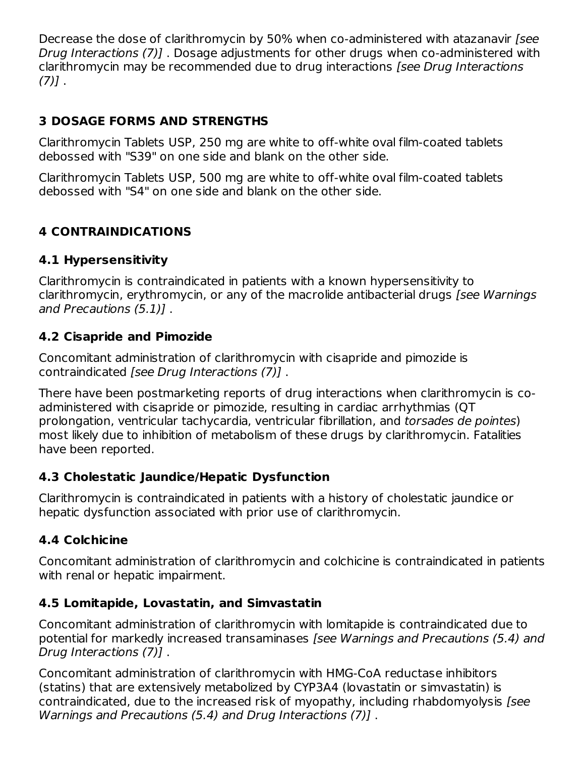Decrease the dose of clarithromycin by 50% when co-administered with atazanavir *[see Drug Interactions (7)]* . Dosage adjustments for other drugs when co-administered with clarithromycin may be recommended due to drug interactions *[see Drug Interactions (7)]* .

## 3 DOSAGE FORMS AND STRENGTHS

Clarithromycin Tablets USP, 250 mg are white to off-white oval film-coated tablets debossed with "S39" on one side and blank on the other side.

Clarithromycin Tablets USP, 500 mg are white to off-white oval film-coated tablets debossed with "S4" on one side and blank on the other side.

## 4 CONTRAINDICATIONS

### 4.1 Hypersensitivity

Clarithromycin is contraindicated in patients with a known hypersensitivity to clarithromycin, erythromycin, or any of the macrolide antibacterial drugs *[see Warnings and Precautions (5.1)]* .

### 4.2 Cisapride and Pimozide

Concomitant administration of clarithromycin with cisapride and pimozide is contraindicated *[see Drug Interactions (7)]* .

There have been postmarketing reports of drug interactions when clarithromycin is co-administered with cisapride or pimozide, resulting in cardiac arrhythmias (QT prolongation, ventricular tachycardia, ventricular fibrillation, and *torsades de pointes*) most likely due to inhibition of metabolism of these drugs by clarithromycin. Fatalities have been reported.

### 4.3 Cholestatic Jaundice/Hepatic Dysfunction

Clarithromycin is contraindicated in patients with a history of cholestatic jaundice or hepatic dysfunction associated with prior use of clarithromycin.

### 4.4 Colchicine

Concomitant administration of clarithromycin and colchicine is contraindicated in patients with renal or hepatic impairment.

### 4.5 Lomitapide, Lovastatin, and Simvastatin

Concomitant administration of clarithromycin with lomitapide is contraindicated due to potential for markedly increased transaminases *[see Warnings and Precautions (5.4) and Drug Interactions (7)]* .

Concomitant administration of clarithromycin with HMG-CoA reductase inhibitors (statins) that are extensively metabolized by CYP3A4 (lovastatin or simvastatin) is contraindicated, due to the increased risk of myopathy, including rhabdomyolysis *[see Warnings and Precautions (5.4) and Drug Interactions (7)]* .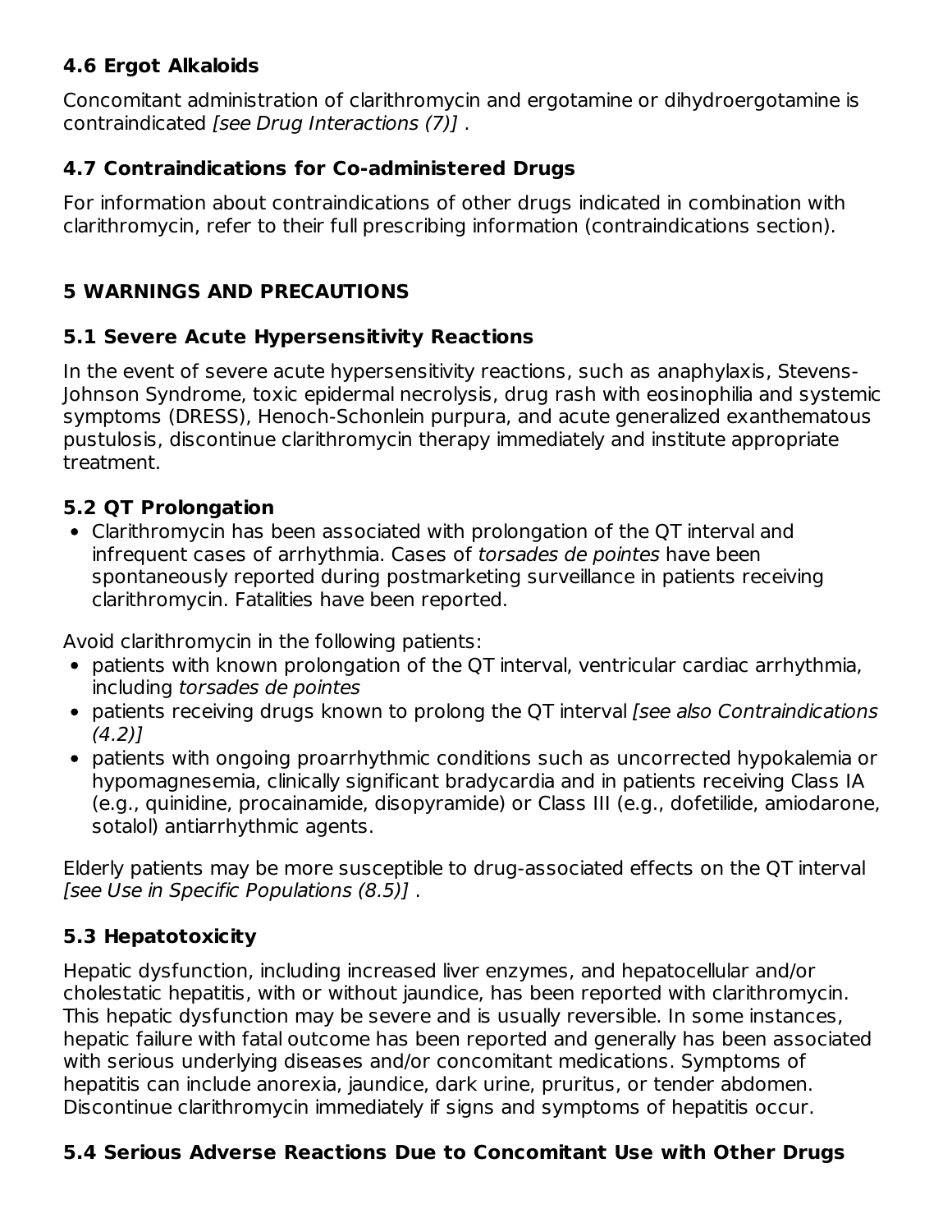### 4.6 Ergot Alkaloids

Concomitant administration of clarithromycin and ergotamine or dihydroergotamine is contraindicated *[see Drug Interactions (7)]* .

### 4.7 Contraindications for Co-administered Drugs

For information about contraindications of other drugs indicated in combination with clarithromycin, refer to their full prescribing information (contraindications section).

## 5 WARNINGS AND PRECAUTIONS

### 5.1 Severe Acute Hypersensitivity Reactions

In the event of severe acute hypersensitivity reactions, such as anaphylaxis, Stevens-Johnson Syndrome, toxic epidermal necrolysis, drug rash with eosinophilia and systemic symptoms (DRESS), Henoch-Schonlein purpura, and acute generalized exanthematous pustulosis, discontinue clarithromycin therapy immediately and institute appropriate treatment.

### 5.2 QT Prolongation

- Clarithromycin has been associated with prolongation of the QT interval and infrequent cases of arrhythmia. Cases of *torsades de pointes* have been spontaneously reported during postmarketing surveillance in patients receiving clarithromycin. Fatalities have been reported.

Avoid clarithromycin in the following patients:

- patients with known prolongation of the QT interval, ventricular cardiac arrhythmia, including *torsades de pointes*
- patients receiving drugs known to prolong the QT interval *[see also Contraindications (4.2)]*
- patients with ongoing proarrhythmic conditions such as uncorrected hypokalemia or hypomagnesemia, clinically significant bradycardia and in patients receiving Class IA (e.g., quinidine, procainamide, disopyramide) or Class III (e.g., dofetilide, amiodarone, sotalol) antiarrhythmic agents.

Elderly patients may be more susceptible to drug-associated effects on the QT interval *[see Use in Specific Populations (8.5)]* .

### 5.3 Hepatotoxicity

Hepatic dysfunction, including increased liver enzymes, and hepatocellular and/or cholestatic hepatitis, with or without jaundice, has been reported with clarithromycin. This hepatic dysfunction may be severe and is usually reversible. In some instances, hepatic failure with fatal outcome has been reported and generally has been associated with serious underlying diseases and/or concomitant medications. Symptoms of hepatitis can include anorexia, jaundice, dark urine, pruritus, or tender abdomen. Discontinue clarithromycin immediately if signs and symptoms of hepatitis occur.

### 5.4 Serious Adverse Reactions Due to Concomitant Use with Other Drugs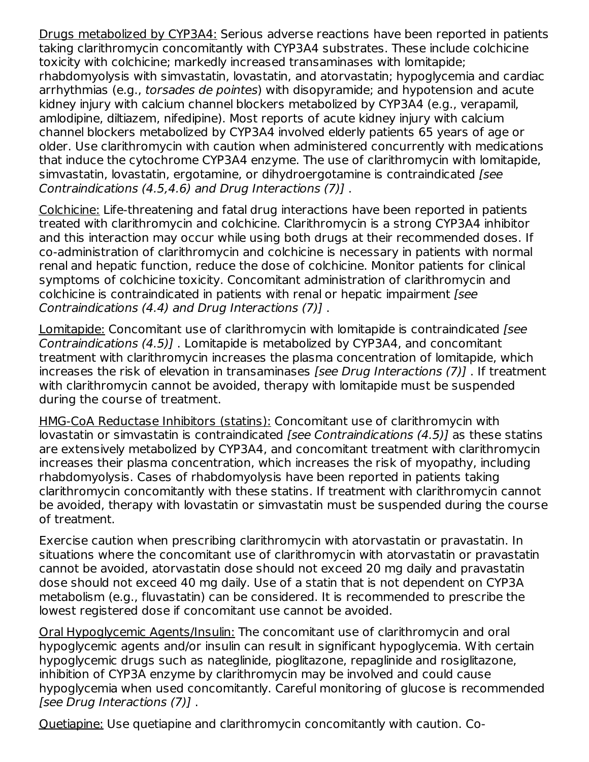Drugs metabolized by CYP3A4: Serious adverse reactions have been reported in patients taking clarithromycin concomitantly with CYP3A4 substrates. These include colchicine toxicity with colchicine; markedly increased transaminases with lomitapide; rhabdomyolysis with simvastatin, lovastatin, and atorvastatin; hypoglycemia and cardiac arrhythmias (e.g., *torsades de pointes*) with disopyramide; and hypotension and acute kidney injury with calcium channel blockers metabolized by CYP3A4 (e.g., verapamil, amlodipine, diltiazem, nifedipine). Most reports of acute kidney injury with calcium channel blockers metabolized by CYP3A4 involved elderly patients 65 years of age or older. Use clarithromycin with caution when administered concurrently with medications that induce the cytochrome CYP3A4 enzyme. The use of clarithromycin with lomitapide, simvastatin, lovastatin, ergotamine, or dihydroergotamine is contraindicated *[see Contraindications (4.5,4.6) and Drug Interactions (7)]* .

Colchicine: Life-threatening and fatal drug interactions have been reported in patients treated with clarithromycin and colchicine. Clarithromycin is a strong CYP3A4 inhibitor and this interaction may occur while using both drugs at their recommended doses. If co-administration of clarithromycin and colchicine is necessary in patients with normal renal and hepatic function, reduce the dose of colchicine. Monitor patients for clinical symptoms of colchicine toxicity. Concomitant administration of clarithromycin and colchicine is contraindicated in patients with renal or hepatic impairment *[see Contraindications (4.4) and Drug Interactions (7)]* .

Lomitapide: Concomitant use of clarithromycin with lomitapide is contraindicated *[see Contraindications (4.5)]* . Lomitapide is metabolized by CYP3A4, and concomitant treatment with clarithromycin increases the plasma concentration of lomitapide, which increases the risk of elevation in transaminases *[see Drug Interactions (7)]* . If treatment with clarithromycin cannot be avoided, therapy with lomitapide must be suspended during the course of treatment.

HMG-CoA Reductase Inhibitors (statins): Concomitant use of clarithromycin with lovastatin or simvastatin is contraindicated *[see Contraindications (4.5)]* as these statins are extensively metabolized by CYP3A4, and concomitant treatment with clarithromycin increases their plasma concentration, which increases the risk of myopathy, including rhabdomyolysis. Cases of rhabdomyolysis have been reported in patients taking clarithromycin concomitantly with these statins. If treatment with clarithromycin cannot be avoided, therapy with lovastatin or simvastatin must be suspended during the course of treatment.

Exercise caution when prescribing clarithromycin with atorvastatin or pravastatin. In situations where the concomitant use of clarithromycin with atorvastatin or pravastatin cannot be avoided, atorvastatin dose should not exceed 20 mg daily and pravastatin dose should not exceed 40 mg daily. Use of a statin that is not dependent on CYP3A metabolism (e.g., fluvastatin) can be considered. It is recommended to prescribe the lowest registered dose if concomitant use cannot be avoided.

Oral Hypoglycemic Agents/Insulin: The concomitant use of clarithromycin and oral hypoglycemic agents and/or insulin can result in significant hypoglycemia. With certain hypoglycemic drugs such as nateglinide, pioglitazone, repaglinide and rosiglitazone, inhibition of CYP3A enzyme by clarithromycin may be involved and could cause hypoglycemia when used concomitantly. Careful monitoring of glucose is recommended *[see Drug Interactions (7)]* .

Quetiapine: Use quetiapine and clarithromycin concomitantly with caution. Co-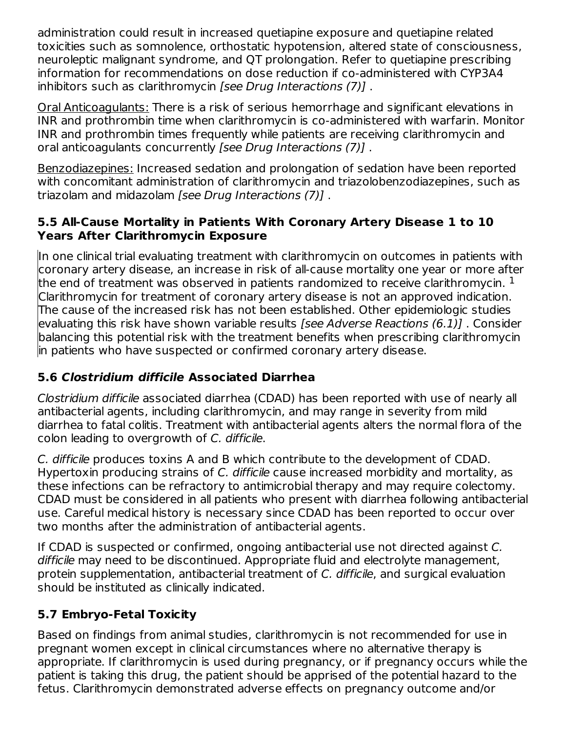administration could result in increased quetiapine exposure and quetiapine related toxicities such as somnolence, orthostatic hypotension, altered state of consciousness, neuroleptic malignant syndrome, and QT prolongation. Refer to quetiapine prescribing information for recommendations on dose reduction if co-administered with CYP3A4 inhibitors such as clarithromycin *[see Drug Interactions (7)]* .

Oral Anticoagulants: There is a risk of serious hemorrhage and significant elevations in INR and prothrombin time when clarithromycin is co-administered with warfarin. Monitor INR and prothrombin times frequently while patients are receiving clarithromycin and oral anticoagulants concurrently *[see Drug Interactions (7)]* .

Benzodiazepines: Increased sedation and prolongation of sedation have been reported with concomitant administration of clarithromycin and triazolobenzodiazepines, such as triazolam and midazolam *[see Drug Interactions (7)]* .

### 5.5 All-Cause Mortality in Patients With Coronary Artery Disease 1 to 10 Years After Clarithromycin Exposure

In one clinical trial evaluating treatment with clarithromycin on outcomes in patients with coronary artery disease, an increase in risk of all-cause mortality one year or more after the end of treatment was observed in patients randomized to receive clarithromycin. [1] Clarithromycin for treatment of coronary artery disease is not an approved indication. The cause of the increased risk has not been established. Other epidemiologic studies evaluating this risk have shown variable results *[see Adverse Reactions (6.1)]* . Consider balancing this potential risk with the treatment benefits when prescribing clarithromycin in patients who have suspected or confirmed coronary artery disease.

### 5.6 *Clostridium difficile* Associated Diarrhea

*Clostridium difficile* associated diarrhea (CDAD) has been reported with use of nearly all antibacterial agents, including clarithromycin, and may range in severity from mild diarrhea to fatal colitis. Treatment with antibacterial agents alters the normal flora of the colon leading to overgrowth of *C. difficile*.

*C. difficile* produces toxins A and B which contribute to the development of CDAD. Hypertoxin producing strains of *C. difficile* cause increased morbidity and mortality, as these infections can be refractory to antimicrobial therapy and may require colectomy. CDAD must be considered in all patients who present with diarrhea following antibacterial use. Careful medical history is necessary since CDAD has been reported to occur over two months after the administration of antibacterial agents.

If CDAD is suspected or confirmed, ongoing antibacterial use not directed against *C. difficile* may need to be discontinued. Appropriate fluid and electrolyte management, protein supplementation, antibacterial treatment of *C. difficile*, and surgical evaluation should be instituted as clinically indicated.

### 5.7 Embryo-Fetal Toxicity

Based on findings from animal studies, clarithromycin is not recommended for use in pregnant women except in clinical circumstances where no alternative therapy is appropriate. If clarithromycin is used during pregnancy, or if pregnancy occurs while the patient is taking this drug, the patient should be apprised of the potential hazard to the fetus. Clarithromycin demonstrated adverse effects on pregnancy outcome and/or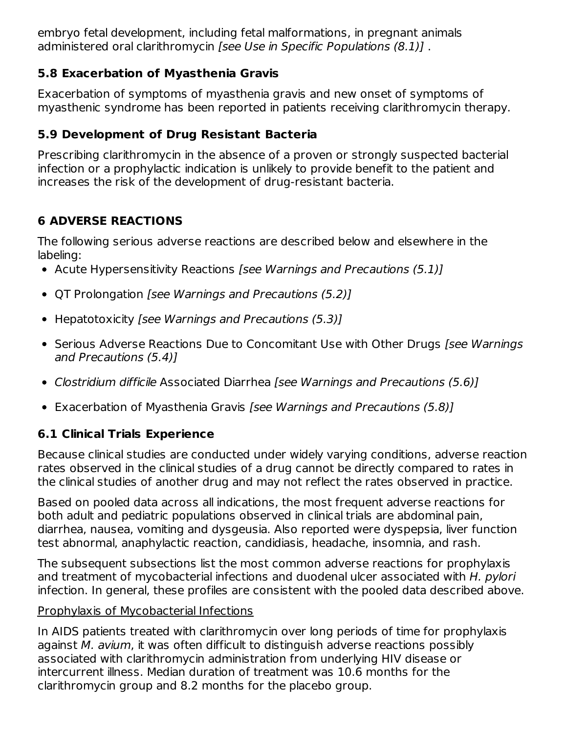embryo fetal development, including fetal malformations, in pregnant animals administered oral clarithromycin *[see Use in Specific Populations (8.1)]* .

### 5.8 Exacerbation of Myasthenia Gravis

Exacerbation of symptoms of myasthenia gravis and new onset of symptoms of myasthenic syndrome has been reported in patients receiving clarithromycin therapy.

### 5.9 Development of Drug Resistant Bacteria

Prescribing clarithromycin in the absence of a proven or strongly suspected bacterial infection or a prophylactic indication is unlikely to provide benefit to the patient and increases the risk of the development of drug-resistant bacteria.

## 6 ADVERSE REACTIONS

The following serious adverse reactions are described below and elsewhere in the labeling:

- Acute Hypersensitivity Reactions *[see Warnings and Precautions (5.1)]*
- QT Prolongation *[see Warnings and Precautions (5.2)]*
- Hepatotoxicity *[see Warnings and Precautions (5.3)]*
- Serious Adverse Reactions Due to Concomitant Use with Other Drugs *[see Warnings and Precautions (5.4)]*
- *Clostridium difficile* Associated Diarrhea *[see Warnings and Precautions (5.6)]*
- Exacerbation of Myasthenia Gravis *[see Warnings and Precautions (5.8)]*

### 6.1 Clinical Trials Experience

Because clinical studies are conducted under widely varying conditions, adverse reaction rates observed in the clinical studies of a drug cannot be directly compared to rates in the clinical studies of another drug and may not reflect the rates observed in practice.

Based on pooled data across all indications, the most frequent adverse reactions for both adult and pediatric populations observed in clinical trials are abdominal pain, diarrhea, nausea, vomiting and dysgeusia. Also reported were dyspepsia, liver function test abnormal, anaphylactic reaction, candidiasis, headache, insomnia, and rash.

The subsequent subsections list the most common adverse reactions for prophylaxis and treatment of mycobacterial infections and duodenal ulcer associated with *H. pylori* infection. In general, these profiles are consistent with the pooled data described above.

<u>Prophylaxis of Mycobacterial Infections</u>

In AIDS patients treated with clarithromycin over long periods of time for prophylaxis against *M. avium*, it was often difficult to distinguish adverse reactions possibly associated with clarithromycin administration from underlying HIV disease or intercurrent illness. Median duration of treatment was 10.6 months for the clarithromycin group and 8.2 months for the placebo group.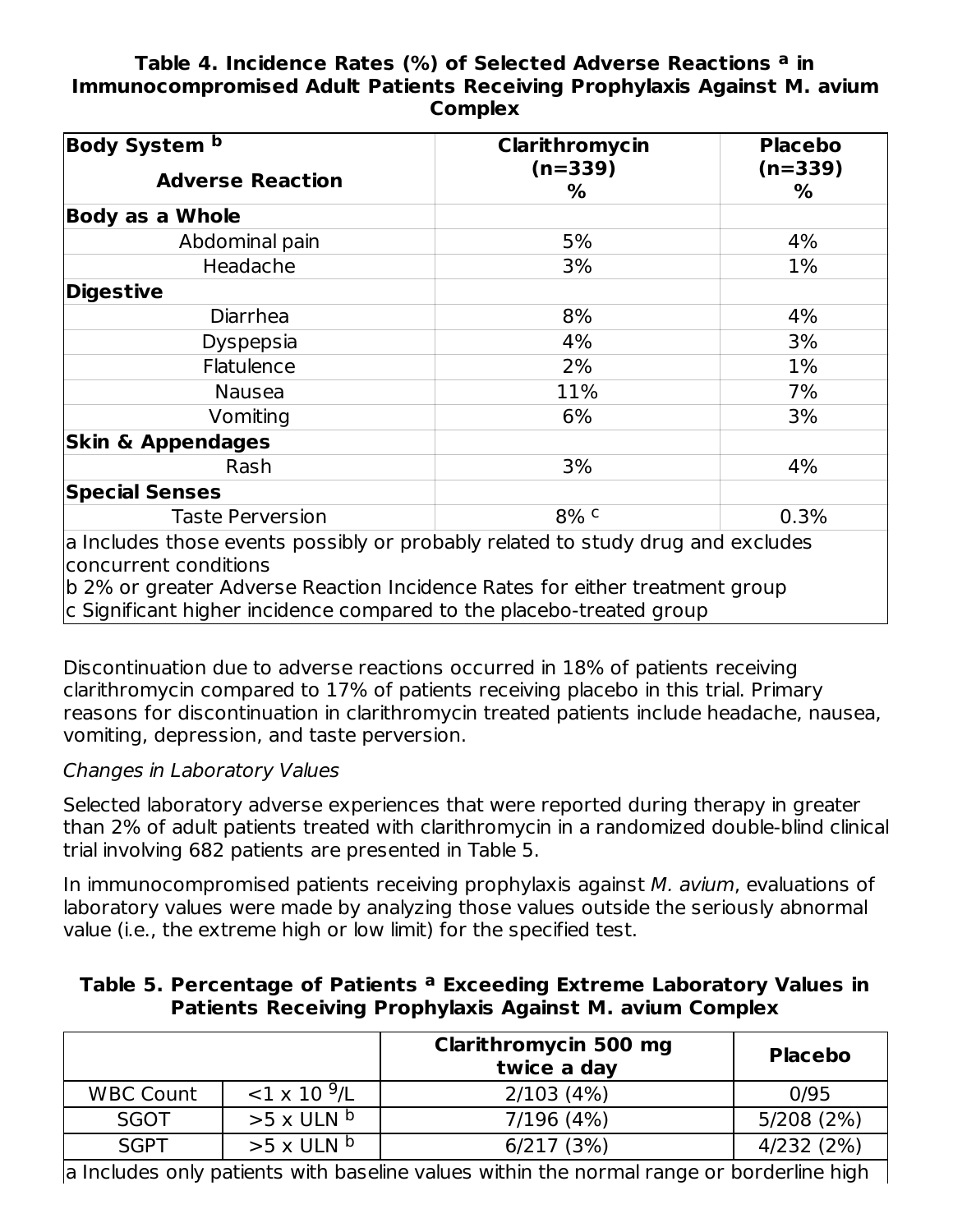**Table 4. Incidence Rates (%) of Selected Adverse Reactions [a] in Immunocompromised Adult Patients Receiving Prophylaxis Against M. avium Complex**

| Body System [b] / Adverse Reaction | Clarithromycin (n=339) % | Placebo (n=339) % |
|---|---|---|
| **Body as a Whole** | | |
| Abdominal pain | 5% | 4% |
| Headache | 3% | 1% |
| **Digestive** | | |
| Diarrhea | 8% | 4% |
| Dyspepsia | 4% | 3% |
| Flatulence | 2% | 1% |
| Nausea | 11% | 7% |
| Vomiting | 6% | 3% |
| **Skin & Appendages** | | |
| Rash | 3% | 4% |
| **Special Senses** | | |
| Taste Perversion | 8% [c] | 0.3% |

a Includes those events possibly or probably related to study drug and excludes concurrent conditions
b 2% or greater Adverse Reaction Incidence Rates for either treatment group
c Significant higher incidence compared to the placebo-treated group

Discontinuation due to adverse reactions occurred in 18% of patients receiving clarithromycin compared to 17% of patients receiving placebo in this trial. Primary reasons for discontinuation in clarithromycin treated patients include headache, nausea, vomiting, depression, and taste perversion.

*Changes in Laboratory Values*

Selected laboratory adverse experiences that were reported during therapy in greater than 2% of adult patients treated with clarithromycin in a randomized double-blind clinical trial involving 682 patients are presented in Table 5.

In immunocompromised patients receiving prophylaxis against *M. avium*, evaluations of laboratory values were made by analyzing those values outside the seriously abnormal value (i.e., the extreme high or low limit) for the specified test.

**Table 5. Percentage of Patients [a] Exceeding Extreme Laboratory Values in Patients Receiving Prophylaxis Against M. avium Complex**

| | | Clarithromycin 500 mg twice a day | Placebo |
|---|---|---|---|
| WBC Count | $<1 \times 10^9$/L | 2/103 (4%) | 0/95 |
| SGOT | >5 x ULN [b] | 7/196 (4%) | 5/208 (2%) |
| SGPT | >5 x ULN [b] | 6/217 (3%) | 4/232 (2%) |

a Includes only patients with baseline values within the normal range or borderline high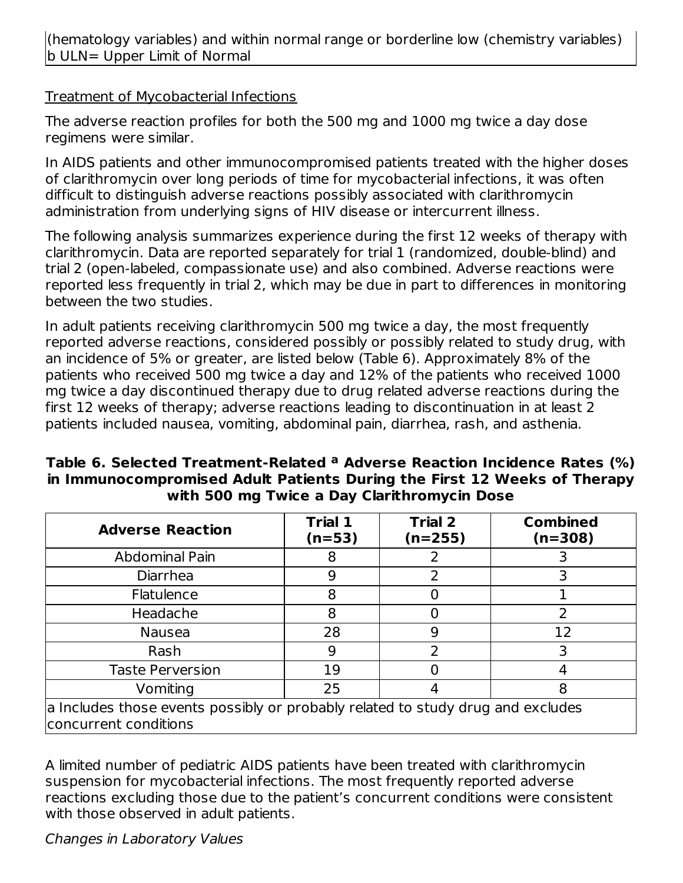(hematology variables) and within normal range or borderline low (chemistry variables)
b ULN= Upper Limit of Normal

Treatment of Mycobacterial Infections

The adverse reaction profiles for both the 500 mg and 1000 mg twice a day dose regimens were similar.

In AIDS patients and other immunocompromised patients treated with the higher doses of clarithromycin over long periods of time for mycobacterial infections, it was often difficult to distinguish adverse reactions possibly associated with clarithromycin administration from underlying signs of HIV disease or intercurrent illness.

The following analysis summarizes experience during the first 12 weeks of therapy with clarithromycin. Data are reported separately for trial 1 (randomized, double-blind) and trial 2 (open-labeled, compassionate use) and also combined. Adverse reactions were reported less frequently in trial 2, which may be due in part to differences in monitoring between the two studies.

In adult patients receiving clarithromycin 500 mg twice a day, the most frequently reported adverse reactions, considered possibly or possibly related to study drug, with an incidence of 5% or greater, are listed below (Table 6). Approximately 8% of the patients who received 500 mg twice a day and 12% of the patients who received 1000 mg twice a day discontinued therapy due to drug related adverse reactions during the first 12 weeks of therapy; adverse reactions leading to discontinuation in at least 2 patients included nausea, vomiting, abdominal pain, diarrhea, rash, and asthenia.

**Table 6. Selected Treatment-Related [a] Adverse Reaction Incidence Rates (%) in Immunocompromised Adult Patients During the First 12 Weeks of Therapy with 500 mg Twice a Day Clarithromycin Dose**

| Adverse Reaction | Trial 1 (n=53) | Trial 2 (n=255) | Combined (n=308) |
|---|---|---|---|
| Abdominal Pain | 8 | 2 | 3 |
| Diarrhea | 9 | 2 | 3 |
| Flatulence | 8 | 0 | 1 |
| Headache | 8 | 0 | 2 |
| Nausea | 28 | 9 | 12 |
| Rash | 9 | 2 | 3 |
| Taste Perversion | 19 | 0 | 4 |
| Vomiting | 25 | 4 | 8 |

a Includes those events possibly or probably related to study drug and excludes concurrent conditions

A limited number of pediatric AIDS patients have been treated with clarithromycin suspension for mycobacterial infections. The most frequently reported adverse reactions excluding those due to the patient's concurrent conditions were consistent with those observed in adult patients.

*Changes in Laboratory Values*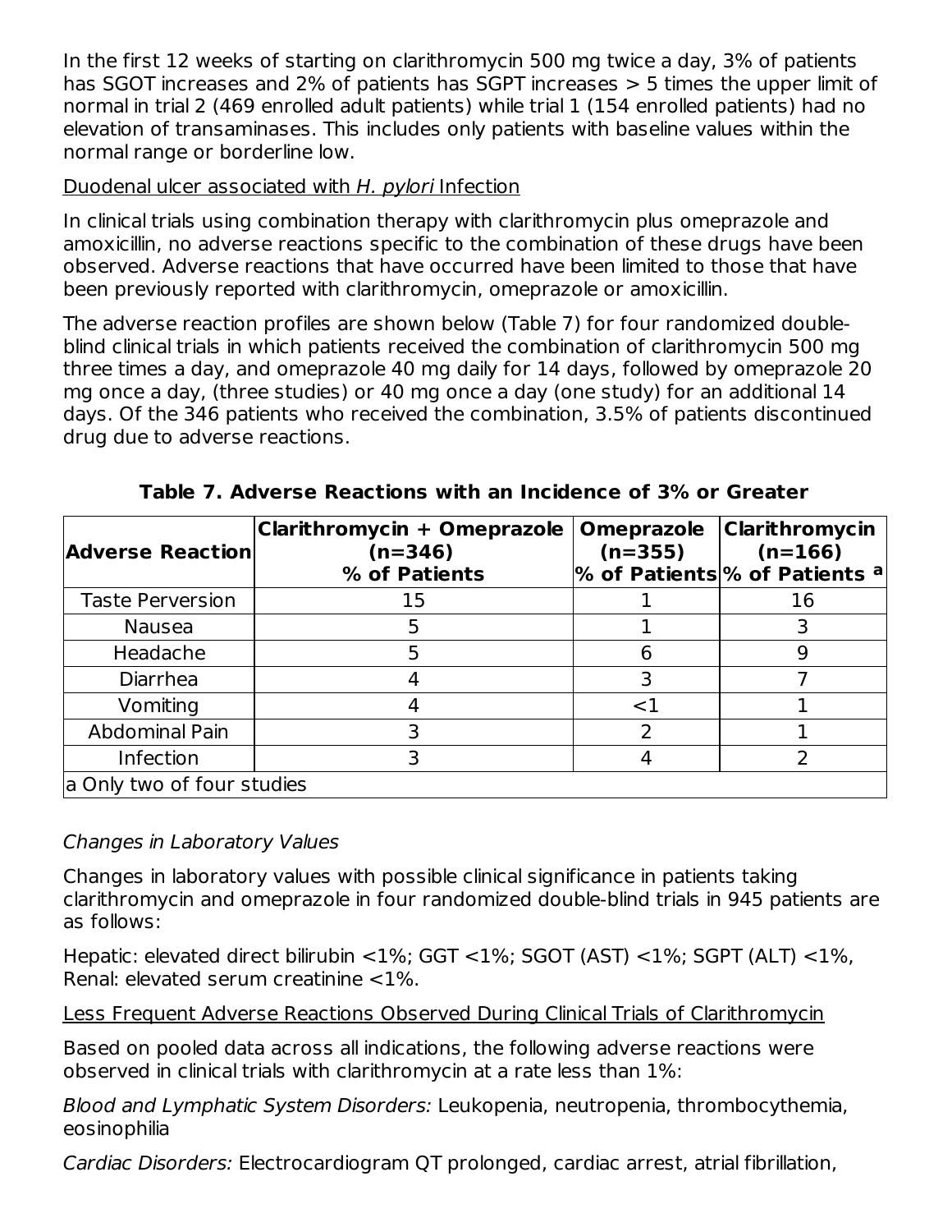In the first 12 weeks of starting on clarithromycin 500 mg twice a day, 3% of patients has SGOT increases and 2% of patients has SGPT increases > 5 times the upper limit of normal in trial 2 (469 enrolled adult patients) while trial 1 (154 enrolled patients) had no elevation of transaminases. This includes only patients with baseline values within the normal range or borderline low.

Duodenal ulcer associated with *H. pylori* Infection

In clinical trials using combination therapy with clarithromycin plus omeprazole and amoxicillin, no adverse reactions specific to the combination of these drugs have been observed. Adverse reactions that have occurred have been limited to those that have been previously reported with clarithromycin, omeprazole or amoxicillin.

The adverse reaction profiles are shown below (Table 7) for four randomized double-blind clinical trials in which patients received the combination of clarithromycin 500 mg three times a day, and omeprazole 40 mg daily for 14 days, followed by omeprazole 20 mg once a day, (three studies) or 40 mg once a day (one study) for an additional 14 days. Of the 346 patients who received the combination, 3.5% of patients discontinued drug due to adverse reactions.

**Table 7. Adverse Reactions with an Incidence of 3% or Greater**

| Adverse Reaction | Clarithromycin + Omeprazole (n=346) % of Patients | Omeprazole (n=355) % of Patients | Clarithromycin (n=166) % of Patients [a] |
|---|---|---|---|
| Taste Perversion | 15 | 1 | 16 |
| Nausea | 5 | 1 | 3 |
| Headache | 5 | 6 | 9 |
| Diarrhea | 4 | 3 | 7 |
| Vomiting | 4 | <1 | 1 |
| Abdominal Pain | 3 | 2 | 1 |
| Infection | 3 | 4 | 2 |
| a Only two of four studies | | | |

*Changes in Laboratory Values*

Changes in laboratory values with possible clinical significance in patients taking clarithromycin and omeprazole in four randomized double-blind trials in 945 patients are as follows:

Hepatic: elevated direct bilirubin <1%; GGT <1%; SGOT (AST) <1%; SGPT (ALT) <1%, Renal: elevated serum creatinine <1%.

Less Frequent Adverse Reactions Observed During Clinical Trials of Clarithromycin

Based on pooled data across all indications, the following adverse reactions were observed in clinical trials with clarithromycin at a rate less than 1%:

*Blood and Lymphatic System Disorders:* Leukopenia, neutropenia, thrombocythemia, eosinophilia

*Cardiac Disorders:* Electrocardiogram QT prolonged, cardiac arrest, atrial fibrillation,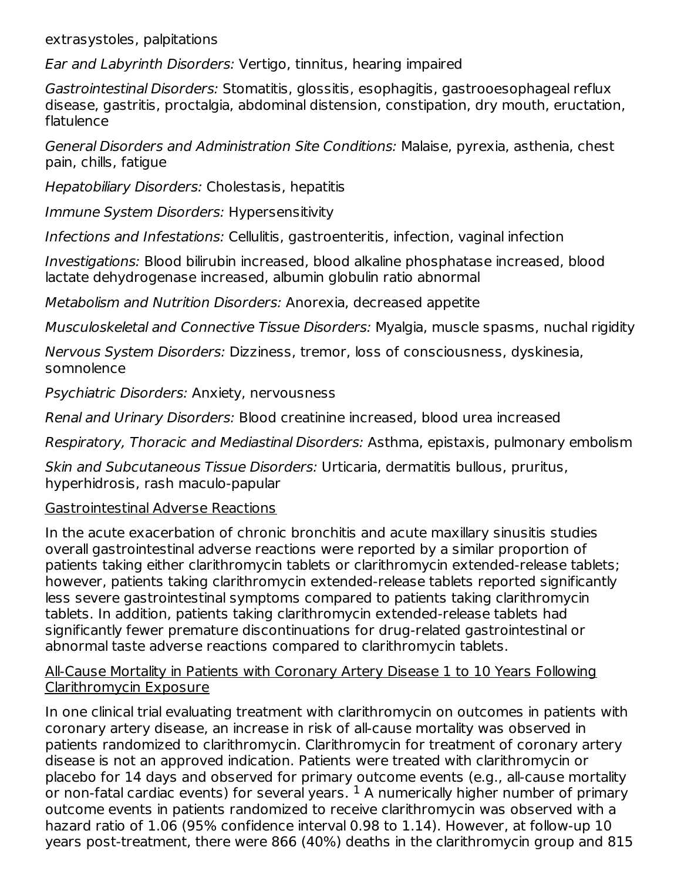extrasystoles, palpitations

*Ear and Labyrinth Disorders:* Vertigo, tinnitus, hearing impaired

*Gastrointestinal Disorders:* Stomatitis, glossitis, esophagitis, gastrooesophageal reflux disease, gastritis, proctalgia, abdominal distension, constipation, dry mouth, eructation, flatulence

*General Disorders and Administration Site Conditions:* Malaise, pyrexia, asthenia, chest pain, chills, fatigue

*Hepatobiliary Disorders:* Cholestasis, hepatitis

*Immune System Disorders:* Hypersensitivity

*Infections and Infestations:* Cellulitis, gastroenteritis, infection, vaginal infection

*Investigations:* Blood bilirubin increased, blood alkaline phosphatase increased, blood lactate dehydrogenase increased, albumin globulin ratio abnormal

*Metabolism and Nutrition Disorders:* Anorexia, decreased appetite

*Musculoskeletal and Connective Tissue Disorders:* Myalgia, muscle spasms, nuchal rigidity

*Nervous System Disorders:* Dizziness, tremor, loss of consciousness, dyskinesia, somnolence

*Psychiatric Disorders:* Anxiety, nervousness

*Renal and Urinary Disorders:* Blood creatinine increased, blood urea increased

*Respiratory, Thoracic and Mediastinal Disorders:* Asthma, epistaxis, pulmonary embolism

*Skin and Subcutaneous Tissue Disorders:* Urticaria, dermatitis bullous, pruritus, hyperhidrosis, rash maculo-papular

<u>Gastrointestinal Adverse Reactions</u>

In the acute exacerbation of chronic bronchitis and acute maxillary sinusitis studies overall gastrointestinal adverse reactions were reported by a similar proportion of patients taking either clarithromycin tablets or clarithromycin extended-release tablets; however, patients taking clarithromycin extended-release tablets reported significantly less severe gastrointestinal symptoms compared to patients taking clarithromycin tablets. In addition, patients taking clarithromycin extended-release tablets had significantly fewer premature discontinuations for drug-related gastrointestinal or abnormal taste adverse reactions compared to clarithromycin tablets.

<u>All-Cause Mortality in Patients with Coronary Artery Disease 1 to 10 Years Following Clarithromycin Exposure</u>

In one clinical trial evaluating treatment with clarithromycin on outcomes in patients with coronary artery disease, an increase in risk of all-cause mortality was observed in patients randomized to clarithromycin. Clarithromycin for treatment of coronary artery disease is not an approved indication. Patients were treated with clarithromycin or placebo for 14 days and observed for primary outcome events (e.g., all-cause mortality or non-fatal cardiac events) for several years. [1] A numerically higher number of primary outcome events in patients randomized to receive clarithromycin was observed with a hazard ratio of 1.06 (95% confidence interval 0.98 to 1.14). However, at follow-up 10 years post-treatment, there were 866 (40%) deaths in the clarithromycin group and 815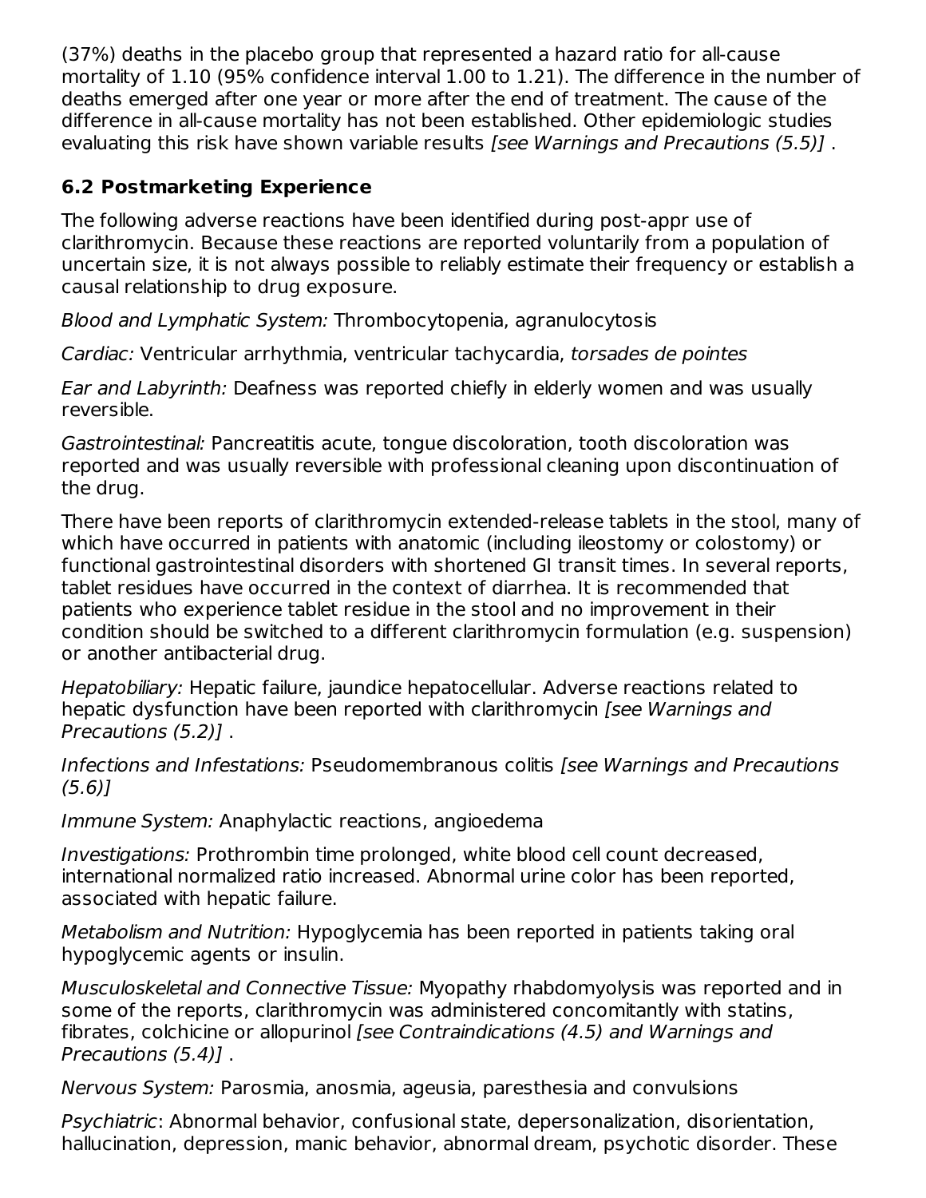(37%) deaths in the placebo group that represented a hazard ratio for all-cause mortality of 1.10 (95% confidence interval 1.00 to 1.21). The difference in the number of deaths emerged after one year or more after the end of treatment. The cause of the difference in all-cause mortality has not been established. Other epidemiologic studies evaluating this risk have shown variable results *[see Warnings and Precautions (5.5)]* .

## 6.2 Postmarketing Experience

The following adverse reactions have been identified during post-appr use of clarithromycin. Because these reactions are reported voluntarily from a population of uncertain size, it is not always possible to reliably estimate their frequency or establish a causal relationship to drug exposure.

*Blood and Lymphatic System:* Thrombocytopenia, agranulocytosis

*Cardiac:* Ventricular arrhythmia, ventricular tachycardia, *torsades de pointes*

*Ear and Labyrinth:* Deafness was reported chiefly in elderly women and was usually reversible.

*Gastrointestinal:* Pancreatitis acute, tongue discoloration, tooth discoloration was reported and was usually reversible with professional cleaning upon discontinuation of the drug.

There have been reports of clarithromycin extended-release tablets in the stool, many of which have occurred in patients with anatomic (including ileostomy or colostomy) or functional gastrointestinal disorders with shortened GI transit times. In several reports, tablet residues have occurred in the context of diarrhea. It is recommended that patients who experience tablet residue in the stool and no improvement in their condition should be switched to a different clarithromycin formulation (e.g. suspension) or another antibacterial drug.

*Hepatobiliary:* Hepatic failure, jaundice hepatocellular. Adverse reactions related to hepatic dysfunction have been reported with clarithromycin *[see Warnings and Precautions (5.2)]* .

*Infections and Infestations:* Pseudomembranous colitis *[see Warnings and Precautions (5.6)]*

*Immune System:* Anaphylactic reactions, angioedema

*Investigations:* Prothrombin time prolonged, white blood cell count decreased, international normalized ratio increased. Abnormal urine color has been reported, associated with hepatic failure.

*Metabolism and Nutrition:* Hypoglycemia has been reported in patients taking oral hypoglycemic agents or insulin.

*Musculoskeletal and Connective Tissue:* Myopathy rhabdomyolysis was reported and in some of the reports, clarithromycin was administered concomitantly with statins, fibrates, colchicine or allopurinol *[see Contraindications (4.5) and Warnings and Precautions (5.4)]* .

*Nervous System:* Parosmia, anosmia, ageusia, paresthesia and convulsions

*Psychiatric*: Abnormal behavior, confusional state, depersonalization, disorientation, hallucination, depression, manic behavior, abnormal dream, psychotic disorder. These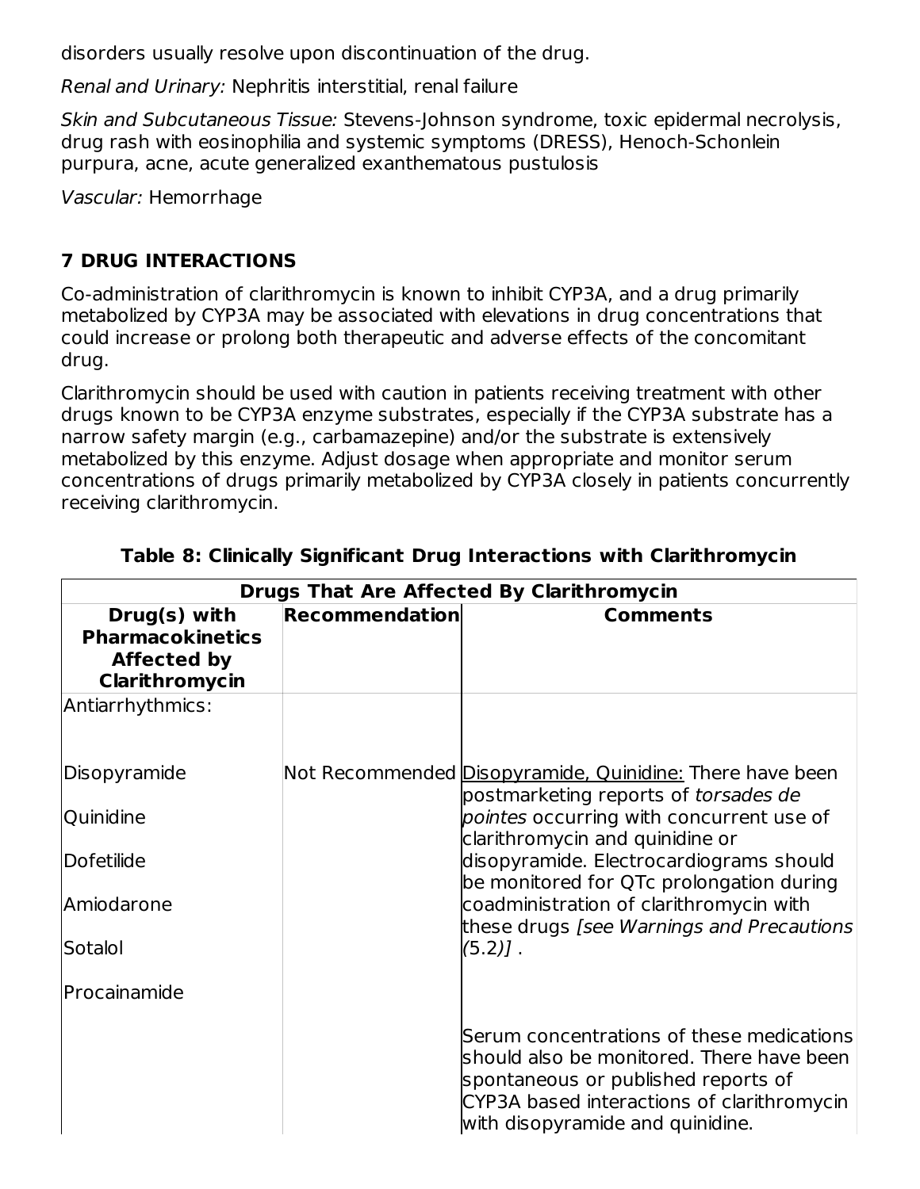disorders usually resolve upon discontinuation of the drug.

*Renal and Urinary:* Nephritis interstitial, renal failure

*Skin and Subcutaneous Tissue:* Stevens-Johnson syndrome, toxic epidermal necrolysis, drug rash with eosinophilia and systemic symptoms (DRESS), Henoch-Schonlein purpura, acne, acute generalized exanthematous pustulosis

*Vascular:* Hemorrhage

## 7 DRUG INTERACTIONS

Co-administration of clarithromycin is known to inhibit CYP3A, and a drug primarily metabolized by CYP3A may be associated with elevations in drug concentrations that could increase or prolong both therapeutic and adverse effects of the concomitant drug.

Clarithromycin should be used with caution in patients receiving treatment with other drugs known to be CYP3A enzyme substrates, especially if the CYP3A substrate has a narrow safety margin (e.g., carbamazepine) and/or the substrate is extensively metabolized by this enzyme. Adjust dosage when appropriate and monitor serum concentrations of drugs primarily metabolized by CYP3A closely in patients concurrently receiving clarithromycin.

**Table 8: Clinically Significant Drug Interactions with Clarithromycin**

| **Drugs That Are Affected By Clarithromycin** | | |
|---|---|---|
| **Drug(s) with Pharmacokinetics Affected by Clarithromycin** | **Recommendation** | **Comments** |
| Antiarrhythmics: | | |
| Disopyramide<br>Quinidine<br>Dofetilide<br>Amiodarone<br>Sotalol<br>Procainamide | Not Recommended | Disopyramide, Quinidine: There have been postmarketing reports of *torsades de pointes* occurring with concurrent use of clarithromycin and quinidine or disopyramide. Electrocardiograms should be monitored for QTc prolongation during coadministration of clarithromycin with these drugs *[see Warnings and Precautions (5.2)]* .<br><br>Serum concentrations of these medications should also be monitored. There have been spontaneous or published reports of CYP3A based interactions of clarithromycin with disopyramide and quinidine. |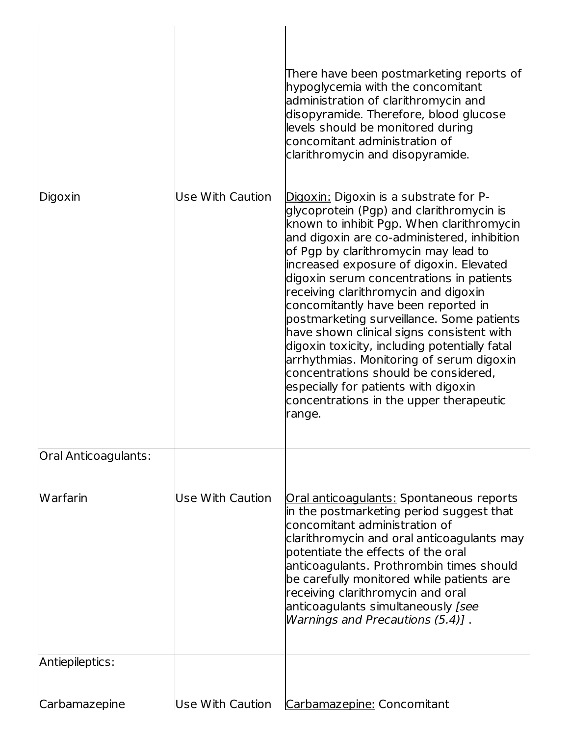| | | |
|---|---|---|
| | | There have been postmarketing reports of hypoglycemia with the concomitant administration of clarithromycin and disopyramide. Therefore, blood glucose levels should be monitored during concomitant administration of clarithromycin and disopyramide. |
| Digoxin | Use With Caution | Digoxin: Digoxin is a substrate for P-glycoprotein (Pgp) and clarithromycin is known to inhibit Pgp. When clarithromycin and digoxin are co-administered, inhibition of Pgp by clarithromycin may lead to increased exposure of digoxin. Elevated digoxin serum concentrations in patients receiving clarithromycin and digoxin concomitantly have been reported in postmarketing surveillance. Some patients have shown clinical signs consistent with digoxin toxicity, including potentially fatal arrhythmias. Monitoring of serum digoxin concentrations should be considered, especially for patients with digoxin concentrations in the upper therapeutic range. |
| Oral Anticoagulants: | | |
| Warfarin | Use With Caution | Oral anticoagulants: Spontaneous reports in the postmarketing period suggest that concomitant administration of clarithromycin and oral anticoagulants may potentiate the effects of the oral anticoagulants. Prothrombin times should be carefully monitored while patients are receiving clarithromycin and oral anticoagulants simultaneously *[see Warnings and Precautions (5.4)]* . |
| Antiepileptics: | | |
| Carbamazepine | Use With Caution | Carbamazepine: Concomitant |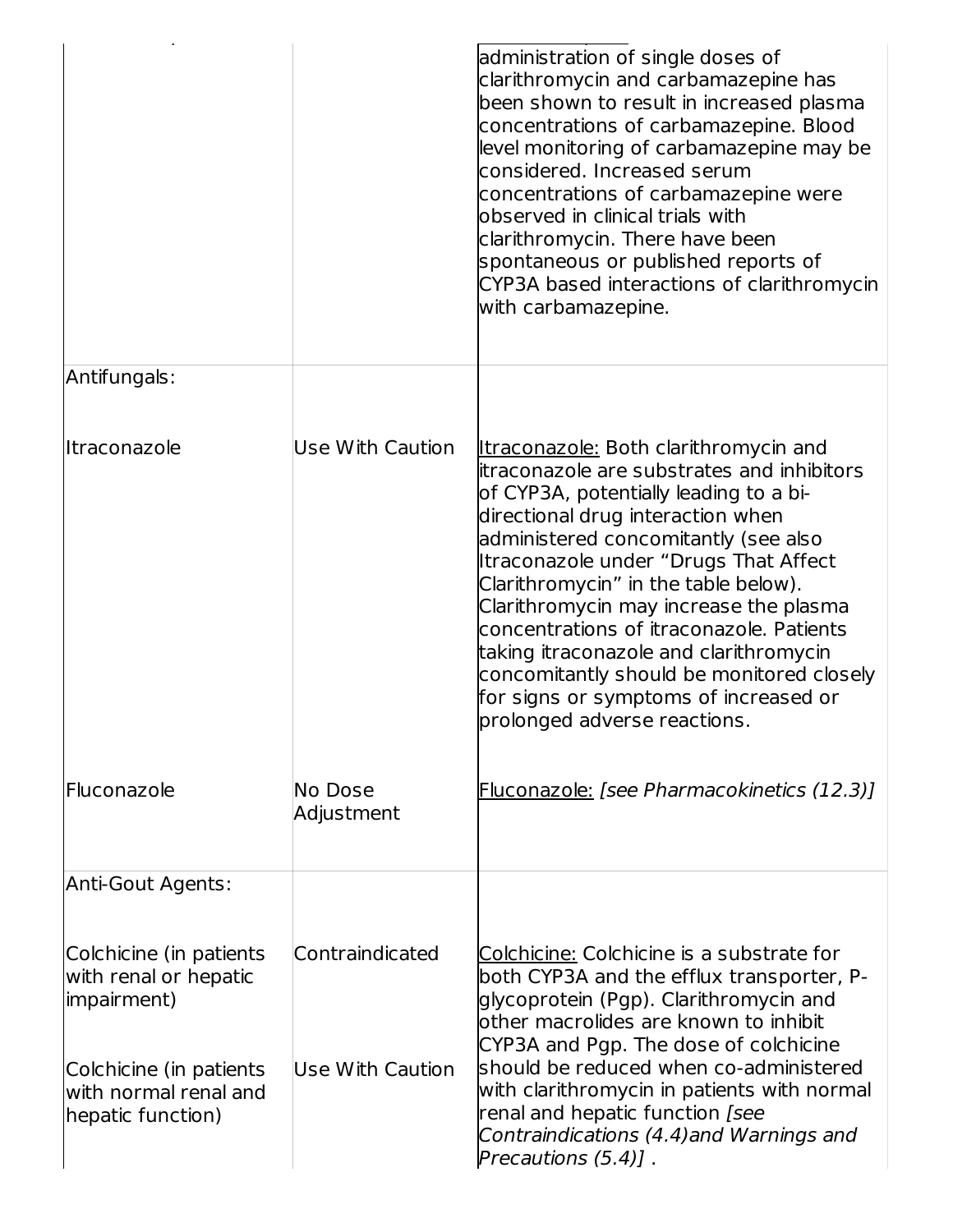| | | |
|---|---|---|
| | | administration of single doses of clarithromycin and carbamazepine has been shown to result in increased plasma concentrations of carbamazepine. Blood level monitoring of carbamazepine may be considered. Increased serum concentrations of carbamazepine were observed in clinical trials with clarithromycin. There have been spontaneous or published reports of CYP3A based interactions of clarithromycin with carbamazepine. |
| Antifungals: | | |
| Itraconazole | Use With Caution | Itraconazole: Both clarithromycin and itraconazole are substrates and inhibitors of CYP3A, potentially leading to a bi-directional drug interaction when administered concomitantly (see also Itraconazole under "Drugs That Affect Clarithromycin" in the table below). Clarithromycin may increase the plasma concentrations of itraconazole. Patients taking itraconazole and clarithromycin concomitantly should be monitored closely for signs or symptoms of increased or prolonged adverse reactions. |
| Fluconazole | No Dose Adjustment | Fluconazole: *[see Pharmacokinetics (12.3)]* |
| Anti-Gout Agents: | | |
| Colchicine (in patients with renal or hepatic impairment) | Contraindicated | Colchicine: Colchicine is a substrate for both CYP3A and the efflux transporter, P-glycoprotein (Pgp). Clarithromycin and other macrolides are known to inhibit CYP3A and Pgp. The dose of colchicine should be reduced when co-administered with clarithromycin in patients with normal renal and hepatic function *[see Contraindications (4.4) and Warnings and Precautions (5.4)]* . |
| Colchicine (in patients with normal renal and hepatic function) | Use With Caution | |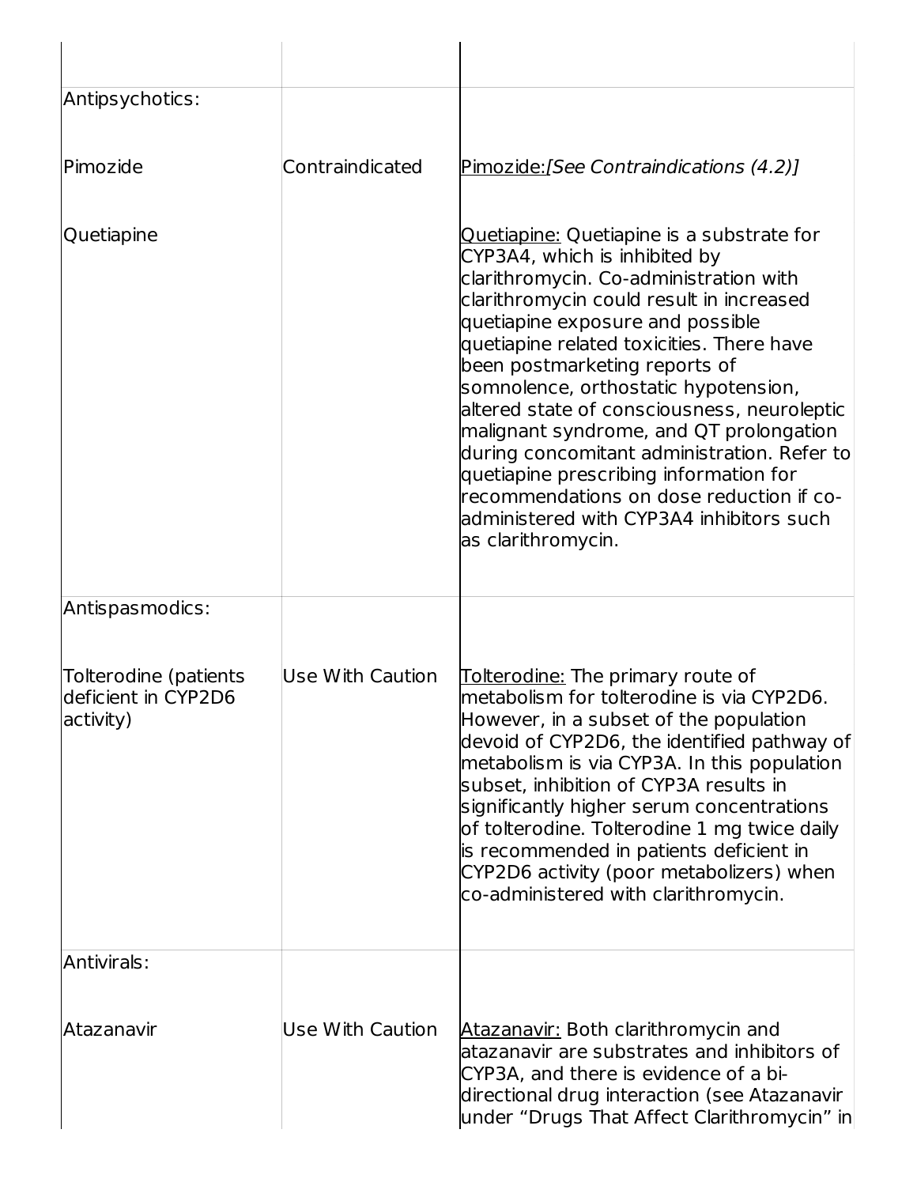| | | |
|---|---|---|
| Antipsychotics: | | |
| Pimozide | Contraindicated | Pimozide:*[See Contraindications (4.2)]* |
| Quetiapine | | Quetiapine: Quetiapine is a substrate for CYP3A4, which is inhibited by clarithromycin. Co-administration with clarithromycin could result in increased quetiapine exposure and possible quetiapine related toxicities. There have been postmarketing reports of somnolence, orthostatic hypotension, altered state of consciousness, neuroleptic malignant syndrome, and QT prolongation during concomitant administration. Refer to quetiapine prescribing information for recommendations on dose reduction if co-administered with CYP3A4 inhibitors such as clarithromycin. |
| Antispasmodics: | | |
| Tolterodine (patients deficient in CYP2D6 activity) | Use With Caution | Tolterodine: The primary route of metabolism for tolterodine is via CYP2D6. However, in a subset of the population devoid of CYP2D6, the identified pathway of metabolism is via CYP3A. In this population subset, inhibition of CYP3A results in significantly higher serum concentrations of tolterodine. Tolterodine 1 mg twice daily is recommended in patients deficient in CYP2D6 activity (poor metabolizers) when co-administered with clarithromycin. |
| Antivirals: | | |
| Atazanavir | Use With Caution | Atazanavir: Both clarithromycin and atazanavir are substrates and inhibitors of CYP3A, and there is evidence of a bi-directional drug interaction (see Atazanavir under "Drugs That Affect Clarithromycin" in |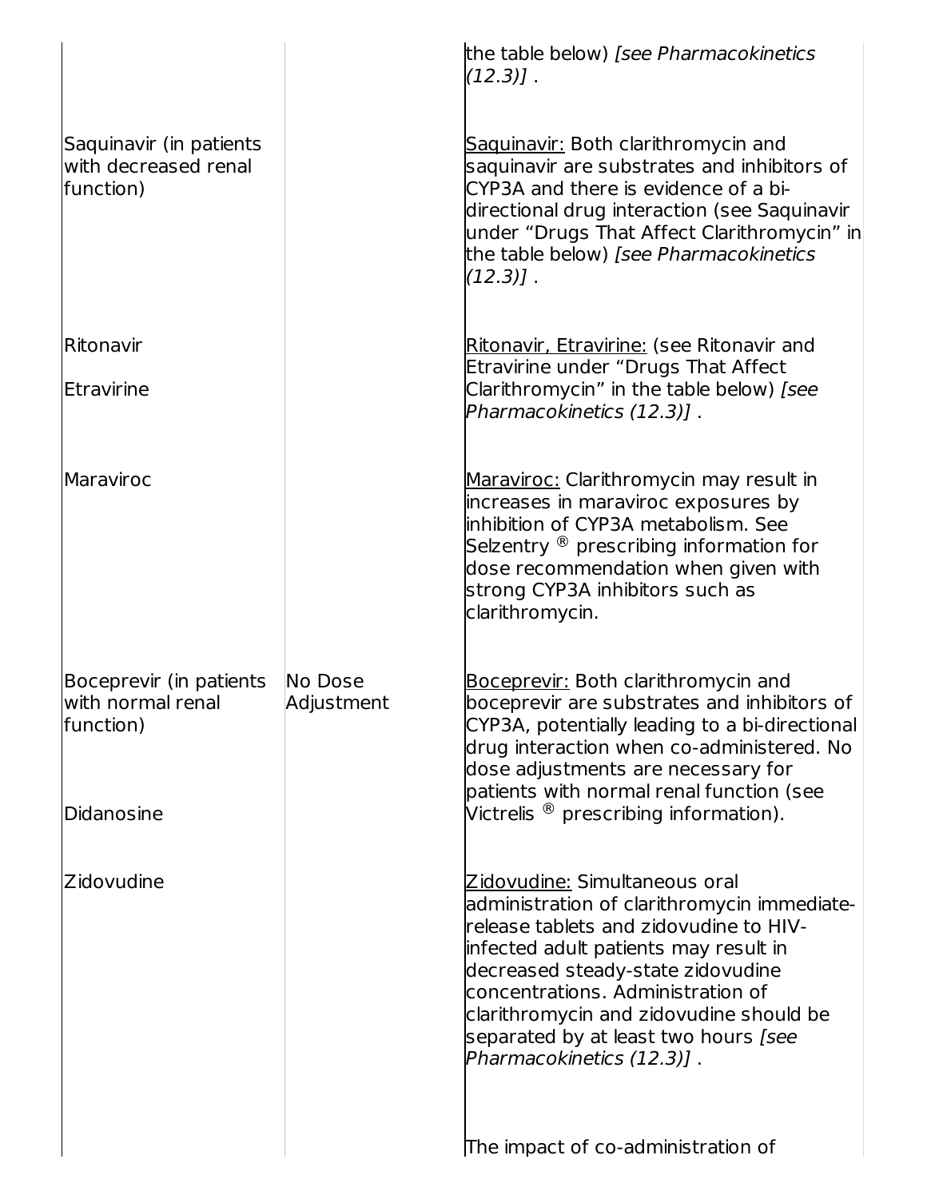| | | |
|---|---|---|
| | | the table below) *[see Pharmacokinetics (12.3)]* . |
| Saquinavir (in patients with decreased renal function) | | Saquinavir: Both clarithromycin and saquinavir are substrates and inhibitors of CYP3A and there is evidence of a bi-directional drug interaction (see Saquinavir under "Drugs That Affect Clarithromycin" in the table below) *[see Pharmacokinetics (12.3)]* . |
| Ritonavir<br>Etravirine | | Ritonavir, Etravirine: (see Ritonavir and Etravirine under "Drugs That Affect Clarithromycin" in the table below) *[see Pharmacokinetics (12.3)]* . |
| Maraviroc | | Maraviroc: Clarithromycin may result in increases in maraviroc exposures by inhibition of CYP3A metabolism. See Selzentry ® prescribing information for dose recommendation when given with strong CYP3A inhibitors such as clarithromycin. |
| Boceprevir (in patients with normal renal function)<br><br>Didanosine | No Dose Adjustment | Boceprevir: Both clarithromycin and boceprevir are substrates and inhibitors of CYP3A, potentially leading to a bi-directional drug interaction when co-administered. No dose adjustments are necessary for patients with normal renal function (see Victrelis ® prescribing information). |
| Zidovudine | | Zidovudine: Simultaneous oral administration of clarithromycin immediate-release tablets and zidovudine to HIV-infected adult patients may result in decreased steady-state zidovudine concentrations. Administration of clarithromycin and zidovudine should be separated by at least two hours *[see Pharmacokinetics (12.3)]* .<br><br>The impact of co-administration of |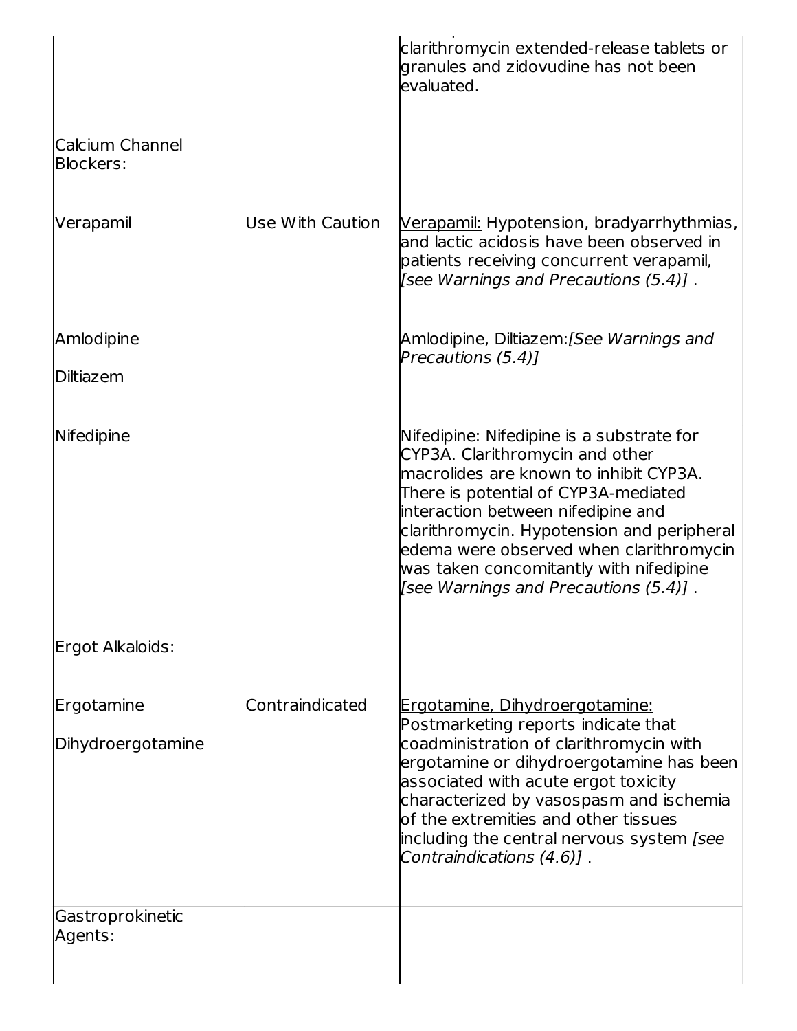| | | |
|---|---|---|
| | | clarithromycin extended-release tablets or granules and zidovudine has not been evaluated. |
| Calcium Channel Blockers: | | |
| Verapamil | Use With Caution | Verapamil: Hypotension, bradyarrhythmias, and lactic acidosis have been observed in patients receiving concurrent verapamil, *[see Warnings and Precautions (5.4)]* . |
| Amlodipine<br><br>Diltiazem | | Amlodipine, Diltiazem:*[See Warnings and Precautions (5.4)]* |
| Nifedipine | | Nifedipine: Nifedipine is a substrate for CYP3A. Clarithromycin and other macrolides are known to inhibit CYP3A. There is potential of CYP3A-mediated interaction between nifedipine and clarithromycin. Hypotension and peripheral edema were observed when clarithromycin was taken concomitantly with nifedipine *[see Warnings and Precautions (5.4)]* . |
| Ergot Alkaloids: | | |
| Ergotamine<br><br>Dihydroergotamine | Contraindicated | Ergotamine, Dihydroergotamine: Postmarketing reports indicate that coadministration of clarithromycin with ergotamine or dihydroergotamine has been associated with acute ergot toxicity characterized by vasospasm and ischemia of the extremities and other tissues including the central nervous system *[see Contraindications (4.6)]* . |
| Gastroprokinetic Agents: | | |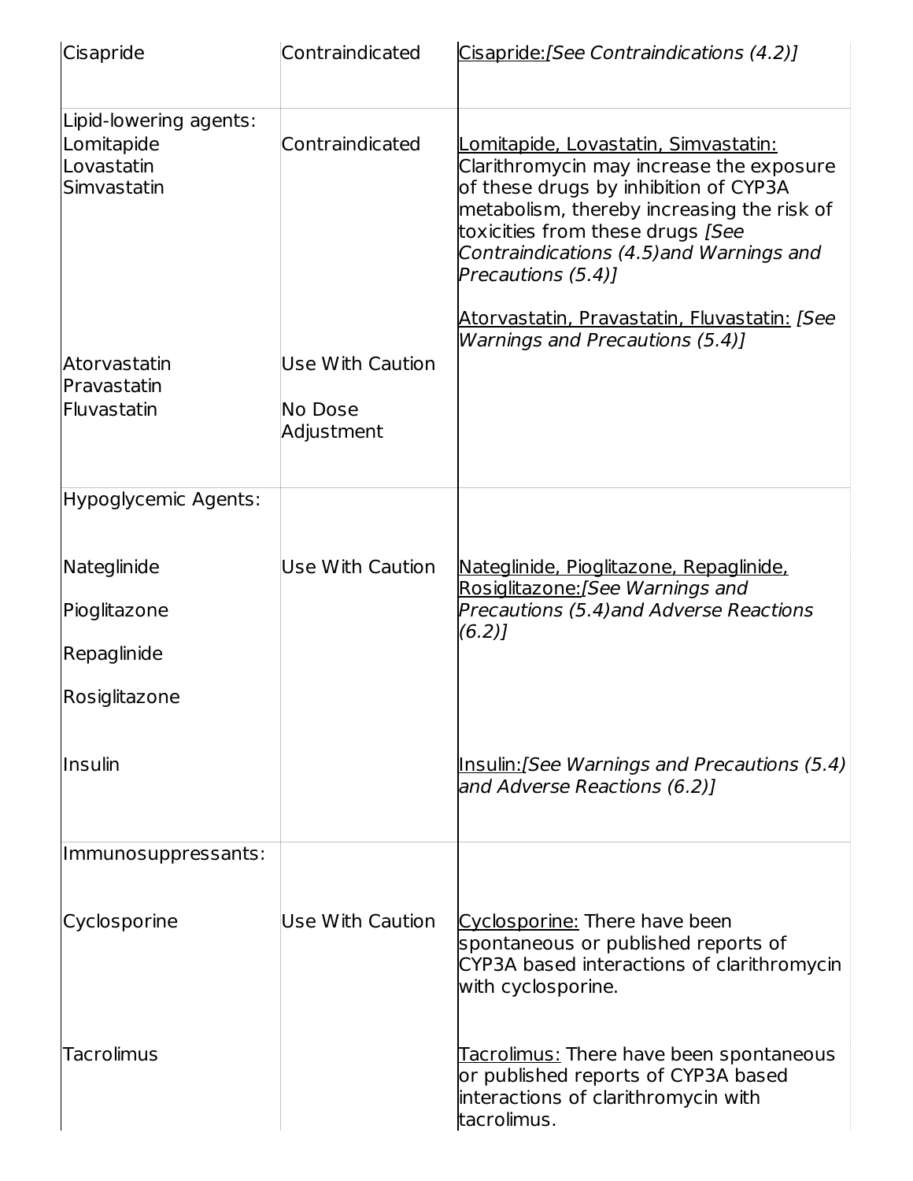| Cisapride | Contraindicated | Cisapride:*[See Contraindications (4.2)]* |
|---|---|---|
| Lipid-lowering agents:<br>Lomitapide<br>Lovastatin<br>Simvastatin | Contraindicated | Lomitapide, Lovastatin, Simvastatin: Clarithromycin may increase the exposure of these drugs by inhibition of CYP3A metabolism, thereby increasing the risk of toxicities from these drugs *[See Contraindications (4.5)and Warnings and Precautions (5.4)]* |
| Atorvastatin<br>Pravastatin<br>Fluvastatin | Use With Caution<br>No Dose Adjustment | Atorvastatin, Pravastatin, Fluvastatin: *[See Warnings and Precautions (5.4)]* |
| Hypoglycemic Agents: | | |
| Nateglinide<br>Pioglitazone<br>Repaglinide<br>Rosiglitazone | Use With Caution | Nateglinide, Pioglitazone, Repaglinide, Rosiglitazone:*[See Warnings and Precautions (5.4)and Adverse Reactions (6.2)]* |
| Insulin | | Insulin:*[See Warnings and Precautions (5.4) and Adverse Reactions (6.2)]* |
| Immunosuppressants: | | |
| Cyclosporine | Use With Caution | Cyclosporine: There have been spontaneous or published reports of CYP3A based interactions of clarithromycin with cyclosporine. |
| Tacrolimus | | Tacrolimus: There have been spontaneous or published reports of CYP3A based interactions of clarithromycin with tacrolimus. |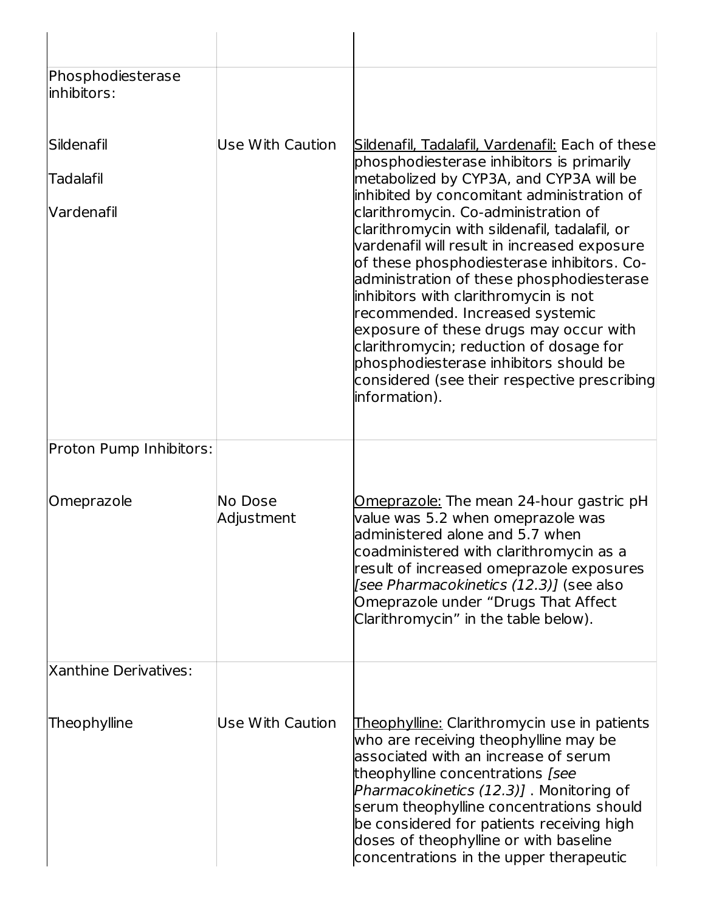| | | |
|---|---|---|
| Phosphodiesterase inhibitors: | | |
| Sildenafil<br>Tadalafil<br>Vardenafil | Use With Caution | Sildenafil, Tadalafil, Vardenafil: Each of these phosphodiesterase inhibitors is primarily metabolized by CYP3A, and CYP3A will be inhibited by concomitant administration of clarithromycin. Co-administration of clarithromycin with sildenafil, tadalafil, or vardenafil will result in increased exposure of these phosphodiesterase inhibitors. Co-administration of these phosphodiesterase inhibitors with clarithromycin is not recommended. Increased systemic exposure of these drugs may occur with clarithromycin; reduction of dosage for phosphodiesterase inhibitors should be considered (see their respective prescribing information). |
| Proton Pump Inhibitors: | | |
| Omeprazole | No Dose Adjustment | Omeprazole: The mean 24-hour gastric pH value was 5.2 when omeprazole was administered alone and 5.7 when coadministered with clarithromycin as a result of increased omeprazole exposures *[see Pharmacokinetics (12.3)]* (see also Omeprazole under “Drugs That Affect Clarithromycin” in the table below). |
| Xanthine Derivatives: | | |
| Theophylline | Use With Caution | Theophylline: Clarithromycin use in patients who are receiving theophylline may be associated with an increase of serum theophylline concentrations *[see Pharmacokinetics (12.3)]* . Monitoring of serum theophylline concentrations should be considered for patients receiving high doses of theophylline or with baseline concentrations in the upper therapeutic |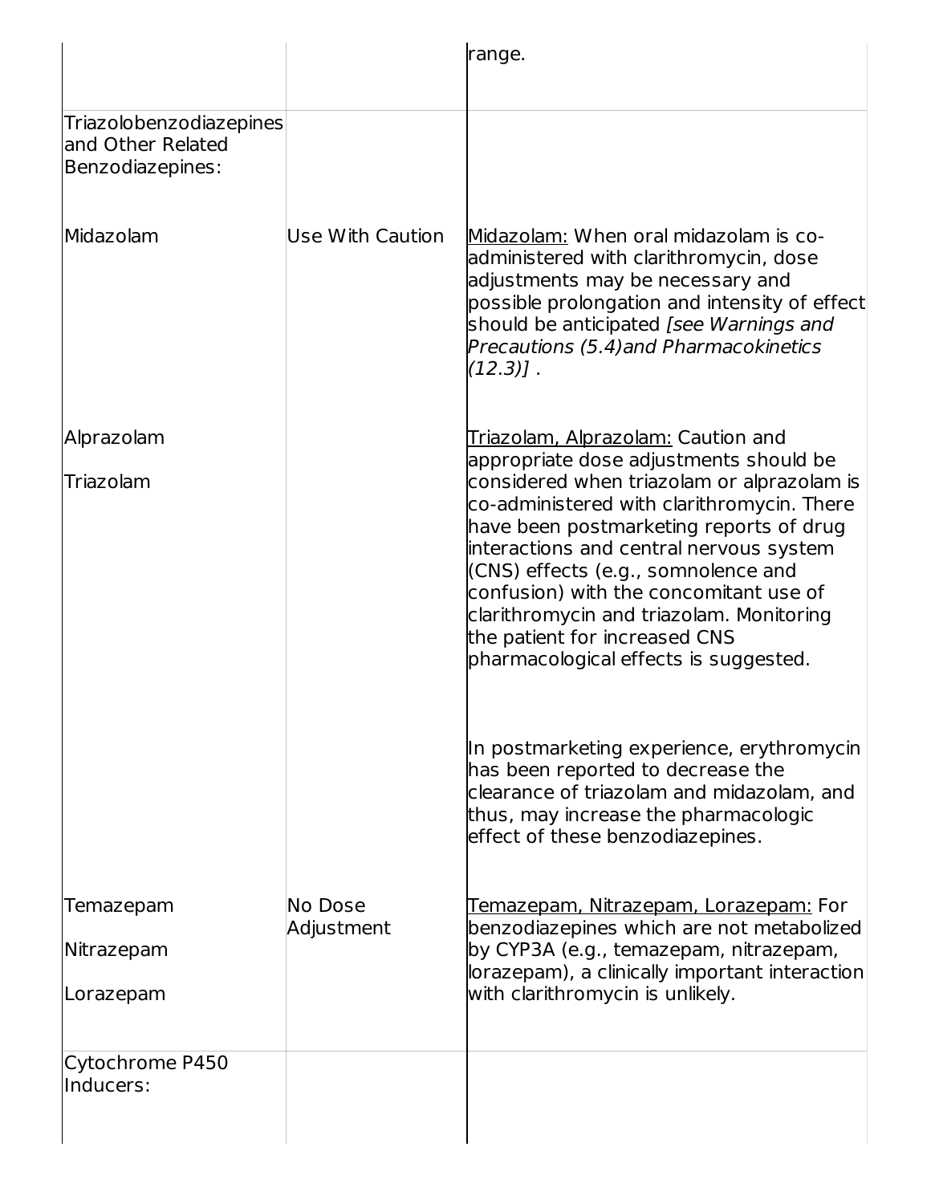| | | range. |
|---|---|---|
| Triazolobenzodiazepines and Other Related Benzodiazepines: | | |
| Midazolam | Use With Caution | Midazolam: When oral midazolam is co-administered with clarithromycin, dose adjustments may be necessary and possible prolongation and intensity of effect should be anticipated *[see Warnings and Precautions (5.4)and Pharmacokinetics (12.3)]* . |
| Alprazolam<br>Triazolam | | Triazolam, Alprazolam: Caution and appropriate dose adjustments should be considered when triazolam or alprazolam is co-administered with clarithromycin. There have been postmarketing reports of drug interactions and central nervous system (CNS) effects (e.g., somnolence and confusion) with the concomitant use of clarithromycin and triazolam. Monitoring the patient for increased CNS pharmacological effects is suggested.<br><br>In postmarketing experience, erythromycin has been reported to decrease the clearance of triazolam and midazolam, and thus, may increase the pharmacologic effect of these benzodiazepines. |
| Temazepam<br>Nitrazepam<br>Lorazepam | No Dose Adjustment | Temazepam, Nitrazepam, Lorazepam: For benzodiazepines which are not metabolized by CYP3A (e.g., temazepam, nitrazepam, lorazepam), a clinically important interaction with clarithromycin is unlikely. |
| Cytochrome P450 Inducers: | | |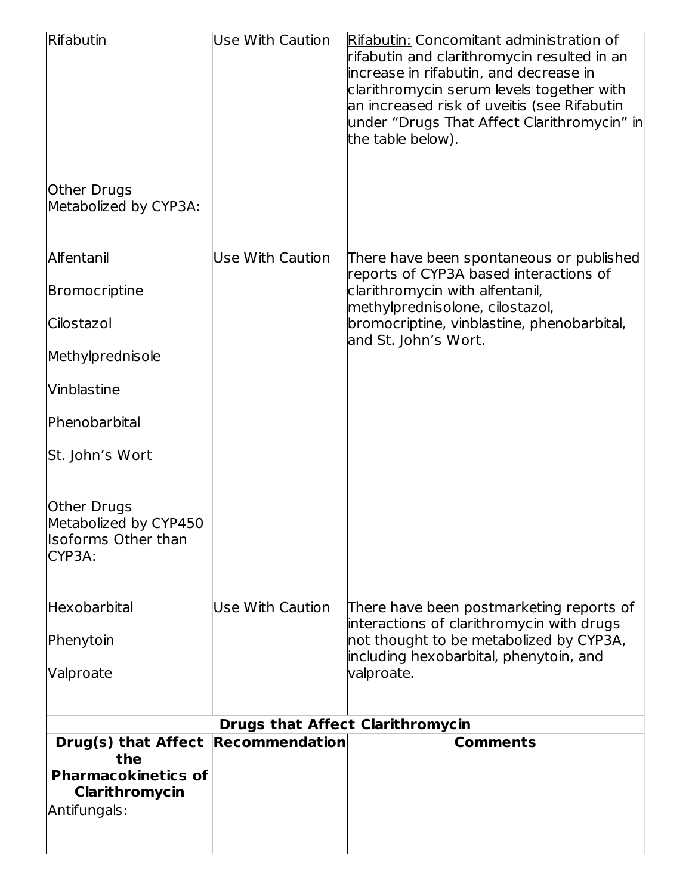| | | |
|---|---|---|
| Rifabutin | Use With Caution | Rifabutin: Concomitant administration of rifabutin and clarithromycin resulted in an increase in rifabutin, and decrease in clarithromycin serum levels together with an increased risk of uveitis (see Rifabutin under "Drugs That Affect Clarithromycin" in the table below). |
| Other Drugs Metabolized by CYP3A: | | |
| Alfentanil<br><br>Bromocriptine<br><br>Cilostazol<br><br>Methylprednisole<br><br>Vinblastine<br><br>Phenobarbital<br><br>St. John's Wort | Use With Caution | There have been spontaneous or published reports of CYP3A based interactions of clarithromycin with alfentanil, methylprednisolone, cilostazol, bromocriptine, vinblastine, phenobarbital, and St. John's Wort. |
| Other Drugs Metabolized by CYP450 Isoforms Other than CYP3A: | | |
| Hexobarbital<br><br>Phenytoin<br><br>Valproate | Use With Caution | There have been postmarketing reports of interactions of clarithromycin with drugs not thought to be metabolized by CYP3A, including hexobarbital, phenytoin, and valproate. |

**Drugs that Affect Clarithromycin**

| **Drug(s) that Affect the Pharmacokinetics of Clarithromycin** | **Recommendation** | **Comments** |
|---|---|---|
| Antifungals: | | |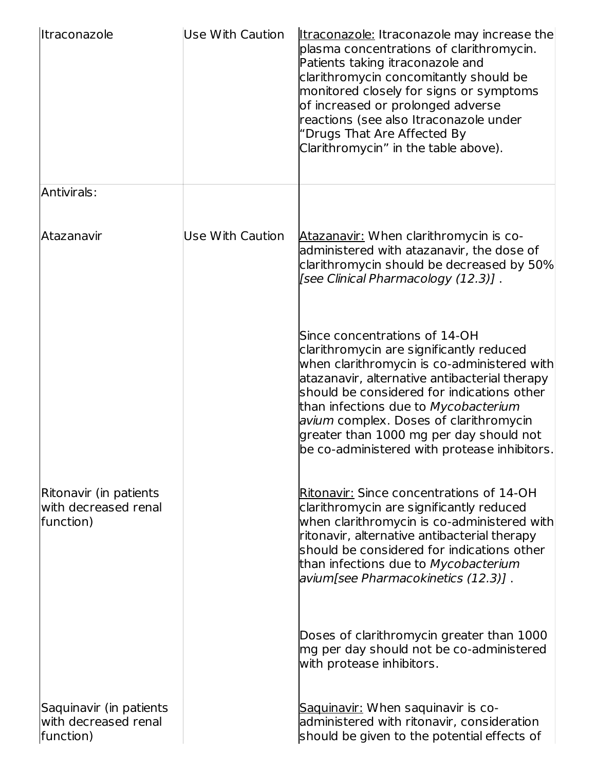| | | |
|---|---|---|
| Itraconazole | Use With Caution | <u>Itraconazole:</u> Itraconazole may increase the plasma concentrations of clarithromycin. Patients taking itraconazole and clarithromycin concomitantly should be monitored closely for signs or symptoms of increased or prolonged adverse reactions (see also Itraconazole under “Drugs That Are Affected By Clarithromycin” in the table above). |
| Antivirals: | | |
| Atazanavir | Use With Caution | <u>Atazanavir:</u> When clarithromycin is co-administered with atazanavir, the dose of clarithromycin should be decreased by 50% *[see Clinical Pharmacology (12.3)]* .<br><br>Since concentrations of 14-OH clarithromycin are significantly reduced when clarithromycin is co-administered with atazanavir, alternative antibacterial therapy should be considered for indications other than infections due to *Mycobacterium avium* complex. Doses of clarithromycin greater than 1000 mg per day should not be co-administered with protease inhibitors. |
| Ritonavir (in patients with decreased renal function) | | <u>Ritonavir:</u> Since concentrations of 14-OH clarithromycin are significantly reduced when clarithromycin is co-administered with ritonavir, alternative antibacterial therapy should be considered for indications other than infections due to *Mycobacterium avium[see Pharmacokinetics (12.3)]* .<br><br>Doses of clarithromycin greater than 1000 mg per day should not be co-administered with protease inhibitors. |
| Saquinavir (in patients with decreased renal function) | | <u>Saquinavir:</u> When saquinavir is co-administered with ritonavir, consideration should be given to the potential effects of |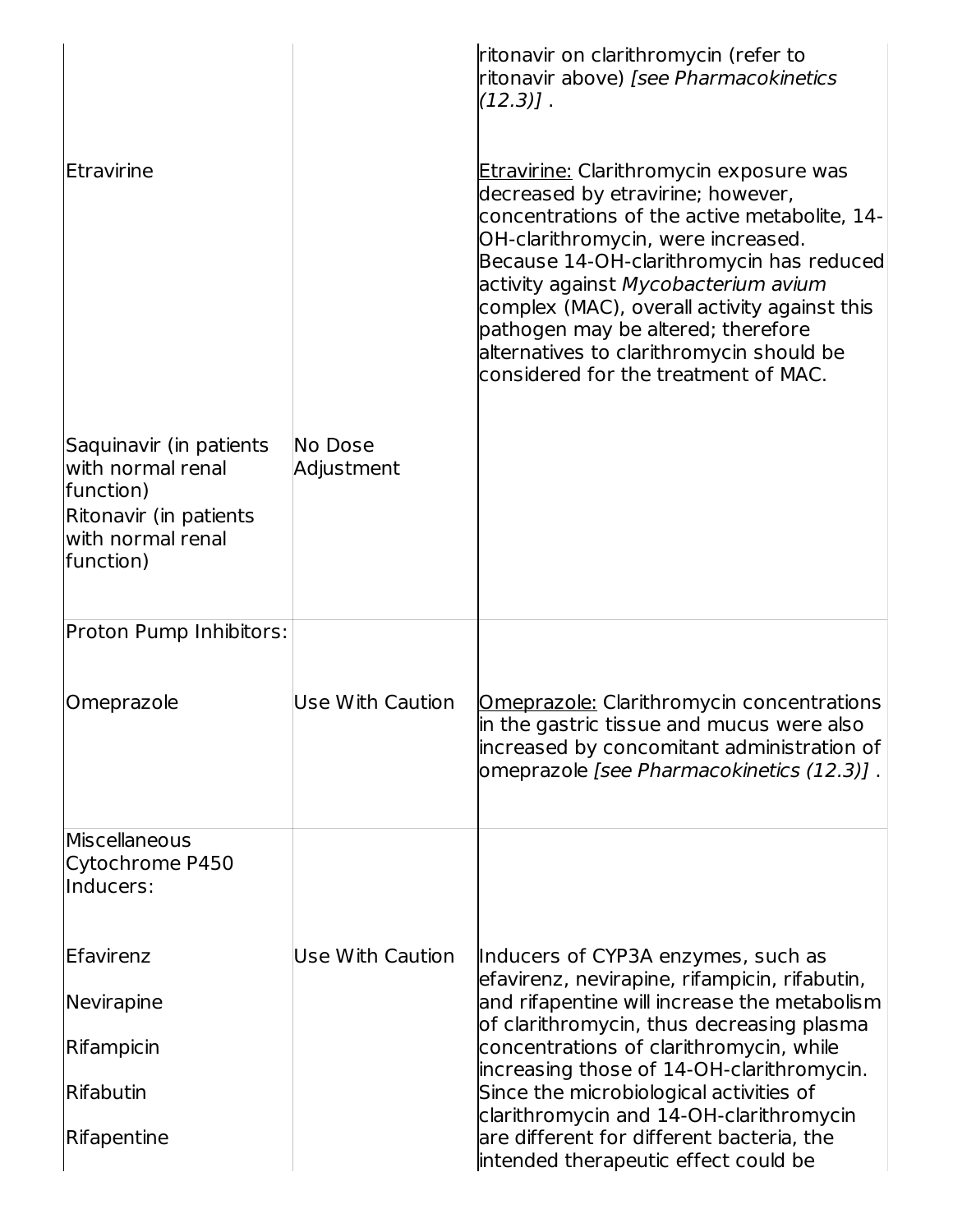| | | |
|---|---|---|
| | | ritonavir on clarithromycin (refer to ritonavir above) *[see Pharmacokinetics (12.3)]* . |
| Etravirine | | Etravirine: Clarithromycin exposure was decreased by etravirine; however, concentrations of the active metabolite, 14-OH-clarithromycin, were increased. Because 14-OH-clarithromycin has reduced activity against *Mycobacterium avium* complex (MAC), overall activity against this pathogen may be altered; therefore alternatives to clarithromycin should be considered for the treatment of MAC. |
| Saquinavir (in patients with normal renal function)<br>Ritonavir (in patients with normal renal function) | No Dose Adjustment | |
| Proton Pump Inhibitors: | | |
| Omeprazole | Use With Caution | Omeprazole: Clarithromycin concentrations in the gastric tissue and mucus were also increased by concomitant administration of omeprazole *[see Pharmacokinetics (12.3)]* . |
| Miscellaneous Cytochrome P450 Inducers: | | |
| Efavirenz<br>Nevirapine<br>Rifampicin<br>Rifabutin<br>Rifapentine | Use With Caution | Inducers of CYP3A enzymes, such as efavirenz, nevirapine, rifampicin, rifabutin, and rifapentine will increase the metabolism of clarithromycin, thus decreasing plasma concentrations of clarithromycin, while increasing those of 14-OH-clarithromycin. Since the microbiological activities of clarithromycin and 14-OH-clarithromycin are different for different bacteria, the intended therapeutic effect could be |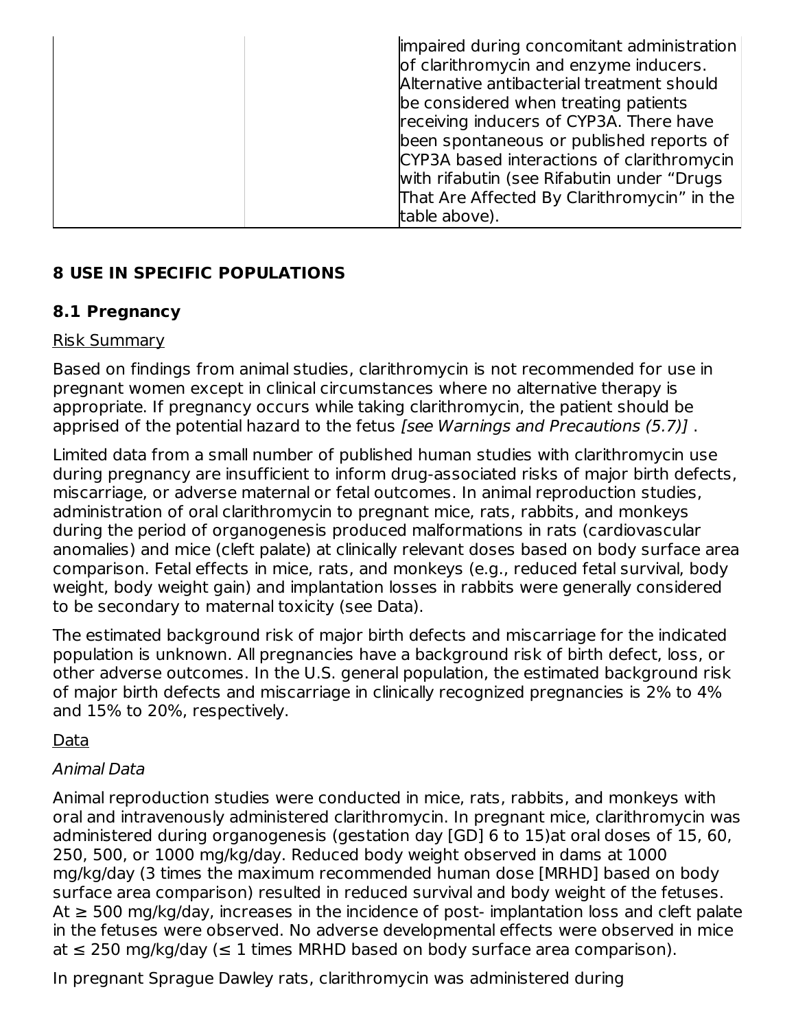| | | impaired during concomitant administration of clarithromycin and enzyme inducers. Alternative antibacterial treatment should be considered when treating patients receiving inducers of CYP3A. There have been spontaneous or published reports of CYP3A based interactions of clarithromycin with rifabutin (see Rifabutin under "Drugs That Are Affected By Clarithromycin" in the table above). |
|---|---|---|

# 8 USE IN SPECIFIC POPULATIONS

## 8.1 Pregnancy

Risk Summary

Based on findings from animal studies, clarithromycin is not recommended for use in pregnant women except in clinical circumstances where no alternative therapy is appropriate. If pregnancy occurs while taking clarithromycin, the patient should be apprised of the potential hazard to the fetus *[see Warnings and Precautions (5.7)]* .

Limited data from a small number of published human studies with clarithromycin use during pregnancy are insufficient to inform drug-associated risks of major birth defects, miscarriage, or adverse maternal or fetal outcomes. In animal reproduction studies, administration of oral clarithromycin to pregnant mice, rats, rabbits, and monkeys during the period of organogenesis produced malformations in rats (cardiovascular anomalies) and mice (cleft palate) at clinically relevant doses based on body surface area comparison. Fetal effects in mice, rats, and monkeys (e.g., reduced fetal survival, body weight, body weight gain) and implantation losses in rabbits were generally considered to be secondary to maternal toxicity (see Data).

The estimated background risk of major birth defects and miscarriage for the indicated population is unknown. All pregnancies have a background risk of birth defect, loss, or other adverse outcomes. In the U.S. general population, the estimated background risk of major birth defects and miscarriage in clinically recognized pregnancies is 2% to 4% and 15% to 20%, respectively.

Data

*Animal Data*

Animal reproduction studies were conducted in mice, rats, rabbits, and monkeys with oral and intravenously administered clarithromycin. In pregnant mice, clarithromycin was administered during organogenesis (gestation day [GD] 6 to 15)at oral doses of 15, 60, 250, 500, or 1000 mg/kg/day. Reduced body weight observed in dams at 1000 mg/kg/day (3 times the maximum recommended human dose [MRHD] based on body surface area comparison) resulted in reduced survival and body weight of the fetuses. At ≥ 500 mg/kg/day, increases in the incidence of post- implantation loss and cleft palate in the fetuses were observed. No adverse developmental effects were observed in mice at ≤ 250 mg/kg/day (≤ 1 times MRHD based on body surface area comparison).

In pregnant Sprague Dawley rats, clarithromycin was administered during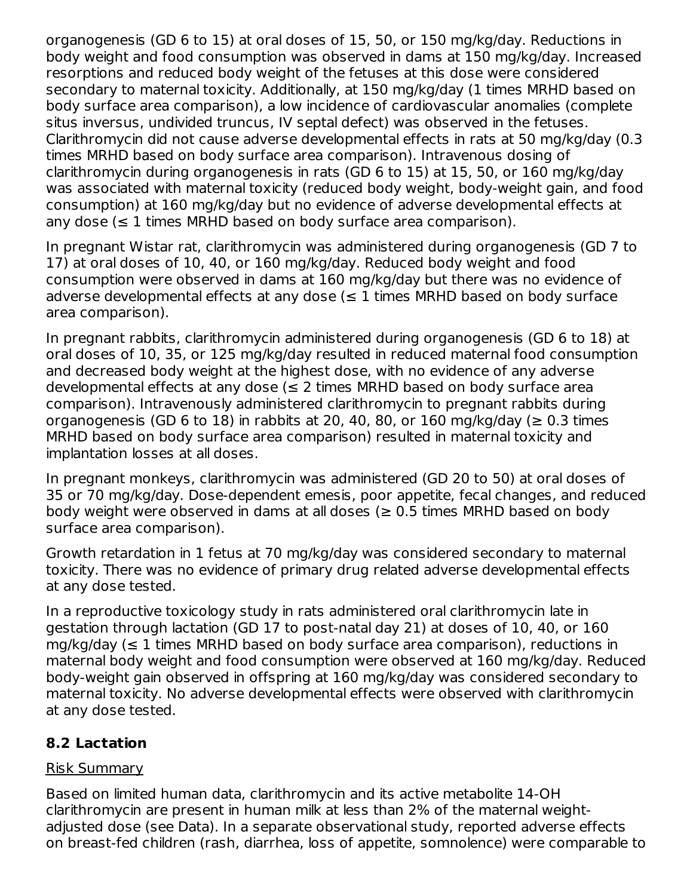organogenesis (GD 6 to 15) at oral doses of 15, 50, or 150 mg/kg/day. Reductions in body weight and food consumption was observed in dams at 150 mg/kg/day. Increased resorptions and reduced body weight of the fetuses at this dose were considered secondary to maternal toxicity. Additionally, at 150 mg/kg/day (1 times MRHD based on body surface area comparison), a low incidence of cardiovascular anomalies (complete situs inversus, undivided truncus, IV septal defect) was observed in the fetuses. Clarithromycin did not cause adverse developmental effects in rats at 50 mg/kg/day (0.3 times MRHD based on body surface area comparison). Intravenous dosing of clarithromycin during organogenesis in rats (GD 6 to 15) at 15, 50, or 160 mg/kg/day was associated with maternal toxicity (reduced body weight, body-weight gain, and food consumption) at 160 mg/kg/day but no evidence of adverse developmental effects at any dose (≤ 1 times MRHD based on body surface area comparison).

In pregnant Wistar rat, clarithromycin was administered during organogenesis (GD 7 to 17) at oral doses of 10, 40, or 160 mg/kg/day. Reduced body weight and food consumption were observed in dams at 160 mg/kg/day but there was no evidence of adverse developmental effects at any dose (≤ 1 times MRHD based on body surface area comparison).

In pregnant rabbits, clarithromycin administered during organogenesis (GD 6 to 18) at oral doses of 10, 35, or 125 mg/kg/day resulted in reduced maternal food consumption and decreased body weight at the highest dose, with no evidence of any adverse developmental effects at any dose (≤ 2 times MRHD based on body surface area comparison). Intravenously administered clarithromycin to pregnant rabbits during organogenesis (GD 6 to 18) in rabbits at 20, 40, 80, or 160 mg/kg/day (≥ 0.3 times MRHD based on body surface area comparison) resulted in maternal toxicity and implantation losses at all doses.

In pregnant monkeys, clarithromycin was administered (GD 20 to 50) at oral doses of 35 or 70 mg/kg/day. Dose-dependent emesis, poor appetite, fecal changes, and reduced body weight were observed in dams at all doses (≥ 0.5 times MRHD based on body surface area comparison).

Growth retardation in 1 fetus at 70 mg/kg/day was considered secondary to maternal toxicity. There was no evidence of primary drug related adverse developmental effects at any dose tested.

In a reproductive toxicology study in rats administered oral clarithromycin late in gestation through lactation (GD 17 to post-natal day 21) at doses of 10, 40, or 160 mg/kg/day (≤ 1 times MRHD based on body surface area comparison), reductions in maternal body weight and food consumption were observed at 160 mg/kg/day. Reduced body-weight gain observed in offspring at 160 mg/kg/day was considered secondary to maternal toxicity. No adverse developmental effects were observed with clarithromycin at any dose tested.

## 8.2 Lactation

Risk Summary

Based on limited human data, clarithromycin and its active metabolite 14-OH clarithromycin are present in human milk at less than 2% of the maternal weight-adjusted dose (see Data). In a separate observational study, reported adverse effects on breast-fed children (rash, diarrhea, loss of appetite, somnolence) were comparable to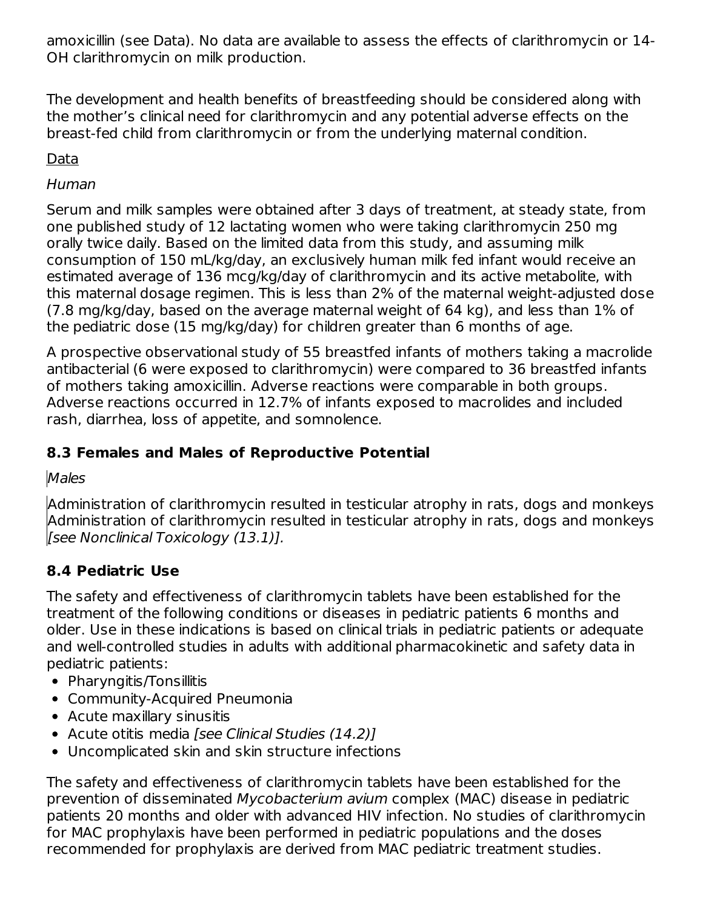amoxicillin (see Data). No data are available to assess the effects of clarithromycin or 14-OH clarithromycin on milk production.

The development and health benefits of breastfeeding should be considered along with the mother's clinical need for clarithromycin and any potential adverse effects on the breast-fed child from clarithromycin or from the underlying maternal condition.

<u>Data</u>

*Human*

Serum and milk samples were obtained after 3 days of treatment, at steady state, from one published study of 12 lactating women who were taking clarithromycin 250 mg orally twice daily. Based on the limited data from this study, and assuming milk consumption of 150 mL/kg/day, an exclusively human milk fed infant would receive an estimated average of 136 mcg/kg/day of clarithromycin and its active metabolite, with this maternal dosage regimen. This is less than 2% of the maternal weight-adjusted dose (7.8 mg/kg/day, based on the average maternal weight of 64 kg), and less than 1% of the pediatric dose (15 mg/kg/day) for children greater than 6 months of age.

A prospective observational study of 55 breastfed infants of mothers taking a macrolide antibacterial (6 were exposed to clarithromycin) were compared to 36 breastfed infants of mothers taking amoxicillin. Adverse reactions were comparable in both groups. Adverse reactions occurred in 12.7% of infants exposed to macrolides and included rash, diarrhea, loss of appetite, and somnolence.

### 8.3 Females and Males of Reproductive Potential

*Males*

Administration of clarithromycin resulted in testicular atrophy in rats, dogs and monkeys Administration of clarithromycin resulted in testicular atrophy in rats, dogs and monkeys *[see Nonclinical Toxicology (13.1)].*

### 8.4 Pediatric Use

The safety and effectiveness of clarithromycin tablets have been established for the treatment of the following conditions or diseases in pediatric patients 6 months and older. Use in these indications is based on clinical trials in pediatric patients or adequate and well-controlled studies in adults with additional pharmacokinetic and safety data in pediatric patients:

- Pharyngitis/Tonsillitis
- Community-Acquired Pneumonia
- Acute maxillary sinusitis
- Acute otitis media *[see Clinical Studies (14.2)]*
- Uncomplicated skin and skin structure infections

The safety and effectiveness of clarithromycin tablets have been established for the prevention of disseminated *Mycobacterium avium* complex (MAC) disease in pediatric patients 20 months and older with advanced HIV infection. No studies of clarithromycin for MAC prophylaxis have been performed in pediatric populations and the doses recommended for prophylaxis are derived from MAC pediatric treatment studies.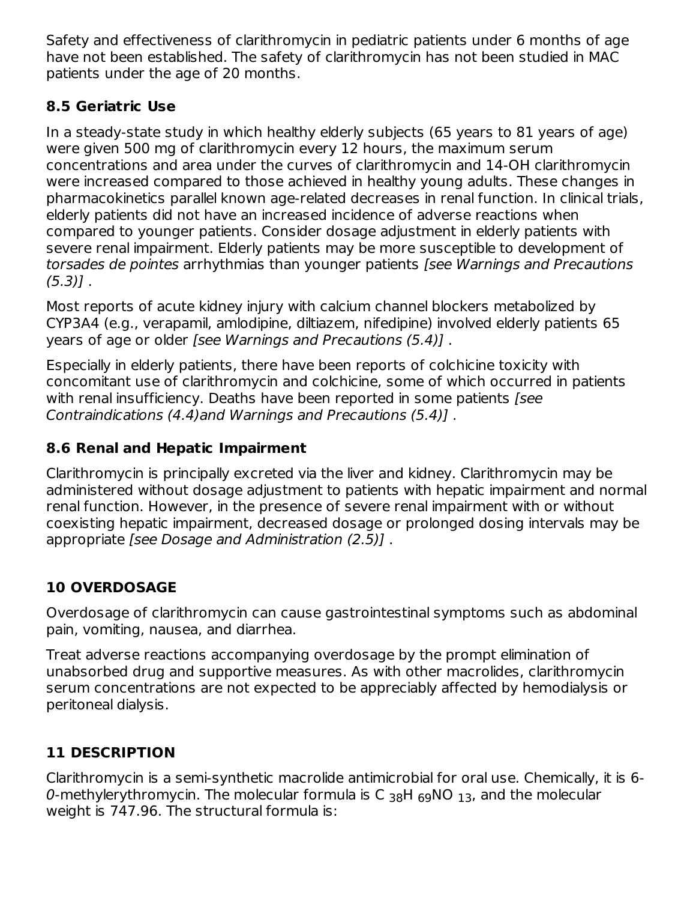Safety and effectiveness of clarithromycin in pediatric patients under 6 months of age have not been established. The safety of clarithromycin has not been studied in MAC patients under the age of 20 months.

## 8.5 Geriatric Use

In a steady-state study in which healthy elderly subjects (65 years to 81 years of age) were given 500 mg of clarithromycin every 12 hours, the maximum serum concentrations and area under the curves of clarithromycin and 14-OH clarithromycin were increased compared to those achieved in healthy young adults. These changes in pharmacokinetics parallel known age-related decreases in renal function. In clinical trials, elderly patients did not have an increased incidence of adverse reactions when compared to younger patients. Consider dosage adjustment in elderly patients with severe renal impairment. Elderly patients may be more susceptible to development of *torsades de pointes* arrhythmias than younger patients *[see Warnings and Precautions (5.3)]* .

Most reports of acute kidney injury with calcium channel blockers metabolized by CYP3A4 (e.g., verapamil, amlodipine, diltiazem, nifedipine) involved elderly patients 65 years of age or older *[see Warnings and Precautions (5.4)]* .

Especially in elderly patients, there have been reports of colchicine toxicity with concomitant use of clarithromycin and colchicine, some of which occurred in patients with renal insufficiency. Deaths have been reported in some patients *[see Contraindications (4.4)and Warnings and Precautions (5.4)]* .

## 8.6 Renal and Hepatic Impairment

Clarithromycin is principally excreted via the liver and kidney. Clarithromycin may be administered without dosage adjustment to patients with hepatic impairment and normal renal function. However, in the presence of severe renal impairment with or without coexisting hepatic impairment, decreased dosage or prolonged dosing intervals may be appropriate *[see Dosage and Administration (2.5)]* .

# 10 OVERDOSAGE

Overdosage of clarithromycin can cause gastrointestinal symptoms such as abdominal pain, vomiting, nausea, and diarrhea.

Treat adverse reactions accompanying overdosage by the prompt elimination of unabsorbed drug and supportive measures. As with other macrolides, clarithromycin serum concentrations are not expected to be appreciably affected by hemodialysis or peritoneal dialysis.

# 11 DESCRIPTION

Clarithromycin is a semi-synthetic macrolide antimicrobial for oral use. Chemically, it is 6-*0*-methylerythromycin. The molecular formula is $C_{38}H_{69}NO_{13}$, and the molecular weight is 747.96. The structural formula is: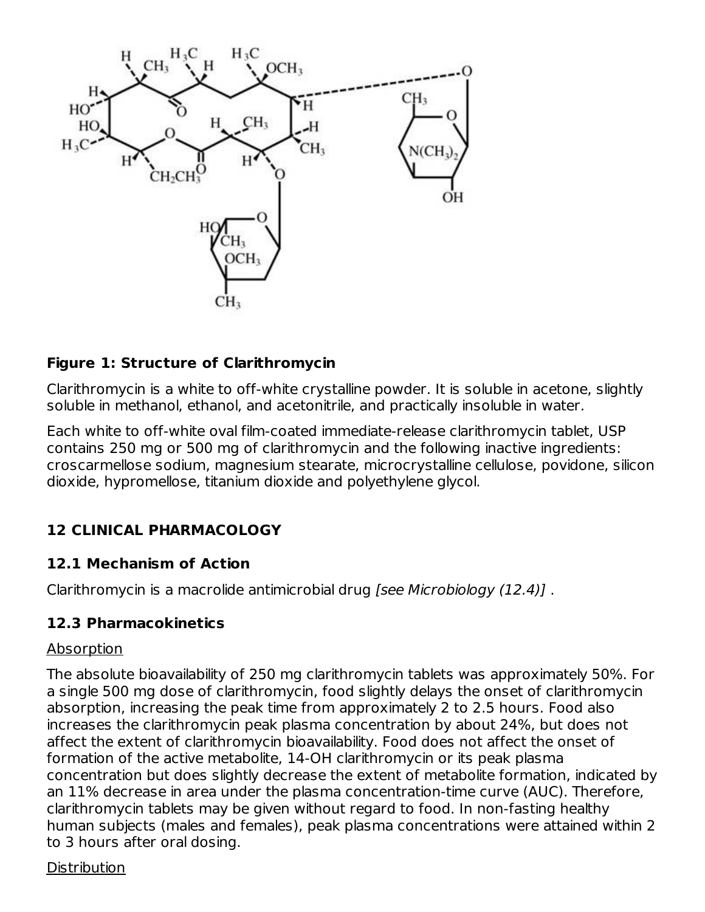**Figure 1: Structure of Clarithromycin**

Clarithromycin is a white to off-white crystalline powder. It is soluble in acetone, slightly soluble in methanol, ethanol, and acetonitrile, and practically insoluble in water.

Each white to off-white oval film-coated immediate-release clarithromycin tablet, USP contains 250 mg or 500 mg of clarithromycin and the following inactive ingredients: croscarmellose sodium, magnesium stearate, microcrystalline cellulose, povidone, silicon dioxide, hypromellose, titanium dioxide and polyethylene glycol.

## 12 CLINICAL PHARMACOLOGY

### 12.1 Mechanism of Action

Clarithromycin is a macrolide antimicrobial drug *[see Microbiology (12.4)]* .

### 12.3 Pharmacokinetics

Absorption

The absolute bioavailability of 250 mg clarithromycin tablets was approximately 50%. For a single 500 mg dose of clarithromycin, food slightly delays the onset of clarithromycin absorption, increasing the peak time from approximately 2 to 2.5 hours. Food also increases the clarithromycin peak plasma concentration by about 24%, but does not affect the extent of clarithromycin bioavailability. Food does not affect the onset of formation of the active metabolite, 14-OH clarithromycin or its peak plasma concentration but does slightly decrease the extent of metabolite formation, indicated by an 11% decrease in area under the plasma concentration-time curve (AUC). Therefore, clarithromycin tablets may be given without regard to food. In non-fasting healthy human subjects (males and females), peak plasma concentrations were attained within 2 to 3 hours after oral dosing.

Distribution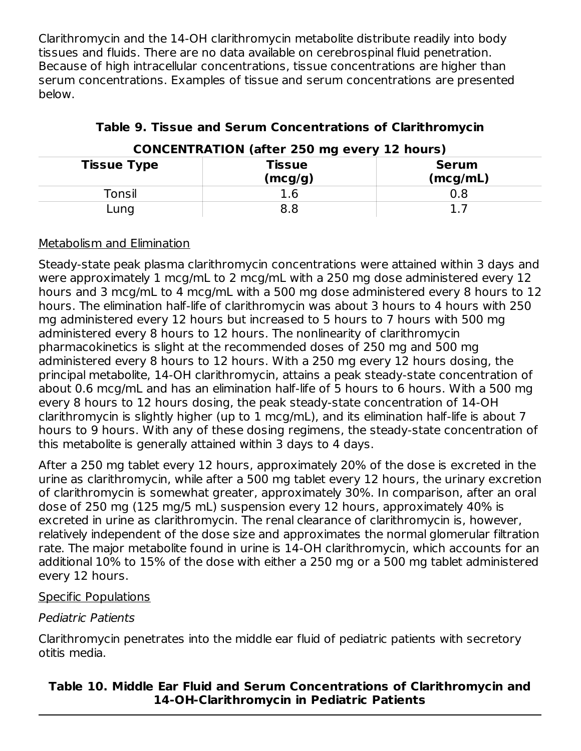Clarithromycin and the 14-OH clarithromycin metabolite distribute readily into body tissues and fluids. There are no data available on cerebrospinal fluid penetration. Because of high intracellular concentrations, tissue concentrations are higher than serum concentrations. Examples of tissue and serum concentrations are presented below.

**Table 9. Tissue and Serum Concentrations of Clarithromycin**

| **CONCENTRATION (after 250 mg every 12 hours)** | | |
|---|---|---|
| **Tissue Type** | **Tissue (mcg/g)** | **Serum (mcg/mL)** |
| Tonsil | 1.6 | 0.8 |
| Lung | 8.8 | 1.7 |

Metabolism and Elimination

Steady-state peak plasma clarithromycin concentrations were attained within 3 days and were approximately 1 mcg/mL to 2 mcg/mL with a 250 mg dose administered every 12 hours and 3 mcg/mL to 4 mcg/mL with a 500 mg dose administered every 8 hours to 12 hours. The elimination half-life of clarithromycin was about 3 hours to 4 hours with 250 mg administered every 12 hours but increased to 5 hours to 7 hours with 500 mg administered every 8 hours to 12 hours. The nonlinearity of clarithromycin pharmacokinetics is slight at the recommended doses of 250 mg and 500 mg administered every 8 hours to 12 hours. With a 250 mg every 12 hours dosing, the principal metabolite, 14-OH clarithromycin, attains a peak steady-state concentration of about 0.6 mcg/mL and has an elimination half-life of 5 hours to 6 hours. With a 500 mg every 8 hours to 12 hours dosing, the peak steady-state concentration of 14-OH clarithromycin is slightly higher (up to 1 mcg/mL), and its elimination half-life is about 7 hours to 9 hours. With any of these dosing regimens, the steady-state concentration of this metabolite is generally attained within 3 days to 4 days.

After a 250 mg tablet every 12 hours, approximately 20% of the dose is excreted in the urine as clarithromycin, while after a 500 mg tablet every 12 hours, the urinary excretion of clarithromycin is somewhat greater, approximately 30%. In comparison, after an oral dose of 250 mg (125 mg/5 mL) suspension every 12 hours, approximately 40% is excreted in urine as clarithromycin. The renal clearance of clarithromycin is, however, relatively independent of the dose size and approximates the normal glomerular filtration rate. The major metabolite found in urine is 14-OH clarithromycin, which accounts for an additional 10% to 15% of the dose with either a 250 mg or a 500 mg tablet administered every 12 hours.

Specific Populations

*Pediatric Patients*

Clarithromycin penetrates into the middle ear fluid of pediatric patients with secretory otitis media.

**Table 10. Middle Ear Fluid and Serum Concentrations of Clarithromycin and 14-OH-Clarithromycin in Pediatric Patients**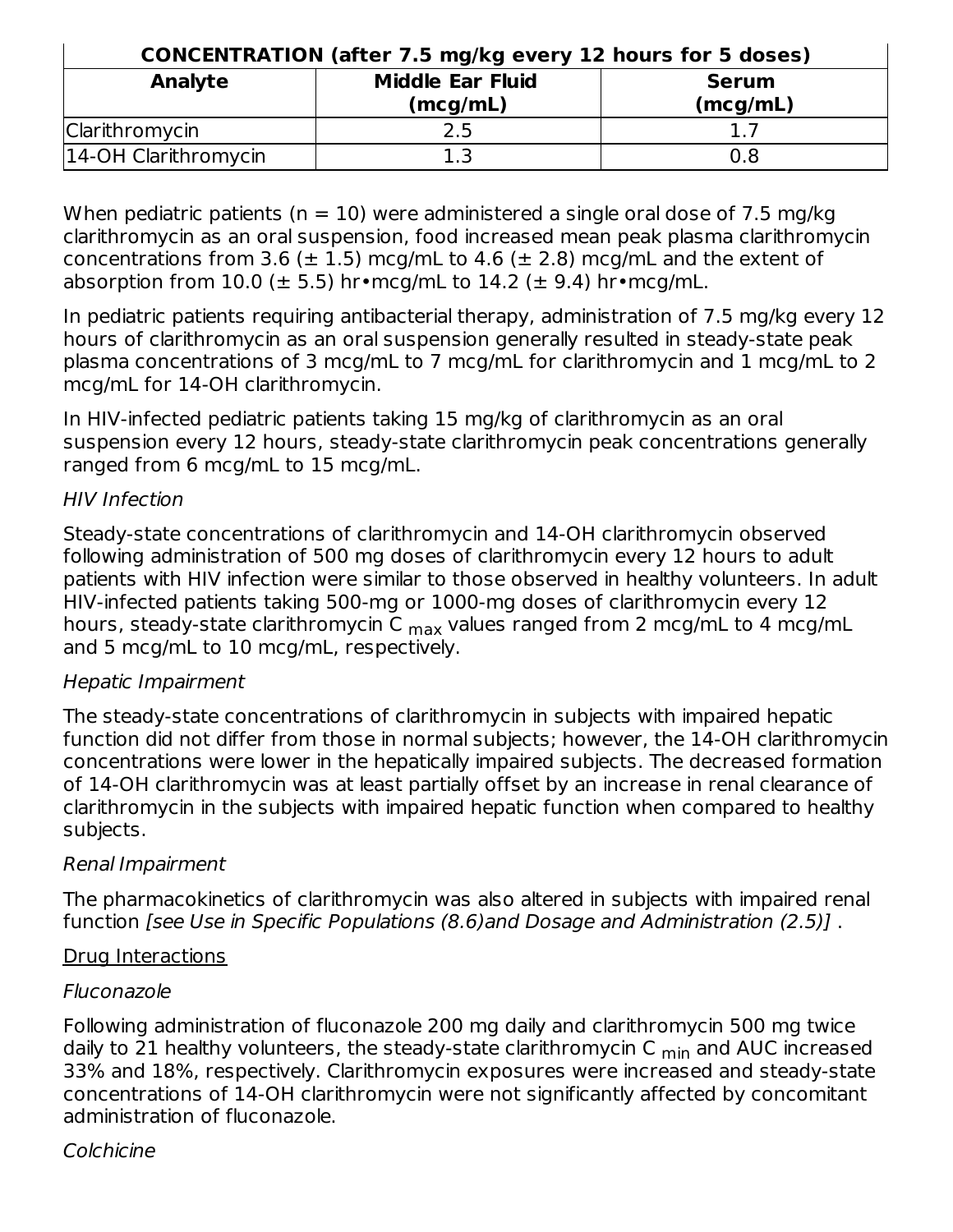| CONCENTRATION (after 7.5 mg/kg every 12 hours for 5 doses) | | |
|---|---|---|
| **Analyte** | **Middle Ear Fluid (mcg/mL)** | **Serum (mcg/mL)** |
| Clarithromycin | 2.5 | 1.7 |
| 14-OH Clarithromycin | 1.3 | 0.8 |

When pediatric patients (n = 10) were administered a single oral dose of 7.5 mg/kg clarithromycin as an oral suspension, food increased mean peak plasma clarithromycin concentrations from 3.6 (± 1.5) mcg/mL to 4.6 (± 2.8) mcg/mL and the extent of absorption from 10.0 (± 5.5) hr•mcg/mL to 14.2 (± 9.4) hr•mcg/mL.

In pediatric patients requiring antibacterial therapy, administration of 7.5 mg/kg every 12 hours of clarithromycin as an oral suspension generally resulted in steady-state peak plasma concentrations of 3 mcg/mL to 7 mcg/mL for clarithromycin and 1 mcg/mL to 2 mcg/mL for 14-OH clarithromycin.

In HIV-infected pediatric patients taking 15 mg/kg of clarithromycin as an oral suspension every 12 hours, steady-state clarithromycin peak concentrations generally ranged from 6 mcg/mL to 15 mcg/mL.

*HIV Infection*

Steady-state concentrations of clarithromycin and 14-OH clarithromycin observed following administration of 500 mg doses of clarithromycin every 12 hours to adult patients with HIV infection were similar to those observed in healthy volunteers. In adult HIV-infected patients taking 500-mg or 1000-mg doses of clarithromycin every 12 hours, steady-state clarithromycin $C_{max}$ values ranged from 2 mcg/mL to 4 mcg/mL and 5 mcg/mL to 10 mcg/mL, respectively.

*Hepatic Impairment*

The steady-state concentrations of clarithromycin in subjects with impaired hepatic function did not differ from those in normal subjects; however, the 14-OH clarithromycin concentrations were lower in the hepatically impaired subjects. The decreased formation of 14-OH clarithromycin was at least partially offset by an increase in renal clearance of clarithromycin in the subjects with impaired hepatic function when compared to healthy subjects.

*Renal Impairment*

The pharmacokinetics of clarithromycin was also altered in subjects with impaired renal function *[see Use in Specific Populations (8.6)and Dosage and Administration (2.5)]* .

Drug Interactions

*Fluconazole*

Following administration of fluconazole 200 mg daily and clarithromycin 500 mg twice daily to 21 healthy volunteers, the steady-state clarithromycin $C_{min}$ and AUC increased 33% and 18%, respectively. Clarithromycin exposures were increased and steady-state concentrations of 14-OH clarithromycin were not significantly affected by concomitant administration of fluconazole.

*Colchicine*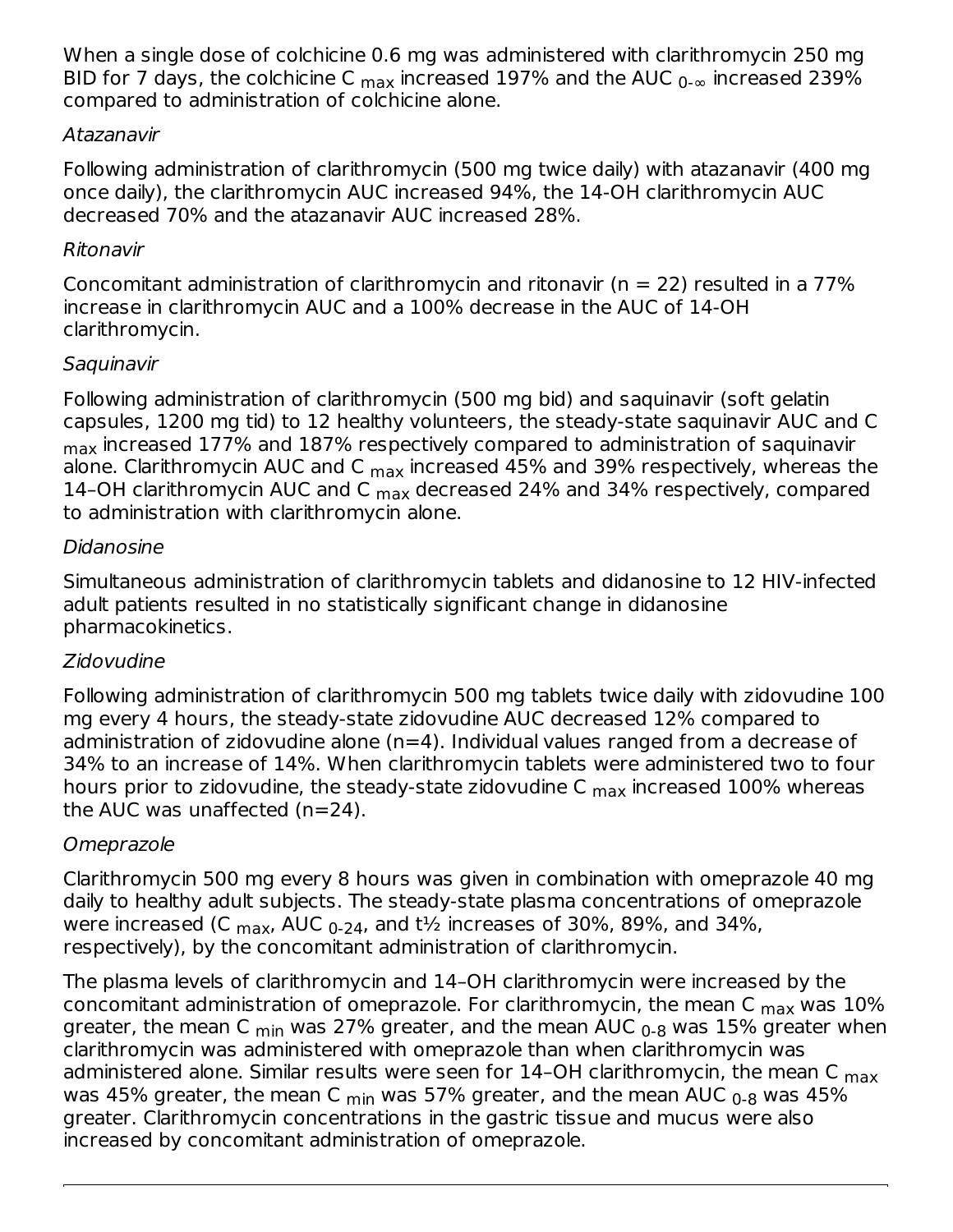When a single dose of colchicine 0.6 mg was administered with clarithromycin 250 mg BID for 7 days, the colchicine $C_{max}$ increased 197% and the $AUC_{0-\infty}$ increased 239% compared to administration of colchicine alone.

*Atazanavir*

Following administration of clarithromycin (500 mg twice daily) with atazanavir (400 mg once daily), the clarithromycin AUC increased 94%, the 14-OH clarithromycin AUC decreased 70% and the atazanavir AUC increased 28%.

*Ritonavir*

Concomitant administration of clarithromycin and ritonavir (n = 22) resulted in a 77% increase in clarithromycin AUC and a 100% decrease in the AUC of 14-OH clarithromycin.

*Saquinavir*

Following administration of clarithromycin (500 mg bid) and saquinavir (soft gelatin capsules, 1200 mg tid) to 12 healthy volunteers, the steady-state saquinavir AUC and $C_{max}$ increased 177% and 187% respectively compared to administration of saquinavir alone. Clarithromycin AUC and $C_{max}$ increased 45% and 39% respectively, whereas the 14–OH clarithromycin AUC and $C_{max}$ decreased 24% and 34% respectively, compared to administration with clarithromycin alone.

*Didanosine*

Simultaneous administration of clarithromycin tablets and didanosine to 12 HIV-infected adult patients resulted in no statistically significant change in didanosine pharmacokinetics.

*Zidovudine*

Following administration of clarithromycin 500 mg tablets twice daily with zidovudine 100 mg every 4 hours, the steady-state zidovudine AUC decreased 12% compared to administration of zidovudine alone (n=4). Individual values ranged from a decrease of 34% to an increase of 14%. When clarithromycin tablets were administered two to four hours prior to zidovudine, the steady-state zidovudine $C_{max}$ increased 100% whereas the AUC was unaffected (n=24).

*Omeprazole*

Clarithromycin 500 mg every 8 hours was given in combination with omeprazole 40 mg daily to healthy adult subjects. The steady-state plasma concentrations of omeprazole were increased ($C_{max}$, $AUC_{0-24}$, and $t_{½}$ increases of 30%, 89%, and 34%, respectively), by the concomitant administration of clarithromycin.

The plasma levels of clarithromycin and 14–OH clarithromycin were increased by the concomitant administration of omeprazole. For clarithromycin, the mean $C_{max}$ was 10% greater, the mean $C_{min}$ was 27% greater, and the mean $AUC_{0-8}$ was 15% greater when clarithromycin was administered with omeprazole than when clarithromycin was administered alone. Similar results were seen for 14–OH clarithromycin, the mean $C_{max}$ was 45% greater, the mean $C_{min}$ was 57% greater, and the mean $AUC_{0-8}$ was 45% greater. Clarithromycin concentrations in the gastric tissue and mucus were also increased by concomitant administration of omeprazole.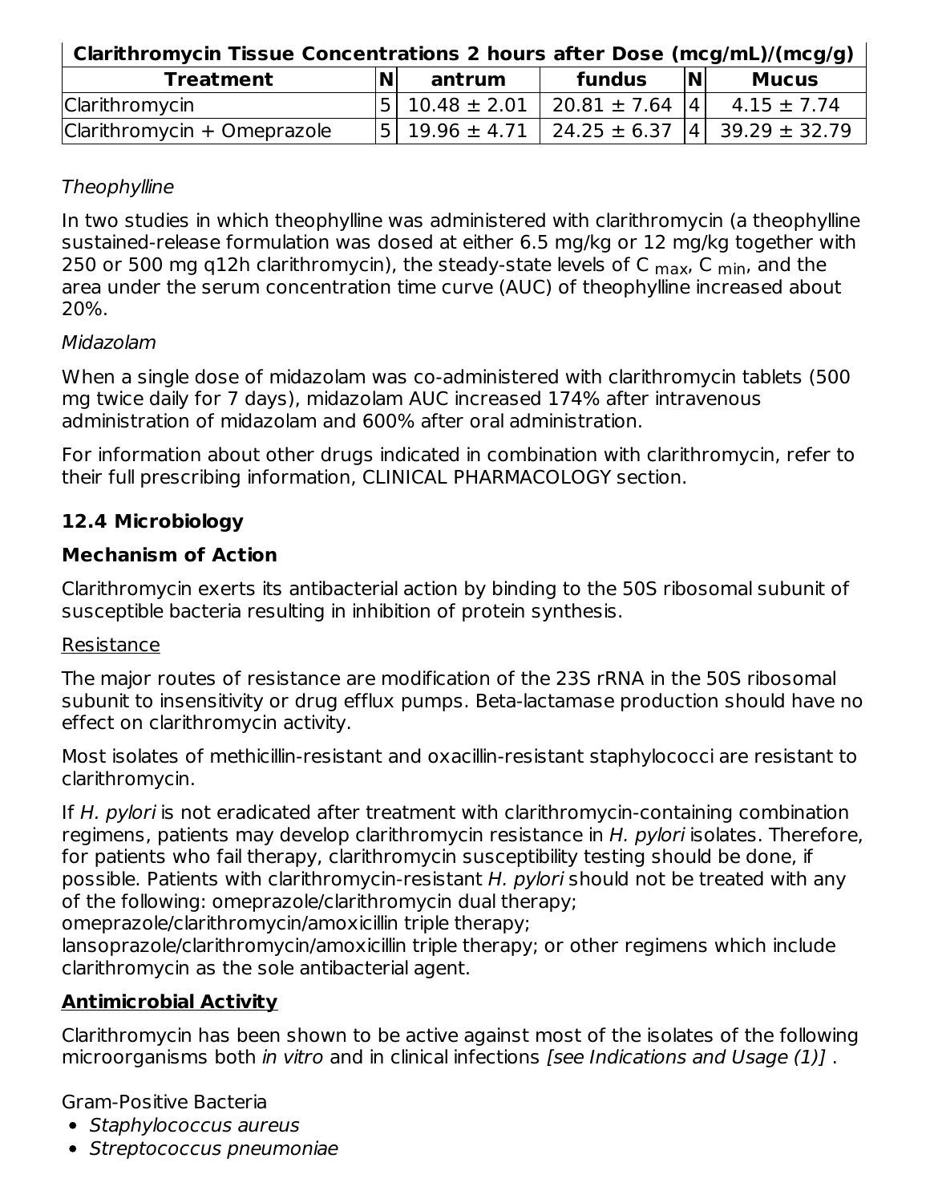| Clarithromycin Tissue Concentrations 2 hours after Dose (mcg/mL)/(mcg/g) | | | | | |
|---|---|---|---|---|---|
| **Treatment** | **N** | **antrum** | **fundus** | **N** | **Mucus** |
| Clarithromycin | 5 | 10.48 ± 2.01 | 20.81 ± 7.64 | 4 | 4.15 ± 7.74 |
| Clarithromycin + Omeprazole | 5 | 19.96 ± 4.71 | 24.25 ± 6.37 | 4 | 39.29 ± 32.79 |

*Theophylline*

In two studies in which theophylline was administered with clarithromycin (a theophylline sustained-release formulation was dosed at either 6.5 mg/kg or 12 mg/kg together with 250 or 500 mg q12h clarithromycin), the steady-state levels of $C_{max}$, $C_{min}$, and the area under the serum concentration time curve (AUC) of theophylline increased about 20%.

*Midazolam*

When a single dose of midazolam was co-administered with clarithromycin tablets (500 mg twice daily for 7 days), midazolam AUC increased 174% after intravenous administration of midazolam and 600% after oral administration.

For information about other drugs indicated in combination with clarithromycin, refer to their full prescribing information, CLINICAL PHARMACOLOGY section.

## 12.4 Microbiology

**Mechanism of Action**

Clarithromycin exerts its antibacterial action by binding to the 50S ribosomal subunit of susceptible bacteria resulting in inhibition of protein synthesis.

Resistance

The major routes of resistance are modification of the 23S rRNA in the 50S ribosomal subunit to insensitivity or drug efflux pumps. Beta-lactamase production should have no effect on clarithromycin activity.

Most isolates of methicillin-resistant and oxacillin-resistant staphylococci are resistant to clarithromycin.

If *H. pylori* is not eradicated after treatment with clarithromycin-containing combination regimens, patients may develop clarithromycin resistance in *H. pylori* isolates. Therefore, for patients who fail therapy, clarithromycin susceptibility testing should be done, if possible. Patients with clarithromycin-resistant *H. pylori* should not be treated with any of the following: omeprazole/clarithromycin dual therapy; omeprazole/clarithromycin/amoxicillin triple therapy; lansoprazole/clarithromycin/amoxicillin triple therapy; or other regimens which include clarithromycin as the sole antibacterial agent.

**Antimicrobial Activity**

Clarithromycin has been shown to be active against most of the isolates of the following microorganisms both *in vitro* and in clinical infections *[see Indications and Usage (1)]* .

Gram-Positive Bacteria

- *Staphylococcus aureus*
- *Streptococcus pneumoniae*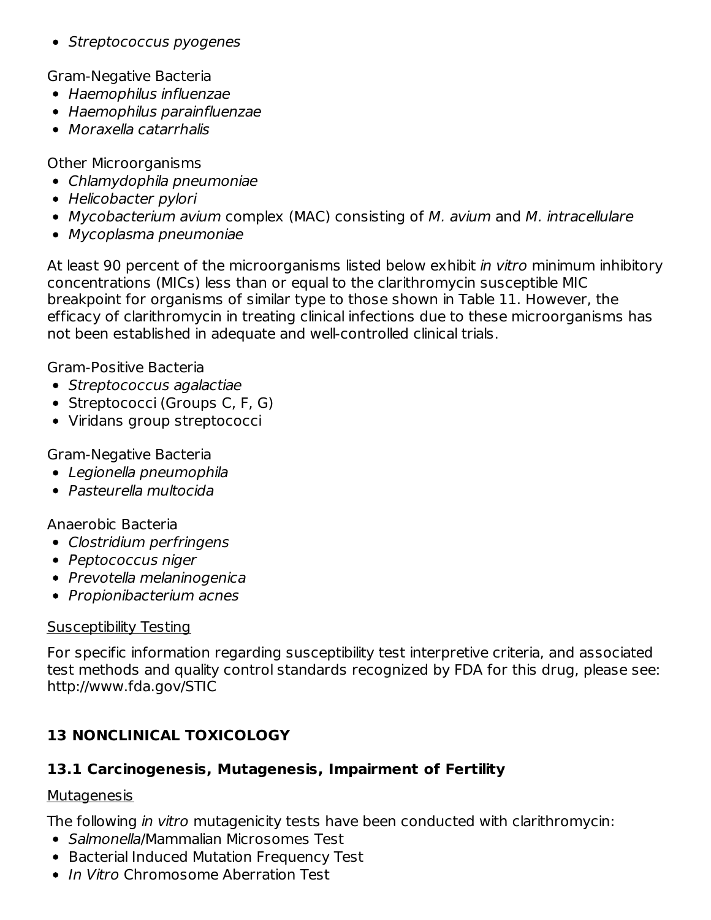- *Streptococcus pyogenes*

Gram-Negative Bacteria

- *Haemophilus influenzae*
- *Haemophilus parainfluenzae*
- *Moraxella catarrhalis*

Other Microorganisms

- *Chlamydophila pneumoniae*
- *Helicobacter pylori*
- *Mycobacterium avium* complex (MAC) consisting of *M. avium* and *M. intracellulare*
- *Mycoplasma pneumoniae*

At least 90 percent of the microorganisms listed below exhibit *in vitro* minimum inhibitory concentrations (MICs) less than or equal to the clarithromycin susceptible MIC breakpoint for organisms of similar type to those shown in Table 11. However, the efficacy of clarithromycin in treating clinical infections due to these microorganisms has not been established in adequate and well-controlled clinical trials.

Gram-Positive Bacteria

- *Streptococcus agalactiae*
- Streptococci (Groups C, F, G)
- Viridans group streptococci

Gram-Negative Bacteria

- *Legionella pneumophila*
- *Pasteurella multocida*

Anaerobic Bacteria

- *Clostridium perfringens*
- *Peptococcus niger*
- *Prevotella melaninogenica*
- *Propionibacterium acnes*

<u>Susceptibility Testing</u>

For specific information regarding susceptibility test interpretive criteria, and associated test methods and quality control standards recognized by FDA for this drug, please see: http://www.fda.gov/STIC

## 13 NONCLINICAL TOXICOLOGY

### 13.1 Carcinogenesis, Mutagenesis, Impairment of Fertility

<u>Mutagenesis</u>

The following *in vitro* mutagenicity tests have been conducted with clarithromycin:

- *Salmonella*/Mammalian Microsomes Test
- Bacterial Induced Mutation Frequency Test
- *In Vitro* Chromosome Aberration Test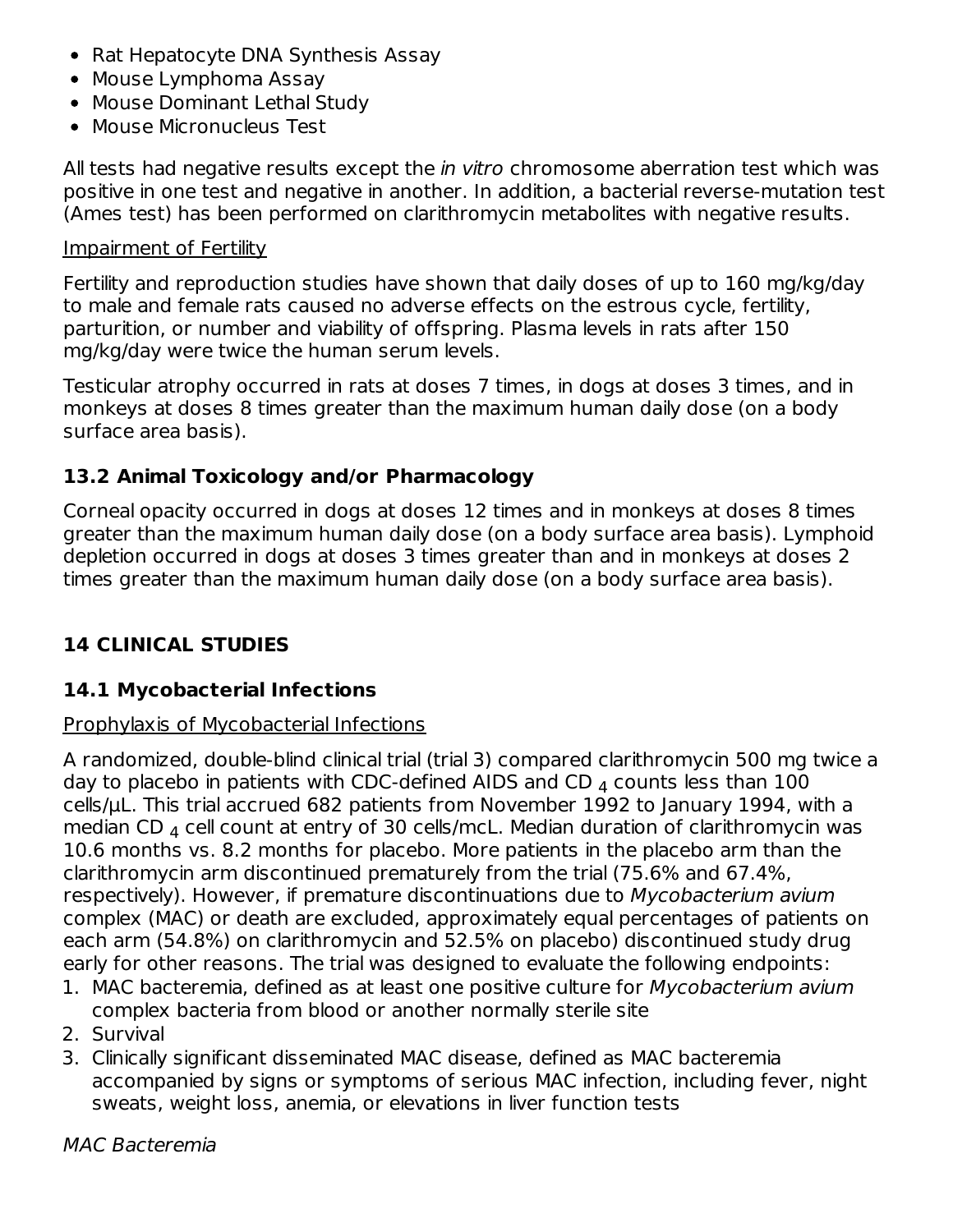- Rat Hepatocyte DNA Synthesis Assay
- Mouse Lymphoma Assay
- Mouse Dominant Lethal Study
- Mouse Micronucleus Test

All tests had negative results except the *in vitro* chromosome aberration test which was positive in one test and negative in another. In addition, a bacterial reverse-mutation test (Ames test) has been performed on clarithromycin metabolites with negative results.

Impairment of Fertility

Fertility and reproduction studies have shown that daily doses of up to 160 mg/kg/day to male and female rats caused no adverse effects on the estrous cycle, fertility, parturition, or number and viability of offspring. Plasma levels in rats after 150 mg/kg/day were twice the human serum levels.

Testicular atrophy occurred in rats at doses 7 times, in dogs at doses 3 times, and in monkeys at doses 8 times greater than the maximum human daily dose (on a body surface area basis).

### 13.2 Animal Toxicology and/or Pharmacology

Corneal opacity occurred in dogs at doses 12 times and in monkeys at doses 8 times greater than the maximum human daily dose (on a body surface area basis). Lymphoid depletion occurred in dogs at doses 3 times greater than and in monkeys at doses 2 times greater than the maximum human daily dose (on a body surface area basis).

## 14 CLINICAL STUDIES

### 14.1 Mycobacterial Infections

Prophylaxis of Mycobacterial Infections

A randomized, double-blind clinical trial (trial 3) compared clarithromycin 500 mg twice a day to placebo in patients with CDC-defined AIDS and $CD_4$ counts less than 100 cells/µL. This trial accrued 682 patients from November 1992 to January 1994, with a median $CD_4$ cell count at entry of 30 cells/mcL. Median duration of clarithromycin was 10.6 months vs. 8.2 months for placebo. More patients in the placebo arm than the clarithromycin arm discontinued prematurely from the trial (75.6% and 67.4%, respectively). However, if premature discontinuations due to *Mycobacterium avium* complex (MAC) or death are excluded, approximately equal percentages of patients on each arm (54.8%) on clarithromycin and 52.5% on placebo) discontinued study drug early for other reasons. The trial was designed to evaluate the following endpoints:

1. MAC bacteremia, defined as at least one positive culture for *Mycobacterium avium* complex bacteria from blood or another normally sterile site
2. Survival
3. Clinically significant disseminated MAC disease, defined as MAC bacteremia accompanied by signs or symptoms of serious MAC infection, including fever, night sweats, weight loss, anemia, or elevations in liver function tests

*MAC Bacteremia*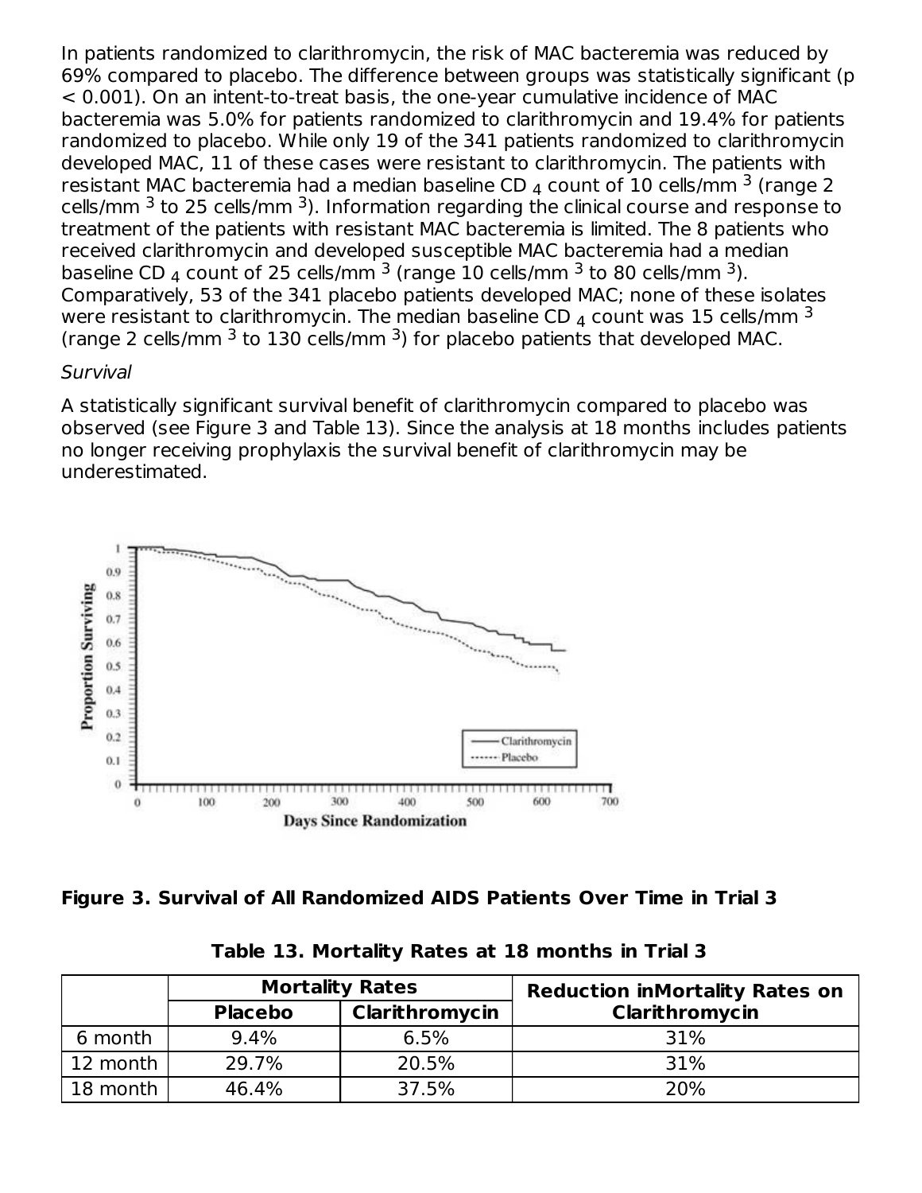In patients randomized to clarithromycin, the risk of MAC bacteremia was reduced by 69% compared to placebo. The difference between groups was statistically significant ($p < 0.001$). On an intent-to-treat basis, the one-year cumulative incidence of MAC bacteremia was 5.0% for patients randomized to clarithromycin and 19.4% for patients randomized to placebo. While only 19 of the 341 patients randomized to clarithromycin developed MAC, 11 of these cases were resistant to clarithromycin. The patients with resistant MAC bacteremia had a median baseline $CD_4$ count of 10 cells/$mm^3$ (range 2 cells/$mm^3$ to 25 cells/$mm^3$). Information regarding the clinical course and response to treatment of the patients with resistant MAC bacteremia is limited. The 8 patients who received clarithromycin and developed susceptible MAC bacteremia had a median baseline $CD_4$ count of 25 cells/$mm^3$ (range 10 cells/$mm^3$ to 80 cells/$mm^3$). Comparatively, 53 of the 341 placebo patients developed MAC; none of these isolates were resistant to clarithromycin. The median baseline $CD_4$ count was 15 cells/$mm^3$ (range 2 cells/$mm^3$ to 130 cells/$mm^3$) for placebo patients that developed MAC.

*Survival*

A statistically significant survival benefit of clarithromycin compared to placebo was observed (see Figure 3 and Table 13). Since the analysis at 18 months includes patients no longer receiving prophylaxis the survival benefit of clarithromycin may be underestimated.

**Figure 3. Survival of All Randomized AIDS Patients Over Time in Trial 3**

**Table 13. Mortality Rates at 18 months in Trial 3**

| | Mortality Rates | | Reduction in Mortality Rates on Clarithromycin |
|---|---|---|---|
| | Placebo | Clarithromycin | |
| 6 month | 9.4% | 6.5% | 31% |
| 12 month | 29.7% | 20.5% | 31% |
| 18 month | 46.4% | 37.5% | 20% |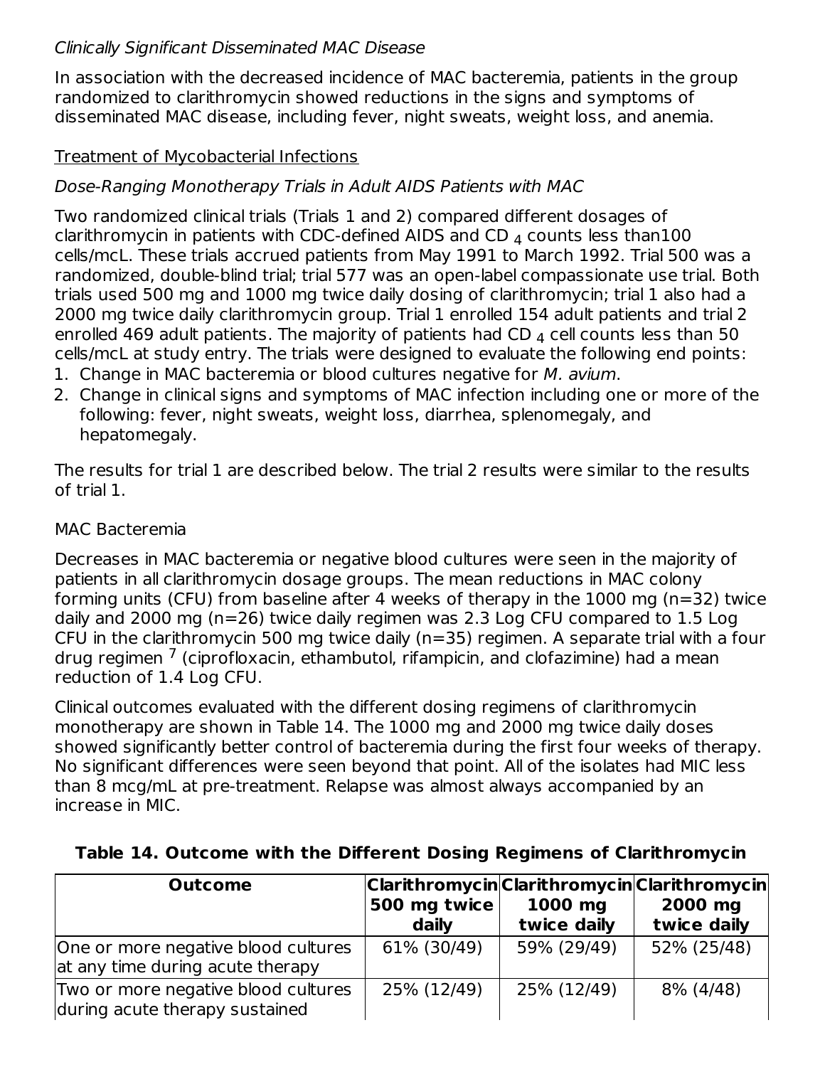*Clinically Significant Disseminated MAC Disease*

In association with the decreased incidence of MAC bacteremia, patients in the group randomized to clarithromycin showed reductions in the signs and symptoms of disseminated MAC disease, including fever, night sweats, weight loss, and anemia.

Treatment of Mycobacterial Infections

*Dose-Ranging Monotherapy Trials in Adult AIDS Patients with MAC*

Two randomized clinical trials (Trials 1 and 2) compared different dosages of clarithromycin in patients with CDC-defined AIDS and $CD_4$ counts less than100 cells/mcL. These trials accrued patients from May 1991 to March 1992. Trial 500 was a randomized, double-blind trial; trial 577 was an open-label compassionate use trial. Both trials used 500 mg and 1000 mg twice daily dosing of clarithromycin; trial 1 also had a 2000 mg twice daily clarithromycin group. Trial 1 enrolled 154 adult patients and trial 2 enrolled 469 adult patients. The majority of patients had $CD_4$ cell counts less than 50 cells/mcL at study entry. The trials were designed to evaluate the following end points:

1. Change in MAC bacteremia or blood cultures negative for *M. avium*.
2. Change in clinical signs and symptoms of MAC infection including one or more of the following: fever, night sweats, weight loss, diarrhea, splenomegaly, and hepatomegaly.

The results for trial 1 are described below. The trial 2 results were similar to the results of trial 1.

MAC Bacteremia

Decreases in MAC bacteremia or negative blood cultures were seen in the majority of patients in all clarithromycin dosage groups. The mean reductions in MAC colony forming units (CFU) from baseline after 4 weeks of therapy in the 1000 mg (n=32) twice daily and 2000 mg (n=26) twice daily regimen was 2.3 Log CFU compared to 1.5 Log CFU in the clarithromycin 500 mg twice daily (n=35) regimen. A separate trial with a four drug regimen [7] (ciprofloxacin, ethambutol, rifampicin, and clofazimine) had a mean reduction of 1.4 Log CFU.

Clinical outcomes evaluated with the different dosing regimens of clarithromycin monotherapy are shown in Table 14. The 1000 mg and 2000 mg twice daily doses showed significantly better control of bacteremia during the first four weeks of therapy. No significant differences were seen beyond that point. All of the isolates had MIC less than 8 mcg/mL at pre-treatment. Relapse was almost always accompanied by an increase in MIC.

**Table 14. Outcome with the Different Dosing Regimens of Clarithromycin**

| Outcome | Clarithromycin 500 mg twice daily | Clarithromycin 1000 mg twice daily | Clarithromycin 2000 mg twice daily |
|---|---|---|---|
| One or more negative blood cultures at any time during acute therapy | 61% (30/49) | 59% (29/49) | 52% (25/48) |
| Two or more negative blood cultures during acute therapy sustained | 25% (12/49) | 25% (12/49) | 8% (4/48) |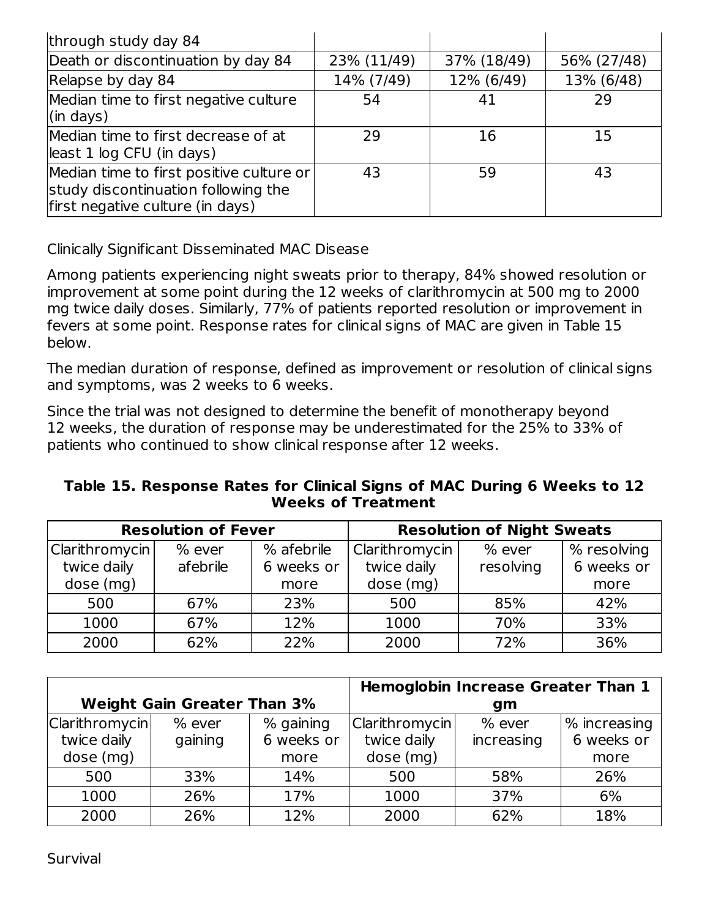| through study day 84 | | | |
|---|---|---|---|
| Death or discontinuation by day 84 | 23% (11/49) | 37% (18/49) | 56% (27/48) |
| Relapse by day 84 | 14% (7/49) | 12% (6/49) | 13% (6/48) |
| Median time to first negative culture (in days) | 54 | 41 | 29 |
| Median time to first decrease of at least 1 log CFU (in days) | 29 | 16 | 15 |
| Median time to first positive culture or study discontinuation following the first negative culture (in days) | 43 | 59 | 43 |

Clinically Significant Disseminated MAC Disease

Among patients experiencing night sweats prior to therapy, 84% showed resolution or improvement at some point during the 12 weeks of clarithromycin at 500 mg to 2000 mg twice daily doses. Similarly, 77% of patients reported resolution or improvement in fevers at some point. Response rates for clinical signs of MAC are given in Table 15 below.

The median duration of response, defined as improvement or resolution of clinical signs and symptoms, was 2 weeks to 6 weeks.

Since the trial was not designed to determine the benefit of monotherapy beyond 12 weeks, the duration of response may be underestimated for the 25% to 33% of patients who continued to show clinical response after 12 weeks.

**Table 15. Response Rates for Clinical Signs of MAC During 6 Weeks to 12 Weeks of Treatment**

| **Resolution of Fever** | | | **Resolution of Night Sweats** | | |
|---|---|---|---|---|---|
| Clarithromycin twice daily dose (mg) | % ever afebrile | % afebrile 6 weeks or more | Clarithromycin twice daily dose (mg) | % ever resolving | % resolving 6 weeks or more |
| 500 | 67% | 23% | 500 | 85% | 42% |
| 1000 | 67% | 12% | 1000 | 70% | 33% |
| 2000 | 62% | 22% | 2000 | 72% | 36% |

| **Weight Gain Greater Than 3%** | | | **Hemoglobin Increase Greater Than 1 gm** | | |
|---|---|---|---|---|---|
| Clarithromycin twice daily dose (mg) | % ever gaining | % gaining 6 weeks or more | Clarithromycin twice daily dose (mg) | % ever increasing | % increasing 6 weeks or more |
| 500 | 33% | 14% | 500 | 58% | 26% |
| 1000 | 26% | 17% | 1000 | 37% | 6% |
| 2000 | 26% | 12% | 2000 | 62% | 18% |

Survival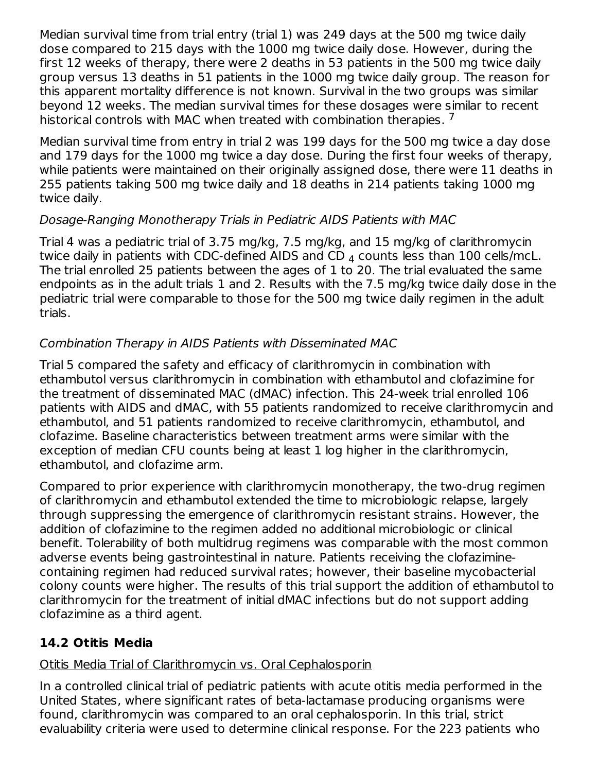Median survival time from trial entry (trial 1) was 249 days at the 500 mg twice daily dose compared to 215 days with the 1000 mg twice daily dose. However, during the first 12 weeks of therapy, there were 2 deaths in 53 patients in the 500 mg twice daily group versus 13 deaths in 51 patients in the 1000 mg twice daily group. The reason for this apparent mortality difference is not known. Survival in the two groups was similar beyond 12 weeks. The median survival times for these dosages were similar to recent historical controls with MAC when treated with combination therapies. [7]

Median survival time from entry in trial 2 was 199 days for the 500 mg twice a day dose and 179 days for the 1000 mg twice a day dose. During the first four weeks of therapy, while patients were maintained on their originally assigned dose, there were 11 deaths in 255 patients taking 500 mg twice daily and 18 deaths in 214 patients taking 1000 mg twice daily.

*Dosage-Ranging Monotherapy Trials in Pediatric AIDS Patients with MAC*

Trial 4 was a pediatric trial of 3.75 mg/kg, 7.5 mg/kg, and 15 mg/kg of clarithromycin twice daily in patients with CDC-defined AIDS and $CD_4$ counts less than 100 cells/mcL. The trial enrolled 25 patients between the ages of 1 to 20. The trial evaluated the same endpoints as in the adult trials 1 and 2. Results with the 7.5 mg/kg twice daily dose in the pediatric trial were comparable to those for the 500 mg twice daily regimen in the adult trials.

*Combination Therapy in AIDS Patients with Disseminated MAC*

Trial 5 compared the safety and efficacy of clarithromycin in combination with ethambutol versus clarithromycin in combination with ethambutol and clofazimine for the treatment of disseminated MAC (dMAC) infection. This 24-week trial enrolled 106 patients with AIDS and dMAC, with 55 patients randomized to receive clarithromycin and ethambutol, and 51 patients randomized to receive clarithromycin, ethambutol, and clofazime. Baseline characteristics between treatment arms were similar with the exception of median CFU counts being at least 1 log higher in the clarithromycin, ethambutol, and clofazime arm.

Compared to prior experience with clarithromycin monotherapy, the two-drug regimen of clarithromycin and ethambutol extended the time to microbiologic relapse, largely through suppressing the emergence of clarithromycin resistant strains. However, the addition of clofazimine to the regimen added no additional microbiologic or clinical benefit. Tolerability of both multidrug regimens was comparable with the most common adverse events being gastrointestinal in nature. Patients receiving the clofazimine-containing regimen had reduced survival rates; however, their baseline mycobacterial colony counts were higher. The results of this trial support the addition of ethambutol to clarithromycin for the treatment of initial dMAC infections but do not support adding clofazimine as a third agent.

## 14.2 Otitis Media

Otitis Media Trial of Clarithromycin vs. Oral Cephalosporin

In a controlled clinical trial of pediatric patients with acute otitis media performed in the United States, where significant rates of beta-lactamase producing organisms were found, clarithromycin was compared to an oral cephalosporin. In this trial, strict evaluability criteria were used to determine clinical response. For the 223 patients who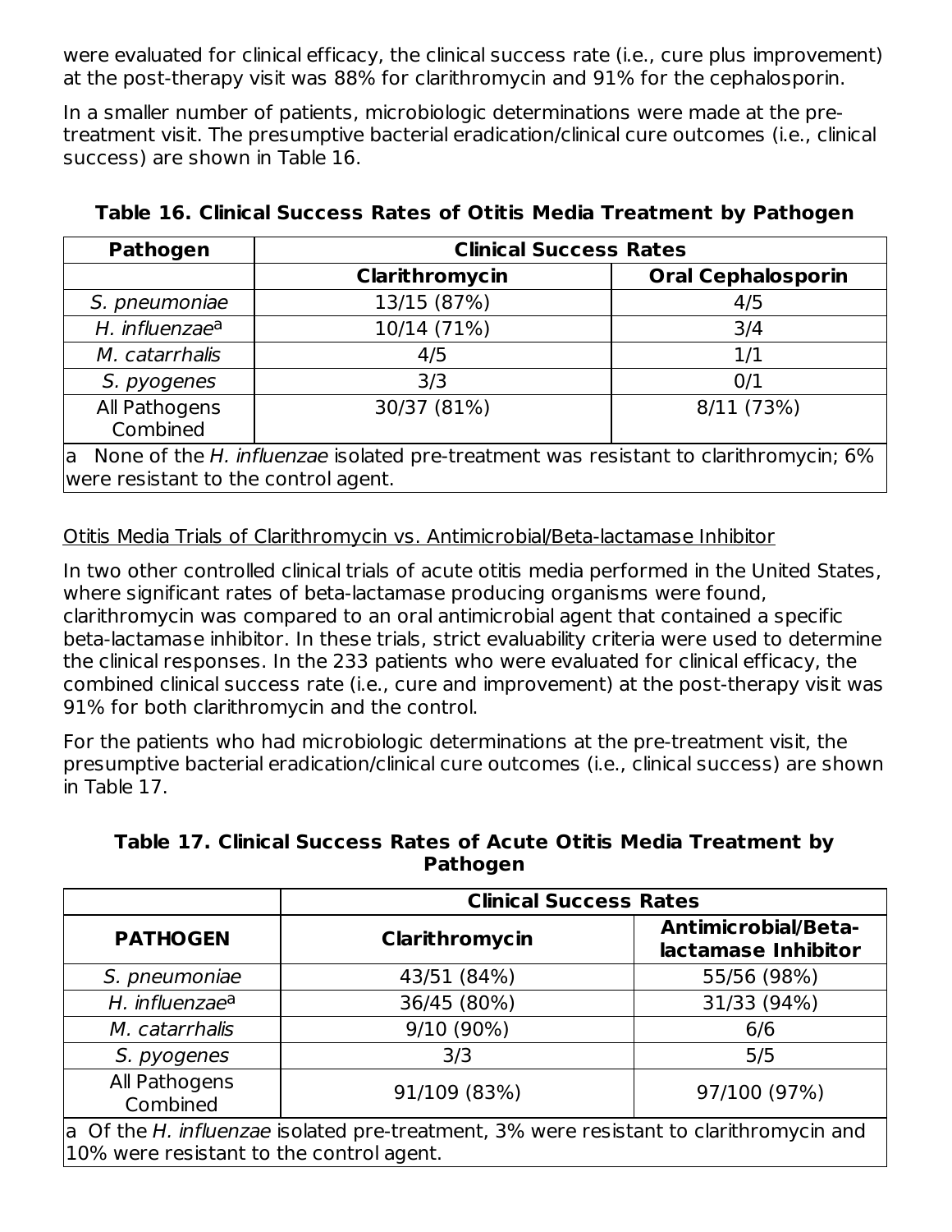were evaluated for clinical efficacy, the clinical success rate (i.e., cure plus improvement) at the post-therapy visit was 88% for clarithromycin and 91% for the cephalosporin.

In a smaller number of patients, microbiologic determinations were made at the pre-treatment visit. The presumptive bacterial eradication/clinical cure outcomes (i.e., clinical success) are shown in Table 16.

**Table 16. Clinical Success Rates of Otitis Media Treatment by Pathogen**

| Pathogen | Clinical Success Rates | |
|---|---|---|
| | Clarithromycin | Oral Cephalosporin |
| *S. pneumoniae* | 13/15 (87%) | 4/5 |
| *H. influenzae*[a] | 10/14 (71%) | 3/4 |
| *M. catarrhalis* | 4/5 | 1/1 |
| *S. pyogenes* | 3/3 | 0/1 |
| All Pathogens Combined | 30/37 (81%) | 8/11 (73%) |

a None of the *H. influenzae* isolated pre-treatment was resistant to clarithromycin; 6% were resistant to the control agent.

Otitis Media Trials of Clarithromycin vs. Antimicrobial/Beta-lactamase Inhibitor

In two other controlled clinical trials of acute otitis media performed in the United States, where significant rates of beta-lactamase producing organisms were found, clarithromycin was compared to an oral antimicrobial agent that contained a specific beta-lactamase inhibitor. In these trials, strict evaluability criteria were used to determine the clinical responses. In the 233 patients who were evaluated for clinical efficacy, the combined clinical success rate (i.e., cure and improvement) at the post-therapy visit was 91% for both clarithromycin and the control.

For the patients who had microbiologic determinations at the pre-treatment visit, the presumptive bacterial eradication/clinical cure outcomes (i.e., clinical success) are shown in Table 17.

**Table 17. Clinical Success Rates of Acute Otitis Media Treatment by Pathogen**

| | Clinical Success Rates | |
|---|---|---|
| **PATHOGEN** | **Clarithromycin** | **Antimicrobial/Beta-lactamase Inhibitor** |
| *S. pneumoniae* | 43/51 (84%) | 55/56 (98%) |
| *H. influenzae*[a] | 36/45 (80%) | 31/33 (94%) |
| *M. catarrhalis* | 9/10 (90%) | 6/6 |
| *S. pyogenes* | 3/3 | 5/5 |
| All Pathogens Combined | 91/109 (83%) | 97/100 (97%) |

a Of the *H. influenzae* isolated pre-treatment, 3% were resistant to clarithromycin and 10% were resistant to the control agent.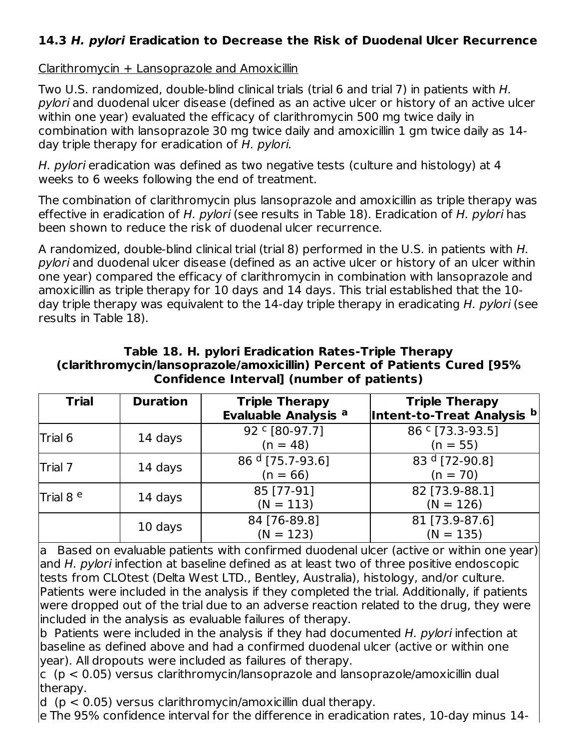### 14.3 *H. pylori* Eradication to Decrease the Risk of Duodenal Ulcer Recurrence

Clarithromycin + Lansoprazole and Amoxicillin

Two U.S. randomized, double-blind clinical trials (trial 6 and trial 7) in patients with *H. pylori* and duodenal ulcer disease (defined as an active ulcer or history of an active ulcer within one year) evaluated the efficacy of clarithromycin 500 mg twice daily in combination with lansoprazole 30 mg twice daily and amoxicillin 1 gm twice daily as 14-day triple therapy for eradication of *H. pylori*.

*H. pylori* eradication was defined as two negative tests (culture and histology) at 4 weeks to 6 weeks following the end of treatment.

The combination of clarithromycin plus lansoprazole and amoxicillin as triple therapy was effective in eradication of *H. pylori* (see results in Table 18). Eradication of *H. pylori* has been shown to reduce the risk of duodenal ulcer recurrence.

A randomized, double-blind clinical trial (trial 8) performed in the U.S. in patients with *H. pylori* and duodenal ulcer disease (defined as an active ulcer or history of an ulcer within one year) compared the efficacy of clarithromycin in combination with lansoprazole and amoxicillin as triple therapy for 10 days and 14 days. This trial established that the 10-day triple therapy was equivalent to the 14-day triple therapy in eradicating *H. pylori* (see results in Table 18).

**Table 18. H. pylori Eradication Rates-Triple Therapy (clarithromycin/lansoprazole/amoxicillin) Percent of Patients Cured [95% Confidence Interval] (number of patients)**

| Trial | Duration | Triple Therapy Evaluable Analysis [a] | Triple Therapy Intent-to-Treat Analysis [b] |
|---|---|---|---|
| Trial 6 | 14 days | 92 [c] [80-97.7] (n = 48) | 86 [c] [73.3-93.5] (n = 55) |
| Trial 7 | 14 days | 86 [d] [75.7-93.6] (n = 66) | 83 [d] [72-90.8] (n = 70) |
| Trial 8 [e] | 14 days | 85 [77-91] (N = 113) | 82 [73.9-88.1] (N = 126) |
| | 10 days | 84 [76-89.8] (N = 123) | 81 [73.9-87.6] (N = 135) |

a Based on evaluable patients with confirmed duodenal ulcer (active or within one year) and *H. pylori* infection at baseline defined as at least two of three positive endoscopic tests from CLOtest (Delta West LTD., Bentley, Australia), histology, and/or culture. Patients were included in the analysis if they completed the trial. Additionally, if patients were dropped out of the trial due to an adverse reaction related to the drug, they were included in the analysis as evaluable failures of therapy.

b Patients were included in the analysis if they had documented *H. pylori* infection at baseline as defined above and had a confirmed duodenal ulcer (active or within one year). All dropouts were included as failures of therapy.

c ($p < 0.05$) versus clarithromycin/lansoprazole and lansoprazole/amoxicillin dual therapy.

d ($p < 0.05$) versus clarithromycin/amoxicillin dual therapy.

e The 95% confidence interval for the difference in eradication rates, 10-day minus 14-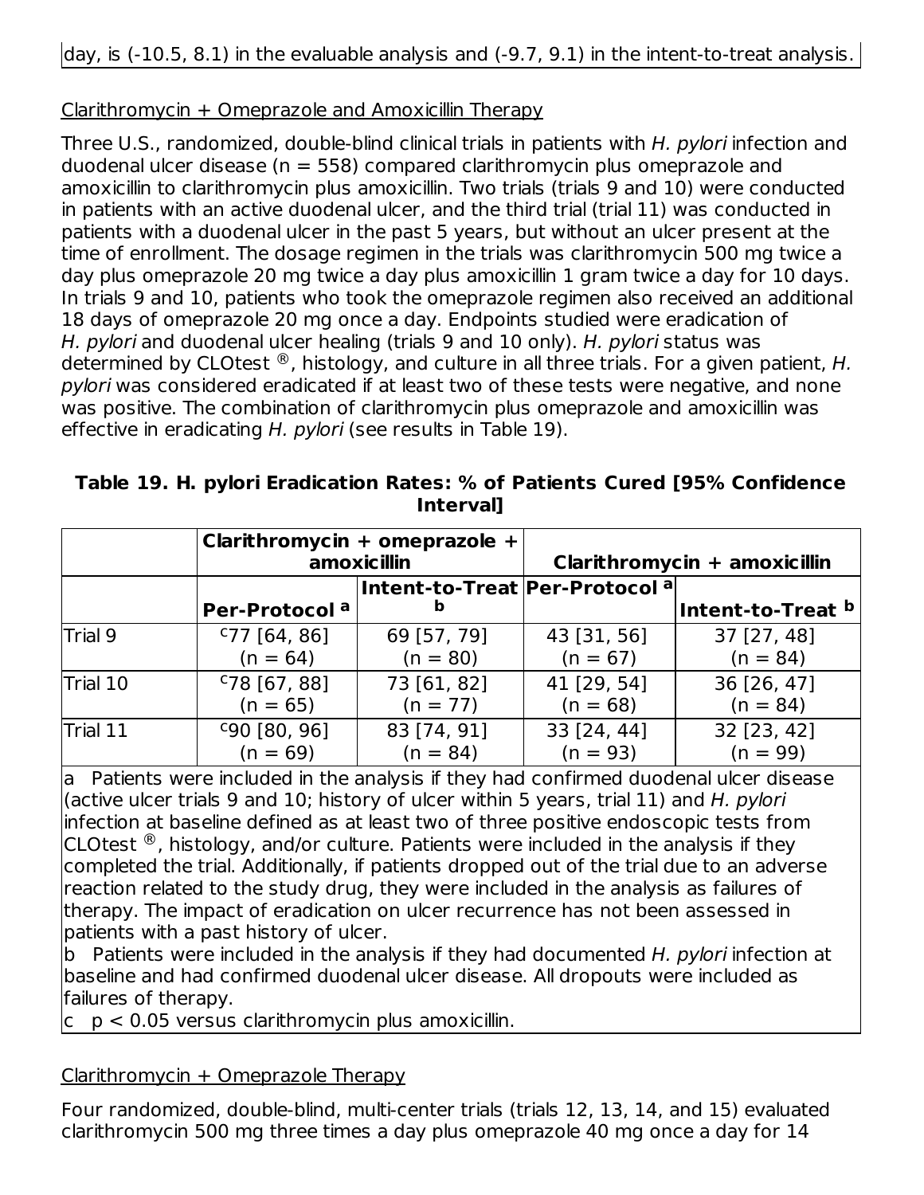day, is (-10.5, 8.1) in the evaluable analysis and (-9.7, 9.1) in the intent-to-treat analysis.

Clarithromycin + Omeprazole and Amoxicillin Therapy

Three U.S., randomized, double-blind clinical trials in patients with *H. pylori* infection and duodenal ulcer disease (n = 558) compared clarithromycin plus omeprazole and amoxicillin to clarithromycin plus amoxicillin. Two trials (trials 9 and 10) were conducted in patients with an active duodenal ulcer, and the third trial (trial 11) was conducted in patients with a duodenal ulcer in the past 5 years, but without an ulcer present at the time of enrollment. The dosage regimen in the trials was clarithromycin 500 mg twice a day plus omeprazole 20 mg twice a day plus amoxicillin 1 gram twice a day for 10 days. In trials 9 and 10, patients who took the omeprazole regimen also received an additional 18 days of omeprazole 20 mg once a day. Endpoints studied were eradication of *H. pylori* and duodenal ulcer healing (trials 9 and 10 only). *H. pylori* status was determined by CLOtest ®, histology, and culture in all three trials. For a given patient, *H. pylori* was considered eradicated if at least two of these tests were negative, and none was positive. The combination of clarithromycin plus omeprazole and amoxicillin was effective in eradicating *H. pylori* (see results in Table 19).

**Table 19. H. pylori Eradication Rates: % of Patients Cured [95% Confidence Interval]**

| | Clarithromycin + omeprazole + amoxicillin | | Clarithromycin + amoxicillin | |
|---|---|---|---|---|
| | Per-Protocol [a] | Intent-to-Treat [b] | Per-Protocol [a] | Intent-to-Treat [b] |
| Trial 9 | [c]77 [64, 86] (n = 64) | 69 [57, 79] (n = 80) | 43 [31, 56] (n = 67) | 37 [27, 48] (n = 84) |
| Trial 10 | [c]78 [67, 88] (n = 65) | 73 [61, 82] (n = 77) | 41 [29, 54] (n = 68) | 36 [26, 47] (n = 84) |
| Trial 11 | [c]90 [80, 96] (n = 69) | 83 [74, 91] (n = 84) | 33 [24, 44] (n = 93) | 32 [23, 42] (n = 99) |

a Patients were included in the analysis if they had confirmed duodenal ulcer disease (active ulcer trials 9 and 10; history of ulcer within 5 years, trial 11) and *H. pylori* infection at baseline defined as at least two of three positive endoscopic tests from CLOtest ®, histology, and/or culture. Patients were included in the analysis if they completed the trial. Additionally, if patients dropped out of the trial due to an adverse reaction related to the study drug, they were included in the analysis as failures of therapy. The impact of eradication on ulcer recurrence has not been assessed in patients with a past history of ulcer.

b Patients were included in the analysis if they had documented *H. pylori* infection at baseline and had confirmed duodenal ulcer disease. All dropouts were included as failures of therapy.

c $p < 0.05$ versus clarithromycin plus amoxicillin.

Clarithromycin + Omeprazole Therapy

Four randomized, double-blind, multi-center trials (trials 12, 13, 14, and 15) evaluated clarithromycin 500 mg three times a day plus omeprazole 40 mg once a day for 14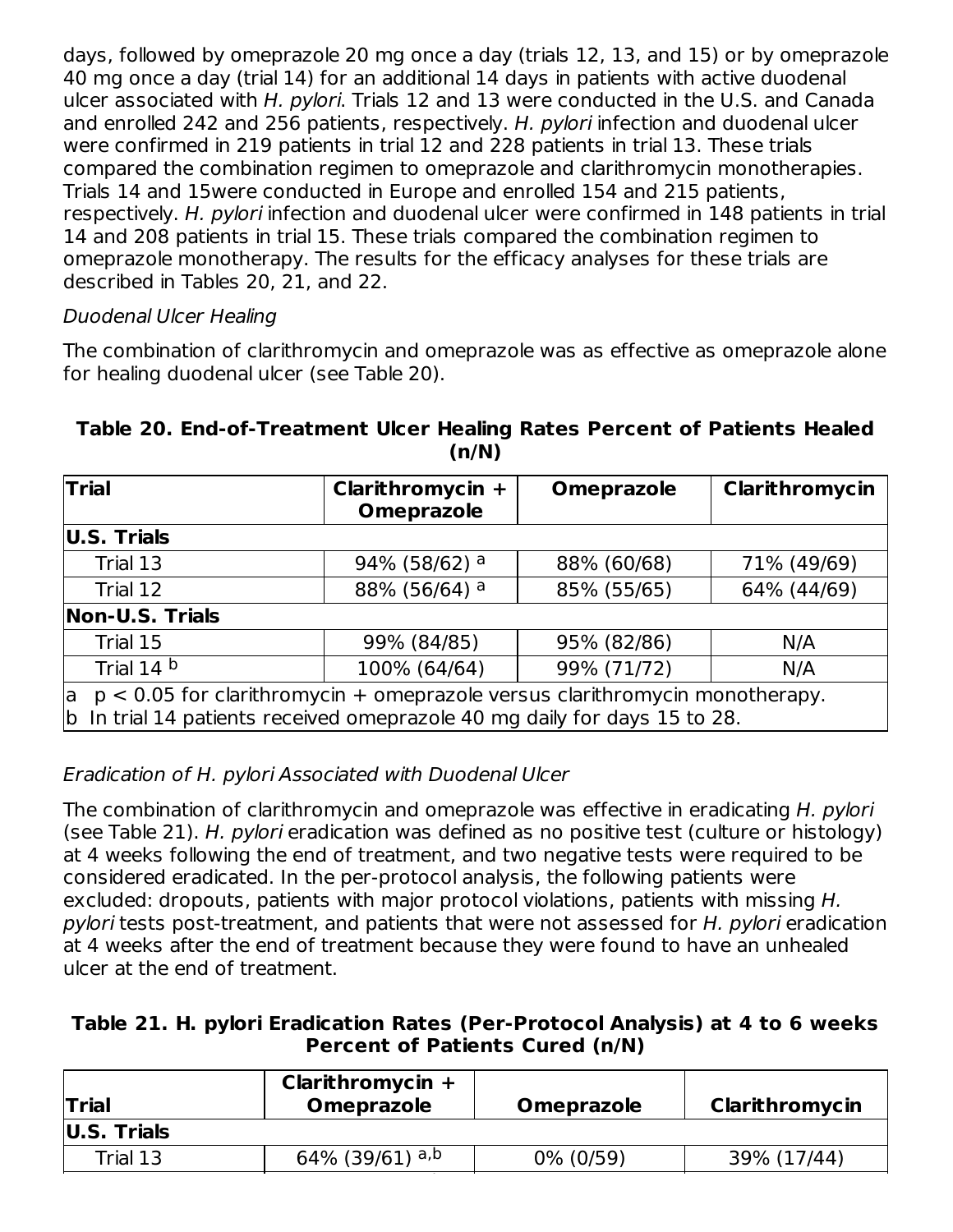days, followed by omeprazole 20 mg once a day (trials 12, 13, and 15) or by omeprazole 40 mg once a day (trial 14) for an additional 14 days in patients with active duodenal ulcer associated with *H. pylori*. Trials 12 and 13 were conducted in the U.S. and Canada and enrolled 242 and 256 patients, respectively. *H. pylori* infection and duodenal ulcer were confirmed in 219 patients in trial 12 and 228 patients in trial 13. These trials compared the combination regimen to omeprazole and clarithromycin monotherapies. Trials 14 and 15were conducted in Europe and enrolled 154 and 215 patients, respectively. *H. pylori* infection and duodenal ulcer were confirmed in 148 patients in trial 14 and 208 patients in trial 15. These trials compared the combination regimen to omeprazole monotherapy. The results for the efficacy analyses for these trials are described in Tables 20, 21, and 22.

*Duodenal Ulcer Healing*

The combination of clarithromycin and omeprazole was as effective as omeprazole alone for healing duodenal ulcer (see Table 20).

**Table 20. End-of-Treatment Ulcer Healing Rates Percent of Patients Healed (n/N)**

| Trial | Clarithromycin + Omeprazole | Omeprazole | Clarithromycin |
|---|---|---|---|
| **U.S. Trials** | | | |
| Trial 13 | 94% (58/62) [a] | 88% (60/68) | 71% (49/69) |
| Trial 12 | 88% (56/64) [a] | 85% (55/65) | 64% (44/69) |
| **Non-U.S. Trials** | | | |
| Trial 15 | 99% (84/85) | 95% (82/86) | N/A |
| Trial 14 [b] | 100% (64/64) | 99% (71/72) | N/A |

a $p < 0.05$ for clarithromycin + omeprazole versus clarithromycin monotherapy.
b In trial 14 patients received omeprazole 40 mg daily for days 15 to 28.

*Eradication of H. pylori Associated with Duodenal Ulcer*

The combination of clarithromycin and omeprazole was effective in eradicating *H. pylori* (see Table 21). *H. pylori* eradication was defined as no positive test (culture or histology) at 4 weeks following the end of treatment, and two negative tests were required to be considered eradicated. In the per-protocol analysis, the following patients were excluded: dropouts, patients with major protocol violations, patients with missing *H. pylori* tests post-treatment, and patients that were not assessed for *H. pylori* eradication at 4 weeks after the end of treatment because they were found to have an unhealed ulcer at the end of treatment.

**Table 21. H. pylori Eradication Rates (Per-Protocol Analysis) at 4 to 6 weeks Percent of Patients Cured (n/N)**

| Trial | Clarithromycin + Omeprazole | Omeprazole | Clarithromycin |
|---|---|---|---|
| **U.S. Trials** | | | |
| Trial 13 | 64% (39/61) [a,b] | 0% (0/59) | 39% (17/44) |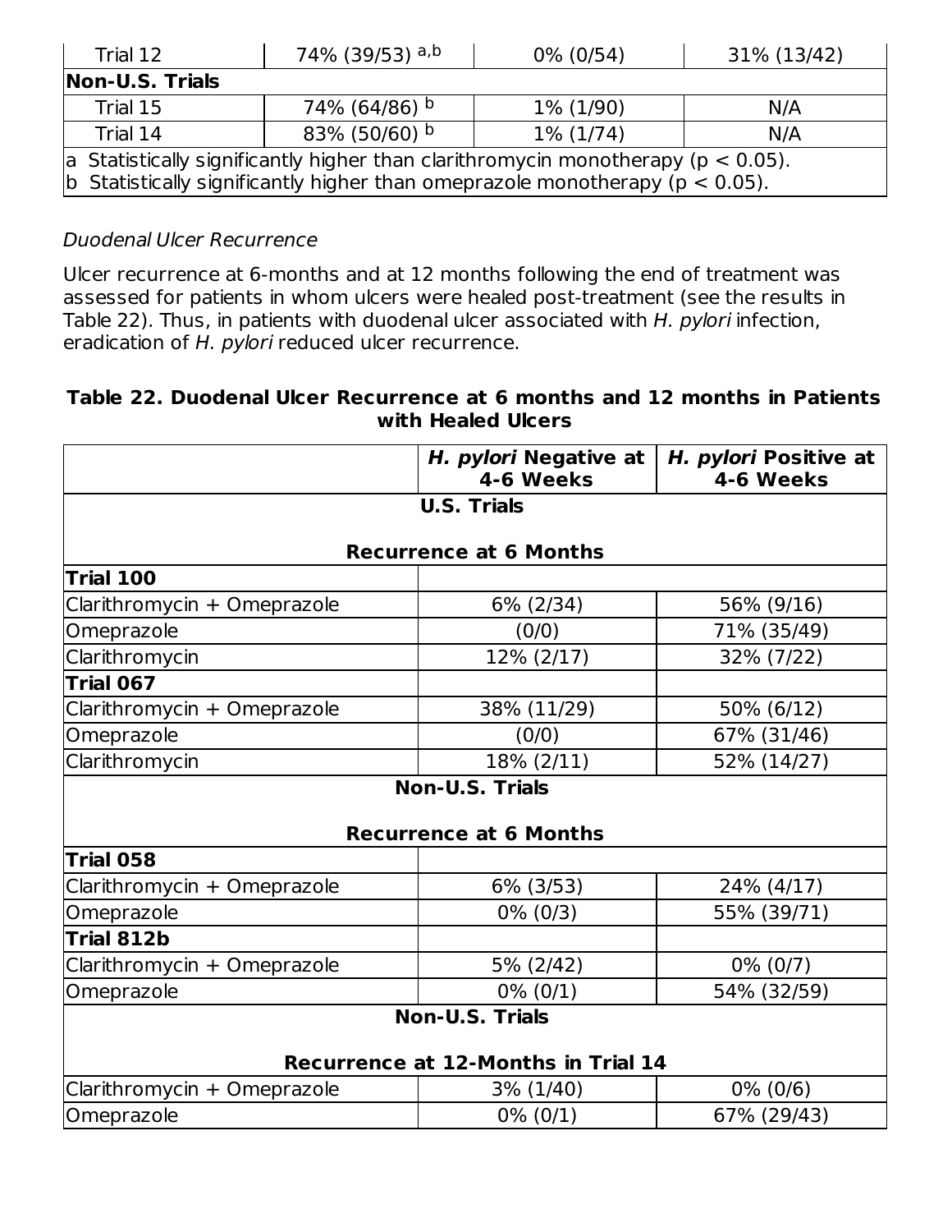| Trial 12 | 74% (39/53) [a,b] | 0% (0/54) | 31% (13/42) |
|---|---|---|---|
| **Non-U.S. Trials** | | | |
| Trial 15 | 74% (64/86) [b] | 1% (1/90) | N/A |
| Trial 14 | 83% (50/60) [b] | 1% (1/74) | N/A |

a Statistically significantly higher than clarithromycin monotherapy ($p < 0.05$).
b Statistically significantly higher than omeprazole monotherapy ($p < 0.05$).

*Duodenal Ulcer Recurrence*

Ulcer recurrence at 6-months and at 12 months following the end of treatment was assessed for patients in whom ulcers were healed post-treatment (see the results in Table 22). Thus, in patients with duodenal ulcer associated with *H. pylori* infection, eradication of *H. pylori* reduced ulcer recurrence.

**Table 22. Duodenal Ulcer Recurrence at 6 months and 12 months in Patients with Healed Ulcers**

| | ***H. pylori* Negative at 4-6 Weeks** | ***H. pylori* Positive at 4-6 Weeks** |
|---|---|---|
| **U.S. Trials** | | |
| **Recurrence at 6 Months** | | |
| **Trial 100** | | |
| Clarithromycin + Omeprazole | 6% (2/34) | 56% (9/16) |
| Omeprazole | (0/0) | 71% (35/49) |
| Clarithromycin | 12% (2/17) | 32% (7/22) |
| **Trial 067** | | |
| Clarithromycin + Omeprazole | 38% (11/29) | 50% (6/12) |
| Omeprazole | (0/0) | 67% (31/46) |
| Clarithromycin | 18% (2/11) | 52% (14/27) |
| **Non-U.S. Trials** | | |
| **Recurrence at 6 Months** | | |
| **Trial 058** | | |
| Clarithromycin + Omeprazole | 6% (3/53) | 24% (4/17) |
| Omeprazole | 0% (0/3) | 55% (39/71) |
| **Trial 812b** | | |
| Clarithromycin + Omeprazole | 5% (2/42) | 0% (0/7) |
| Omeprazole | 0% (0/1) | 54% (32/59) |
| **Non-U.S. Trials** | | |
| **Recurrence at 12-Months in Trial 14** | | |
| Clarithromycin + Omeprazole | 3% (1/40) | 0% (0/6) |
| Omeprazole | 0% (0/1) | 67% (29/43) |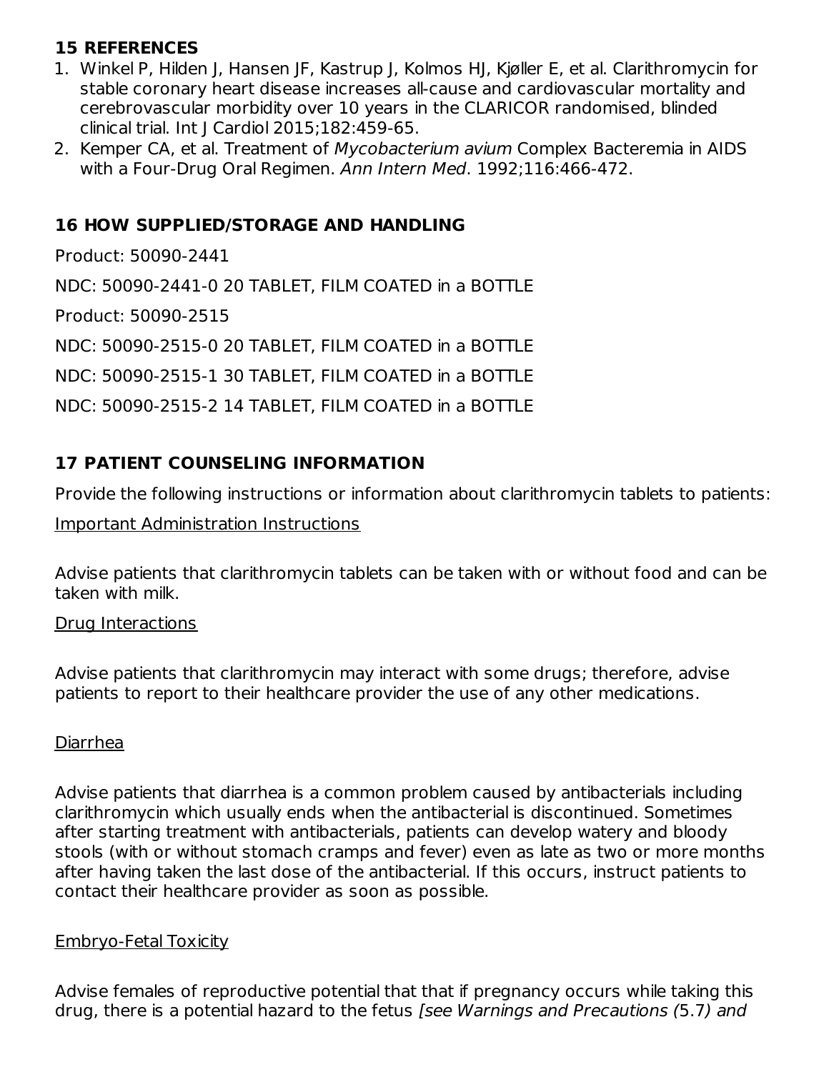## 15 REFERENCES

1. Winkel P, Hilden J, Hansen JF, Kastrup J, Kolmos HJ, Kjøller E, et al. Clarithromycin for stable coronary heart disease increases all-cause and cardiovascular mortality and cerebrovascular morbidity over 10 years in the CLARICOR randomised, blinded clinical trial. Int J Cardiol 2015;182:459-65.
2. Kemper CA, et al. Treatment of *Mycobacterium avium* Complex Bacteremia in AIDS with a Four-Drug Oral Regimen. *Ann Intern Med*. 1992;116:466-472.

## 16 HOW SUPPLIED/STORAGE AND HANDLING

Product: 50090-2441

NDC: 50090-2441-0 20 TABLET, FILM COATED in a BOTTLE

Product: 50090-2515

NDC: 50090-2515-0 20 TABLET, FILM COATED in a BOTTLE

NDC: 50090-2515-1 30 TABLET, FILM COATED in a BOTTLE

NDC: 50090-2515-2 14 TABLET, FILM COATED in a BOTTLE

## 17 PATIENT COUNSELING INFORMATION

Provide the following instructions or information about clarithromycin tablets to patients:

Important Administration Instructions

Advise patients that clarithromycin tablets can be taken with or without food and can be taken with milk.

Drug Interactions

Advise patients that clarithromycin may interact with some drugs; therefore, advise patients to report to their healthcare provider the use of any other medications.

Diarrhea

Advise patients that diarrhea is a common problem caused by antibacterials including clarithromycin which usually ends when the antibacterial is discontinued. Sometimes after starting treatment with antibacterials, patients can develop watery and bloody stools (with or without stomach cramps and fever) even as late as two or more months after having taken the last dose of the antibacterial. If this occurs, instruct patients to contact their healthcare provider as soon as possible.

Embryo-Fetal Toxicity

Advise females of reproductive potential that that if pregnancy occurs while taking this drug, there is a potential hazard to the fetus *[see Warnings and Precautions (*5.7*) and*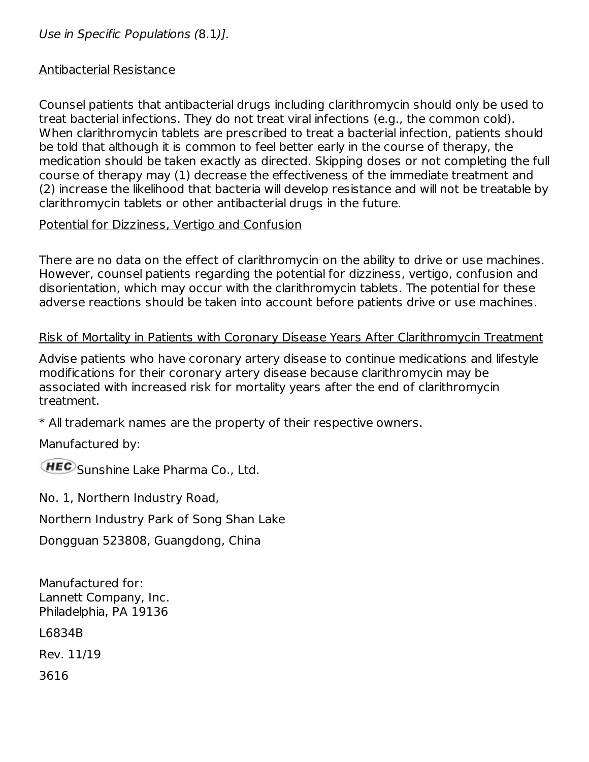*Use in Specific Populations (*8.1*)].*

Antibacterial Resistance

Counsel patients that antibacterial drugs including clarithromycin should only be used to treat bacterial infections. They do not treat viral infections (e.g., the common cold). When clarithromycin tablets are prescribed to treat a bacterial infection, patients should be told that although it is common to feel better early in the course of therapy, the medication should be taken exactly as directed. Skipping doses or not completing the full course of therapy may (1) decrease the effectiveness of the immediate treatment and (2) increase the likelihood that bacteria will develop resistance and will not be treatable by clarithromycin tablets or other antibacterial drugs in the future.

Potential for Dizziness, Vertigo and Confusion

There are no data on the effect of clarithromycin on the ability to drive or use machines. However, counsel patients regarding the potential for dizziness, vertigo, confusion and disorientation, which may occur with the clarithromycin tablets. The potential for these adverse reactions should be taken into account before patients drive or use machines.

Risk of Mortality in Patients with Coronary Disease Years After Clarithromycin Treatment

Advise patients who have coronary artery disease to continue medications and lifestyle modifications for their coronary artery disease because clarithromycin may be associated with increased risk for mortality years after the end of clarithromycin treatment.

* All trademark names are the property of their respective owners.

Manufactured by:

HEC Sunshine Lake Pharma Co., Ltd.

No. 1, Northern Industry Road,

Northern Industry Park of Song Shan Lake

Dongguan 523808, Guangdong, China

Manufactured for:
Lannett Company, Inc.
Philadelphia, PA 19136

L6834B

Rev. 11/19

3616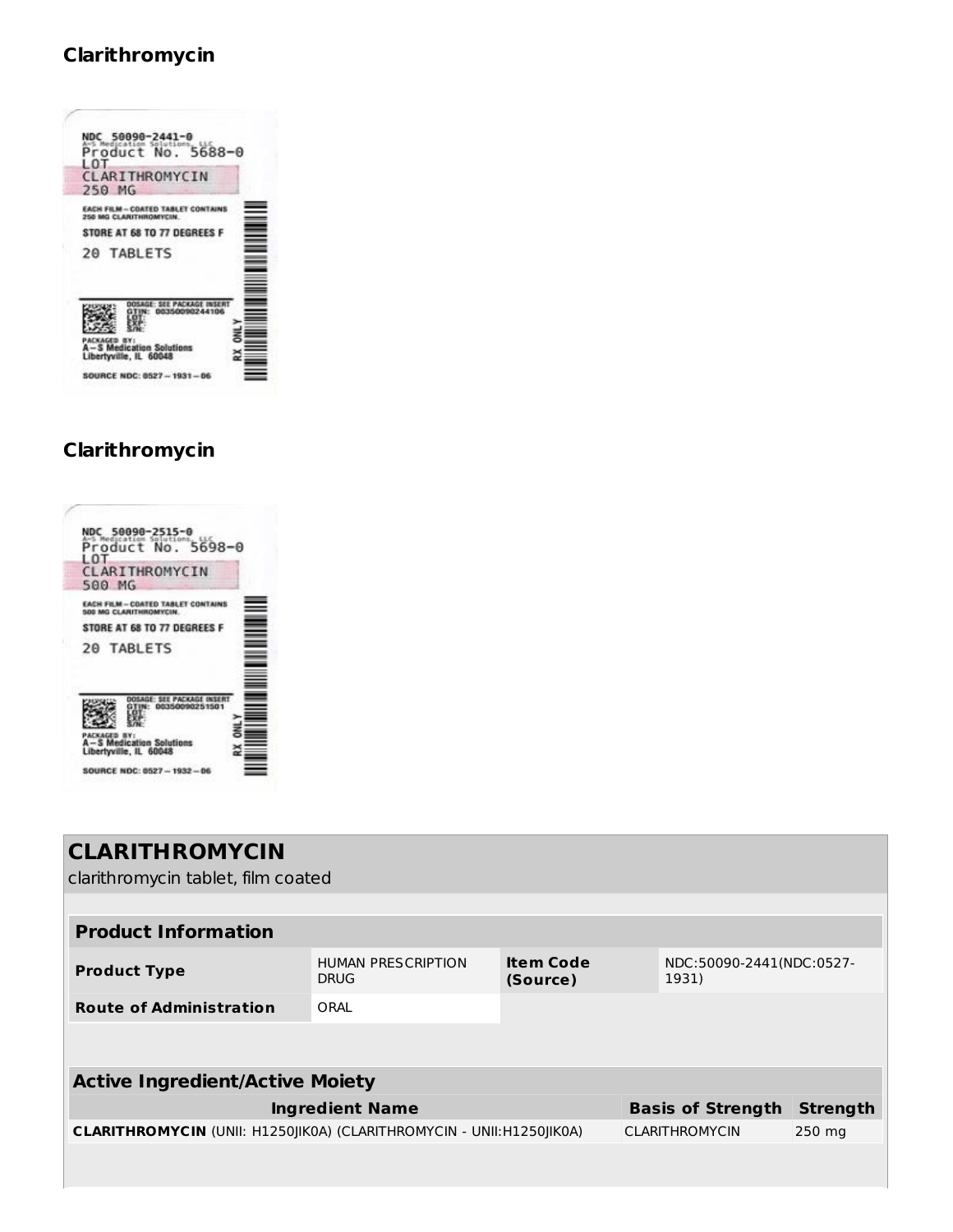## Clarithromycin

NDC 50090-2441-0
A-S Medication Solutions, LLC
Product No. 5688-0
LOT
CLARITHROMYCIN
250 MG

EACH FILM – COATED TABLET CONTAINS 250 MG CLARITHROMYCIN.

STORE AT 68 TO 77 DEGREES F

20 TABLETS

DOSAGE: SEE PACKAGE INSERT
GTIN: 00350090244106
LOT:
EXP:
S/N:

PACKAGED BY:
A – S Medication Solutions
Libertyville, IL 60048

RX ONLY

SOURCE NDC: 0527 – 1931 – 06

## Clarithromycin

NDC 50090-2515-0
A-S Medication Solutions, LLC
Product No. 5698-0
LOT
CLARITHROMYCIN
500 MG

EACH FILM – COATED TABLET CONTAINS 500 MG CLARITHROMYCIN.

STORE AT 68 TO 77 DEGREES F

20 TABLETS

DOSAGE: SEE PACKAGE INSERT
GTIN: 00350090251501
LOT:
EXP:
S/N:

PACKAGED BY:
A – S Medication Solutions
Libertyville, IL 60048

RX ONLY

SOURCE NDC: 0527 – 1932 – 06

## CLARITHROMYCIN

clarithromycin tablet, film coated

| Product Information | | | |
|---|---|---|---|
| **Product Type** | HUMAN PRESCRIPTION DRUG | **Item Code (Source)** | NDC:50090-2441(NDC:0527-1931) |
| **Route of Administration** | ORAL | | |

| Active Ingredient/Active Moiety | | |
|---|---|---|
| **Ingredient Name** | **Basis of Strength** | **Strength** |
| **CLARITHROMYCIN** (UNII: H1250JIK0A) (CLARITHROMYCIN - UNII:H1250JIK0A) | CLARITHROMYCIN | 250 mg |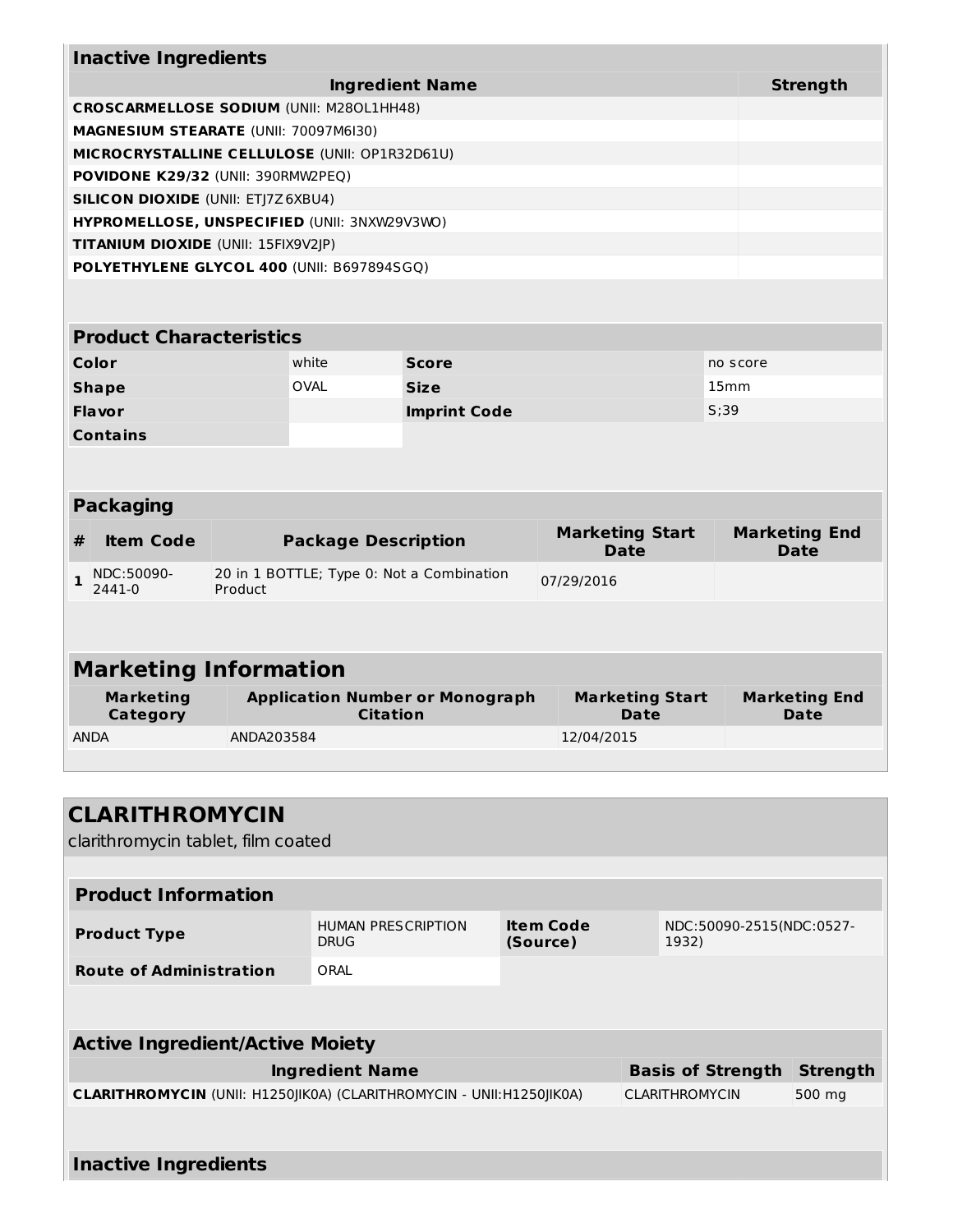## Inactive Ingredients

| Ingredient Name | Strength |
|---|---|
| **CROSCARMELLOSE SODIUM** (UNII: M28OL1HH48) | |
| **MAGNESIUM STEARATE** (UNII: 70097M6I30) | |
| **MICROCRYSTALLINE CELLULOSE** (UNII: OP1R32D61U) | |
| **POVIDONE K29/32** (UNII: 390RMW2PEQ) | |
| **SILICON DIOXIDE** (UNII: ETJ7Z6XBU4) | |
| **HYPROMELLOSE, UNSPECIFIED** (UNII: 3NXW29V3WO) | |
| **TITANIUM DIOXIDE** (UNII: 15FIX9V2JP) | |
| **POLYETHYLENE GLYCOL 400** (UNII: B697894SGQ) | |

## Product Characteristics

| | | | |
|---|---|---|---|
| **Color** | white | **Score** | no score |
| **Shape** | OVAL | **Size** | 15mm |
| **Flavor** | | **Imprint Code** | S;39 |
| **Contains** | | | |

## Packaging

| # | Item Code | Package Description | Marketing Start Date | Marketing End Date |
|---|---|---|---|---|
| 1 | NDC:50090-2441-0 | 20 in 1 BOTTLE; Type 0: Not a Combination Product | 07/29/2016 | |

## Marketing Information

| Marketing Category | Application Number or Monograph Citation | Marketing Start Date | Marketing End Date |
|---|---|---|---|
| ANDA | ANDA203584 | 12/04/2015 | |

# CLARITHROMYCIN

clarithromycin tablet, film coated

## Product Information

| | | | |
|---|---|---|---|
| **Product Type** | HUMAN PRESCRIPTION DRUG | **Item Code (Source)** | NDC:50090-2515(NDC:0527-1932) |
| **Route of Administration** | ORAL | | |

## Active Ingredient/Active Moiety

| Ingredient Name | Basis of Strength | Strength |
|---|---|---|
| **CLARITHROMYCIN** (UNII: H1250JIK0A) (CLARITHROMYCIN - UNII:H1250JIK0A) | CLARITHROMYCIN | 500 mg |

## Inactive Ingredients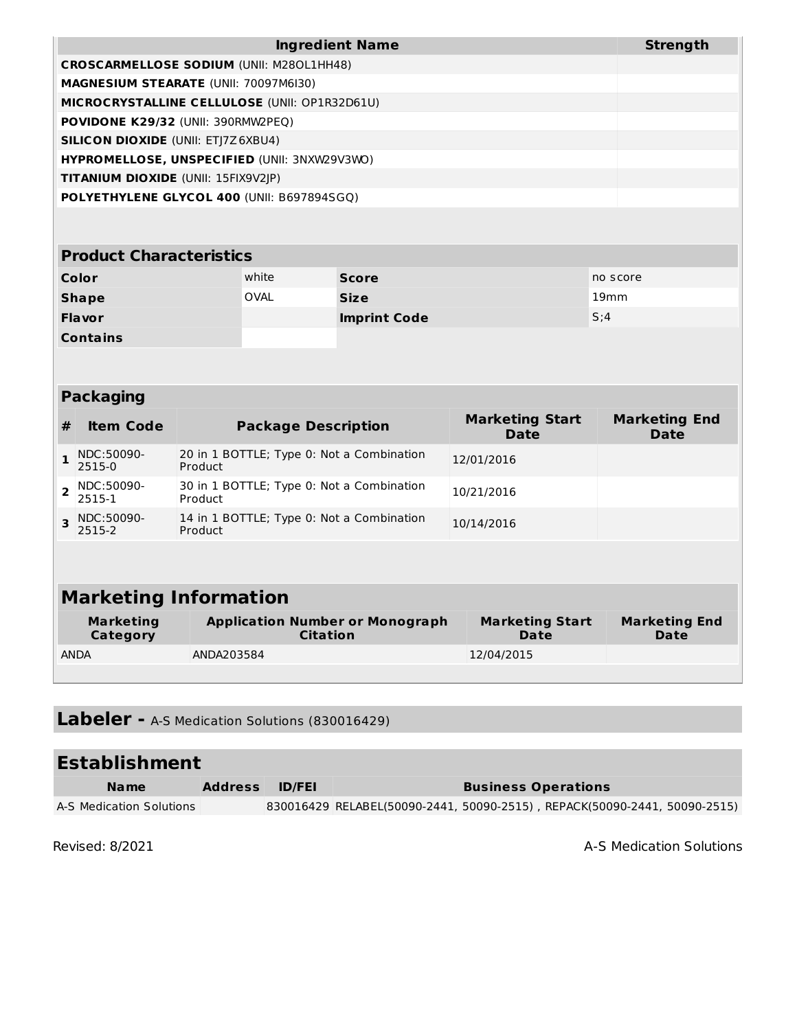| Ingredient Name | Strength |
| --- | --- |
| **CROSCARMELLOSE SODIUM** (UNII: M28OL1HH48) | |
| **MAGNESIUM STEARATE** (UNII: 70097M6I30) | |
| **MICROCRYSTALLINE CELLULOSE** (UNII: OP1R32D61U) | |
| **POVIDONE K29/32** (UNII: 390RMW2PEQ) | |
| **SILICON DIOXIDE** (UNII: ETJ7Z6XBU4) | |
| **HYPROMELLOSE, UNSPECIFIED** (UNII: 3NXW29V3WO) | |
| **TITANIUM DIOXIDE** (UNII: 15FIX9V2JP) | |
| **POLYETHYLENE GLYCOL 400** (UNII: B697894SGQ) | |

| Product Characteristics | | | |
| --- | --- | --- | --- |
| **Color** | white | **Score** | no score |
| **Shape** | OVAL | **Size** | 19mm |
| **Flavor** | | **Imprint Code** | S;4 |
| **Contains** | | | |

## Packaging

| # | Item Code | Package Description | Marketing Start Date | Marketing End Date |
| --- | --- | --- | --- | --- |
| 1 | NDC:50090-2515-0 | 20 in 1 BOTTLE; Type 0: Not a Combination Product | 12/01/2016 | |
| 2 | NDC:50090-2515-1 | 30 in 1 BOTTLE; Type 0: Not a Combination Product | 10/21/2016 | |
| 3 | NDC:50090-2515-2 | 14 in 1 BOTTLE; Type 0: Not a Combination Product | 10/14/2016 | |

## Marketing Information

| Marketing Category | Application Number or Monograph Citation | Marketing Start Date | Marketing End Date |
| --- | --- | --- | --- |
| ANDA | ANDA203584 | 12/04/2015 | |

## Labeler - A-S Medication Solutions (830016429)

## Establishment

| Name | Address | ID/FEI | Business Operations |
| --- | --- | --- | --- |
| A-S Medication Solutions | | 830016429 | RELABEL(50090-2441, 50090-2515) , REPACK(50090-2441, 50090-2515) |

Revised: 8/2021

A-S Medication Solutions